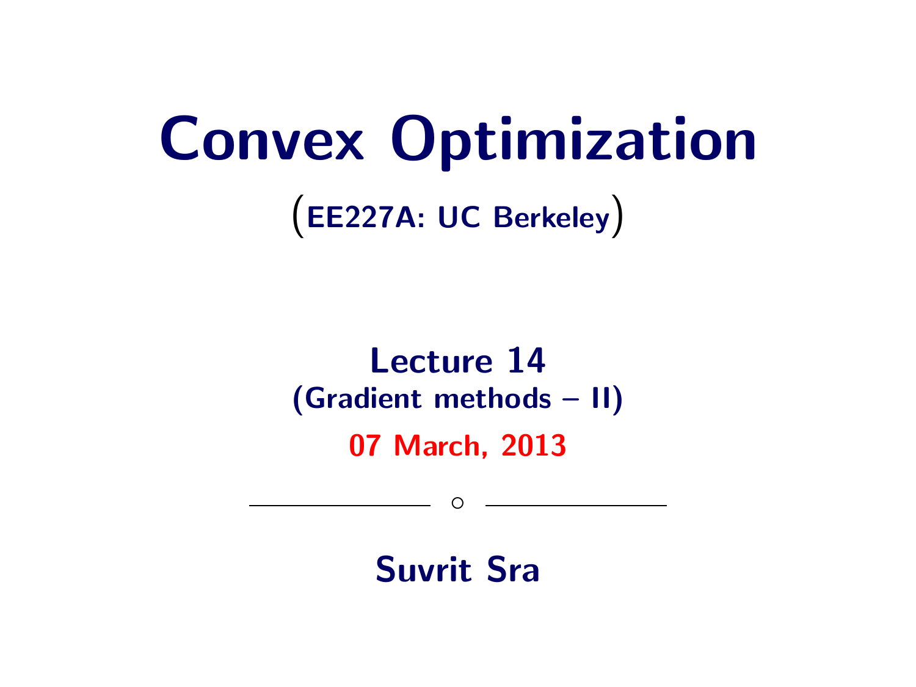# Convex Optimization

(EE227A: UC Berkeley)

## Lecture 14

**(Gradient methods – II)**

**07 March, 2013**

---

**Suvrit Sra**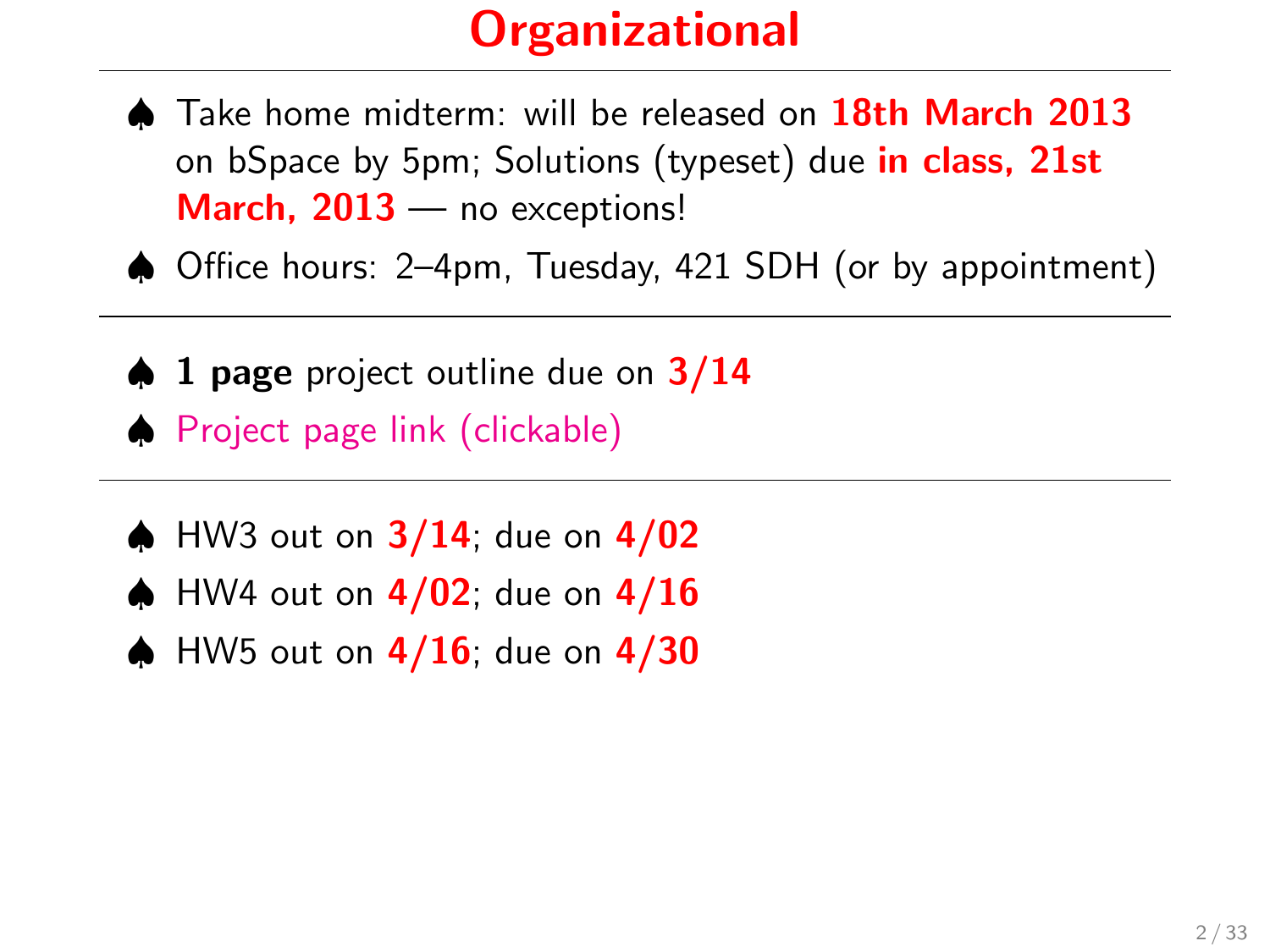# Organizational

- Take home midterm: will be released on **18th March 2013** on bSpace by 5pm; Solutions (typeset) due **in class, 21st March, 2013** — no exceptions!
- Office hours: 2–4pm, Tuesday, 421 SDH (or by appointment)

---

- **1 page** project outline due on **3/14**
- Project page link (clickable)

---

- HW3 out on **3/14**; due on **4/02**
- HW4 out on **4/02**; due on **4/16**
- HW5 out on **4/16**; due on **4/30**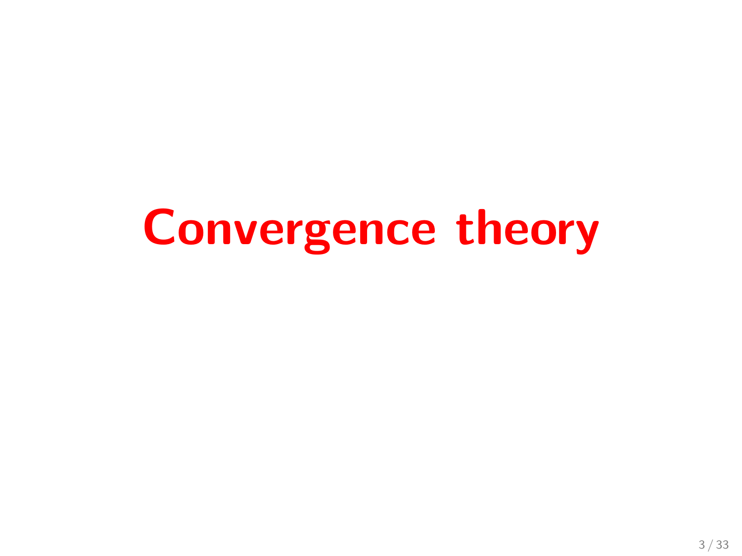# Convergence theory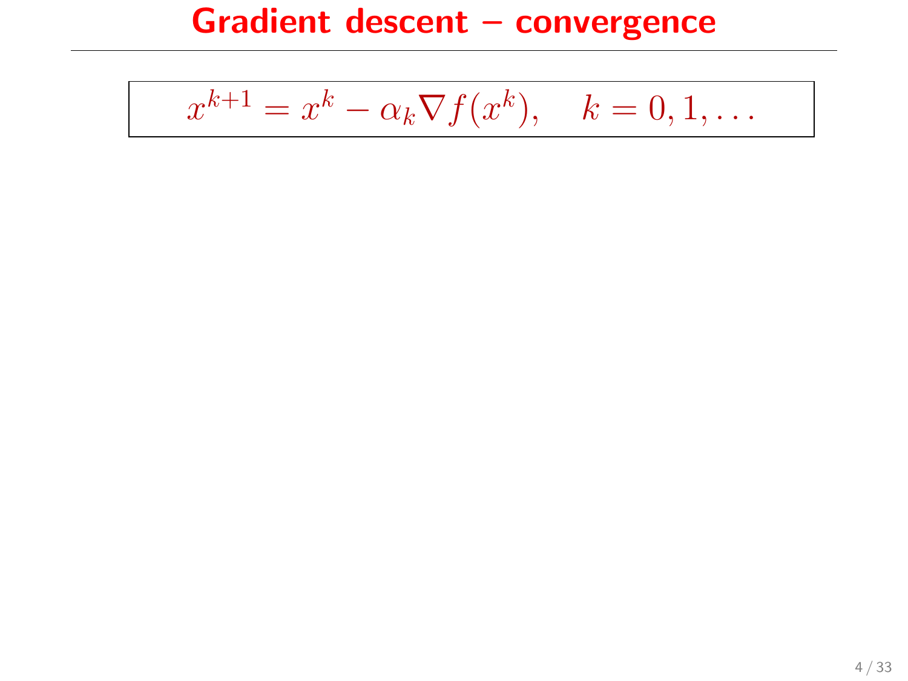# Gradient descent – convergence

$$x^{k+1} = x^k - \alpha_k \nabla f(x^k), \quad k = 0, 1, \ldots$$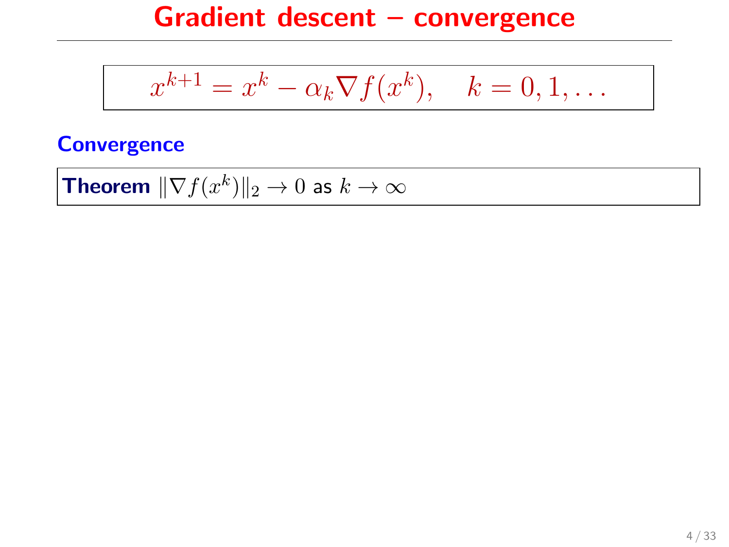# Gradient descent – convergence

$$x^{k+1} = x^k - \alpha_k \nabla f(x^k), \quad k = 0, 1, \ldots$$

## Convergence

**Theorem** $\|\nabla f(x^k)\|_2 \to 0$ as $k \to \infty$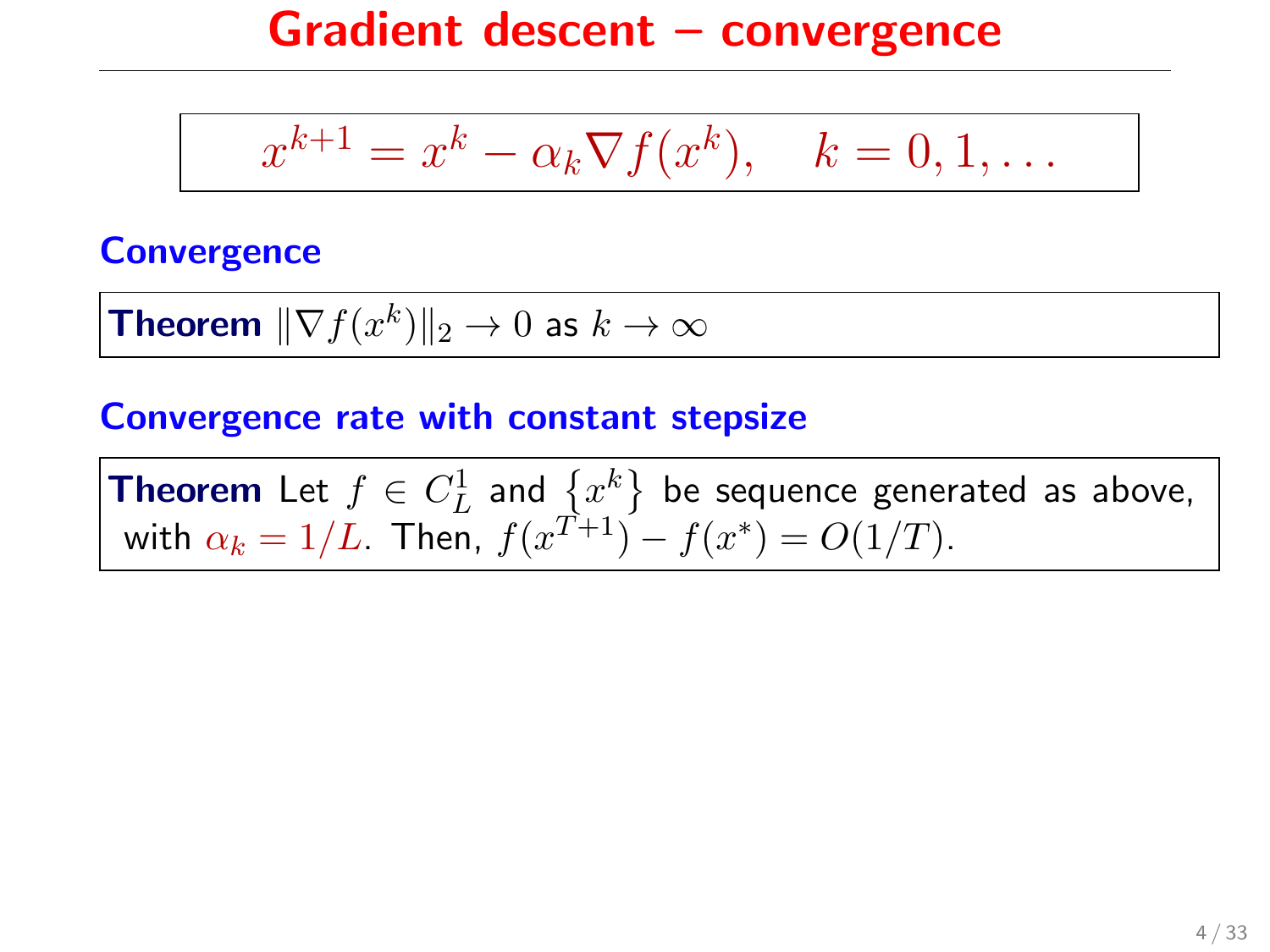# Gradient descent – convergence

$$x^{k+1} = x^k - \alpha_k \nabla f(x^k), \quad k = 0, 1, \ldots$$

## Convergence

**Theorem** $\|\nabla f(x^k)\|_2 \to 0$ as $k \to \infty$

## Convergence rate with constant stepsize

**Theorem** Let $f \in C_L^1$ and $\{x^k\}$ be sequence generated as above, with $\alpha_k = 1/L$. Then, $f(x^{T+1}) - f(x^*) = O(1/T)$.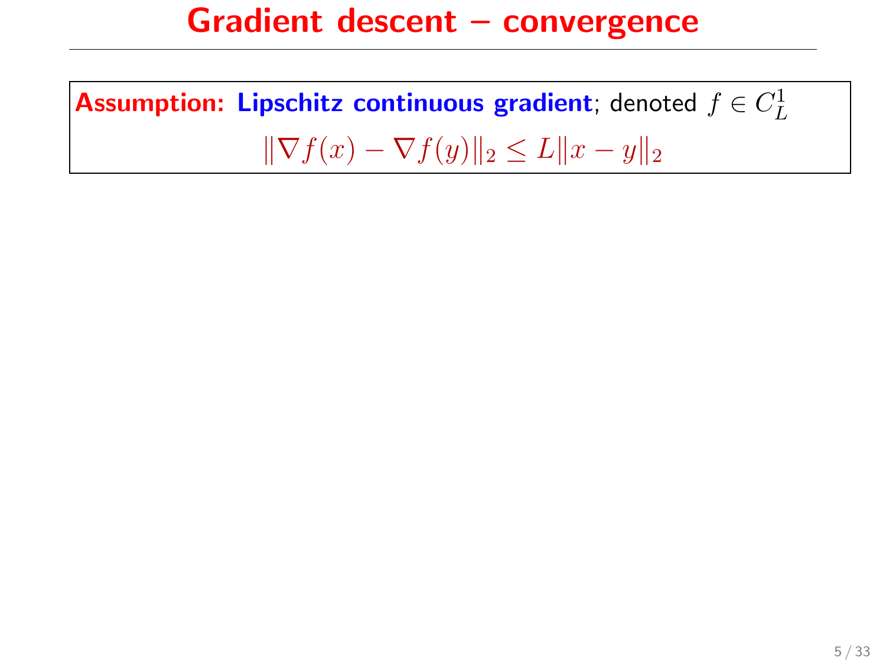# Gradient descent – convergence

**Assumption:** **Lipschitz continuous gradient**; denoted $f \in C_L^1$

$$\|\nabla f(x) - \nabla f(y)\|_2 \leq L\|x - y\|_2$$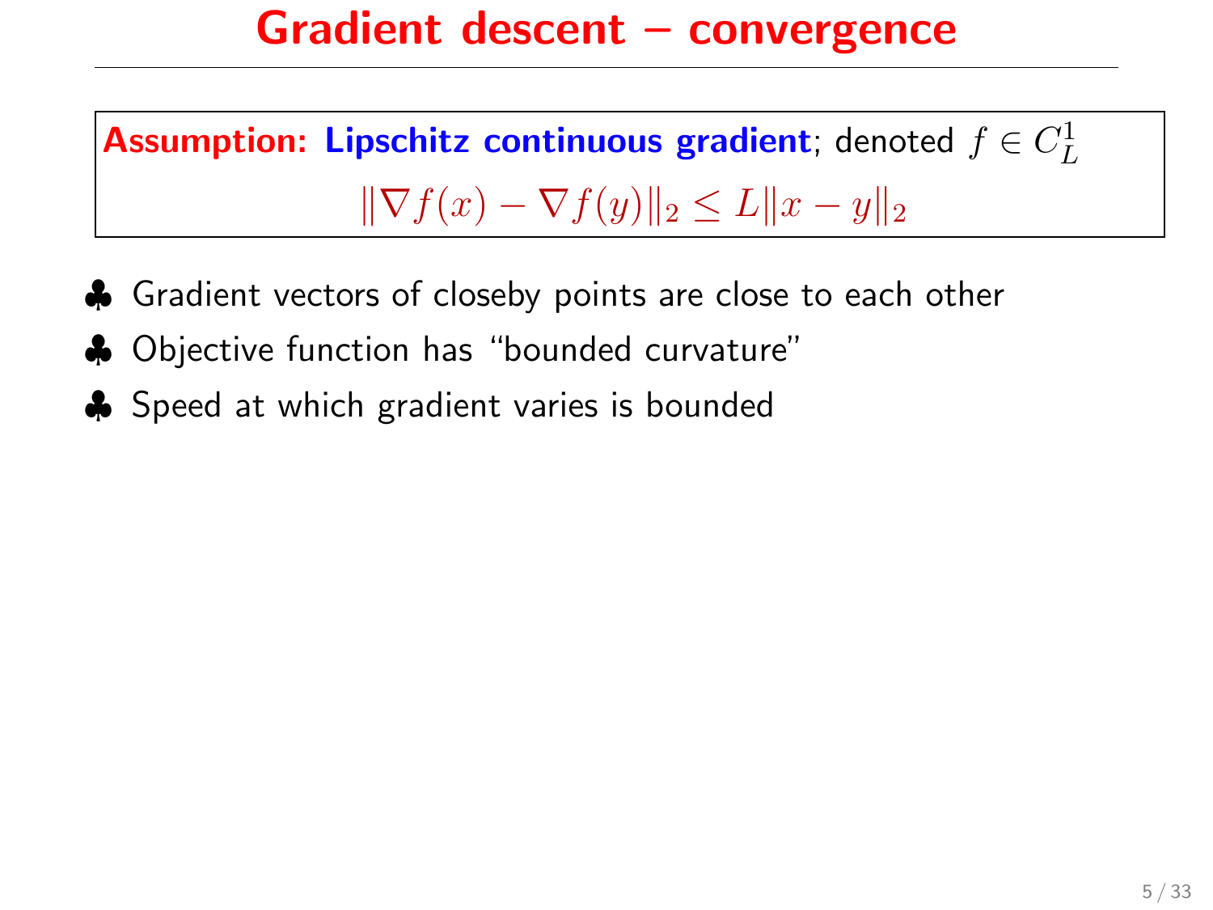# Gradient descent – convergence

**Assumption: Lipschitz continuous gradient**; denoted $f \in C_L^1$

$$\|\nabla f(x) - \nabla f(y)\|_2 \leq L\|x - y\|_2$$

- ♣ Gradient vectors of closeby points are close to each other
- ♣ Objective function has "bounded curvature"
- ♣ Speed at which gradient varies is bounded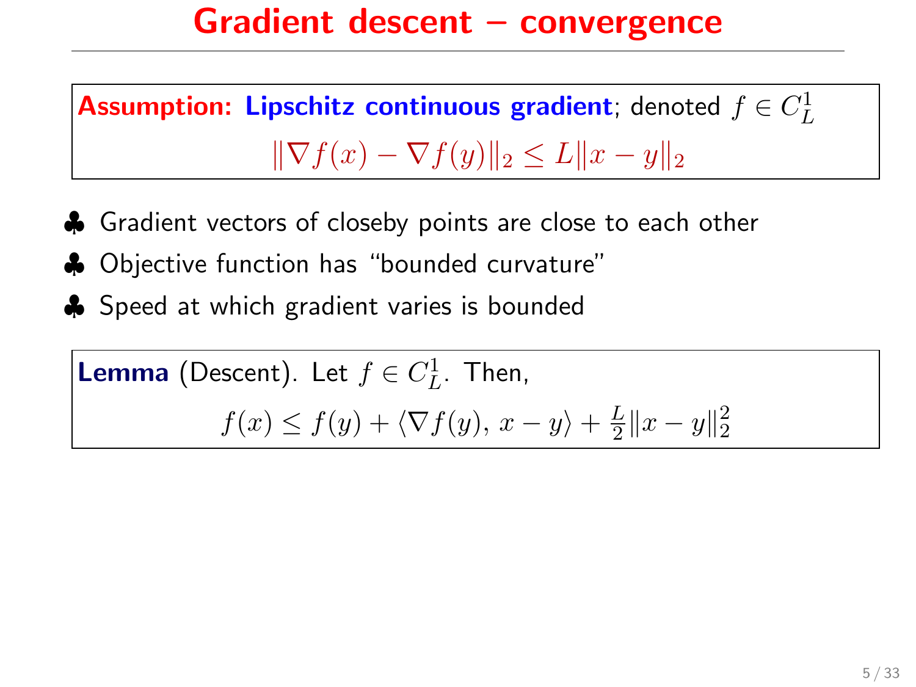# Gradient descent – convergence

**Assumption: Lipschitz continuous gradient**; denoted $f \in C_L^1$

$$\|\nabla f(x) - \nabla f(y)\|_2 \leq L\|x - y\|_2$$

- ♣ Gradient vectors of closeby points are close to each other
- ♣ Objective function has "bounded curvature"
- ♣ Speed at which gradient varies is bounded

**Lemma** (Descent). Let $f \in C_L^1$. Then,

$$f(x) \leq f(y) + \langle \nabla f(y),\, x - y \rangle + \tfrac{L}{2}\|x - y\|_2^2$$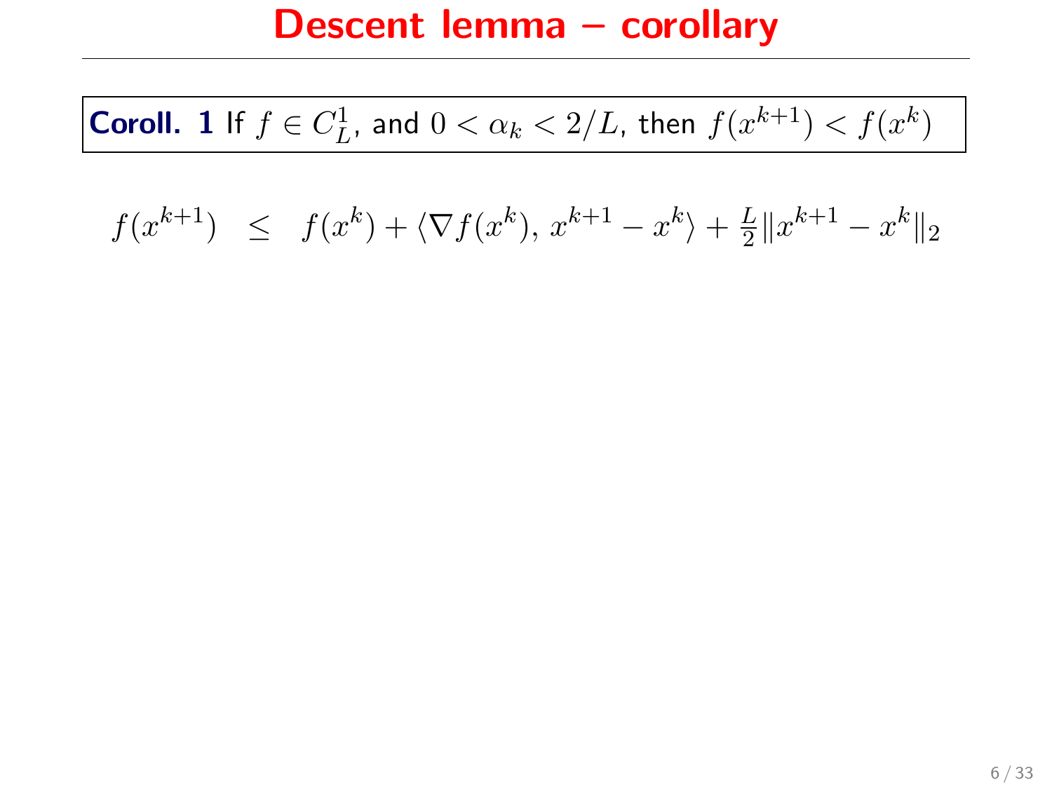# Descent lemma – corollary

**Coroll. 1** If $f \in C^1_L$, and $0 < \alpha_k < 2/L$, then $f(x^{k+1}) < f(x^k)$

$$f(x^{k+1}) \quad \leq \quad f(x^k) + \langle \nabla f(x^k),\, x^{k+1} - x^k \rangle + \tfrac{L}{2}\|x^{k+1} - x^k\|_2$$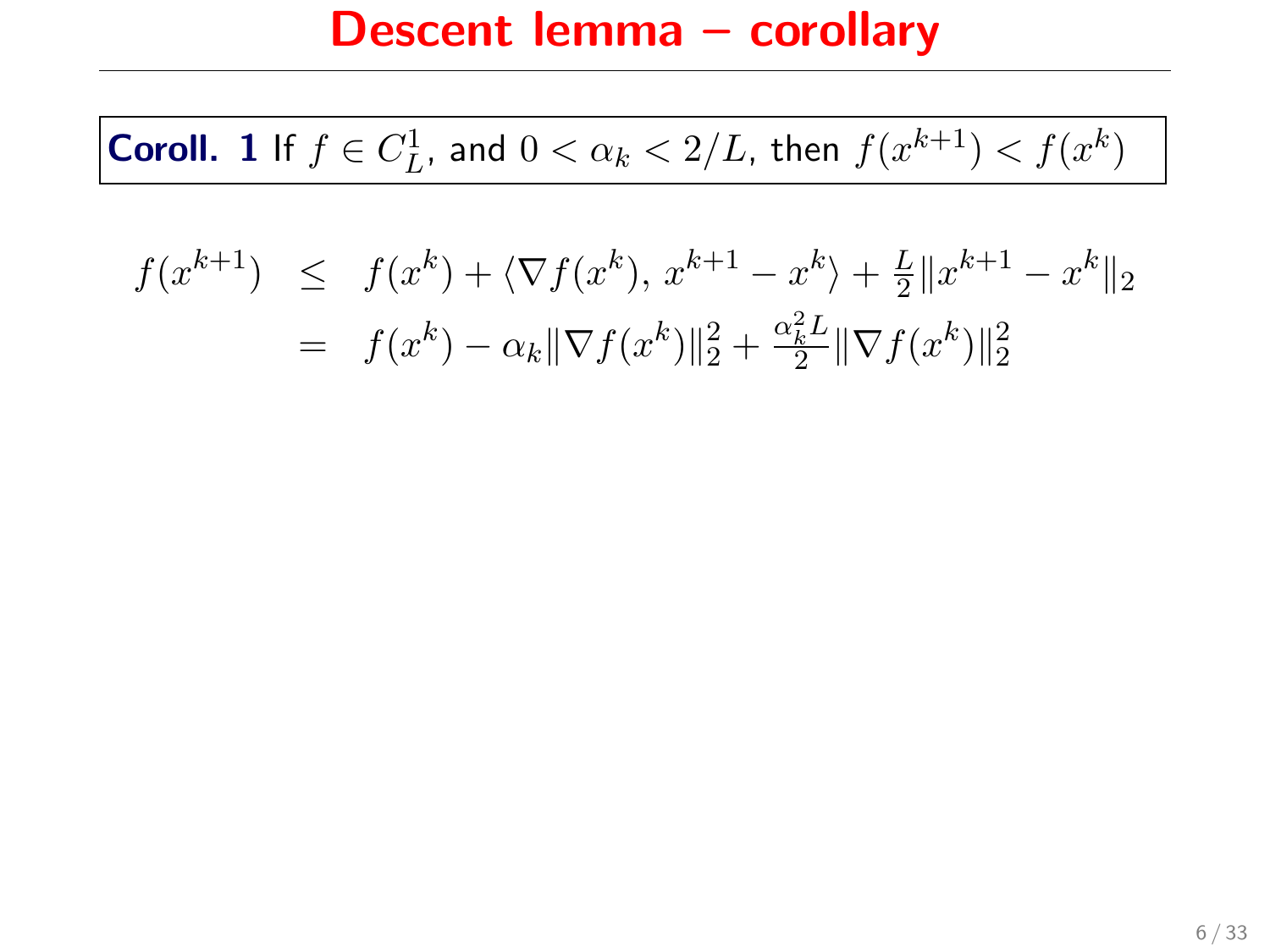# Descent lemma – corollary

**Coroll. 1** If $f \in C_L^1$, and $0 < \alpha_k < 2/L$, then $f(x^{k+1}) < f(x^k)$

$$
\begin{aligned}
f(x^{k+1}) &\leq f(x^k) + \langle \nabla f(x^k),\, x^{k+1} - x^k \rangle + \tfrac{L}{2} \|x^{k+1} - x^k\|_2 \\
&= f(x^k) - \alpha_k \|\nabla f(x^k)\|_2^2 + \tfrac{\alpha_k^2 L}{2} \|\nabla f(x^k)\|_2^2
\end{aligned}
$$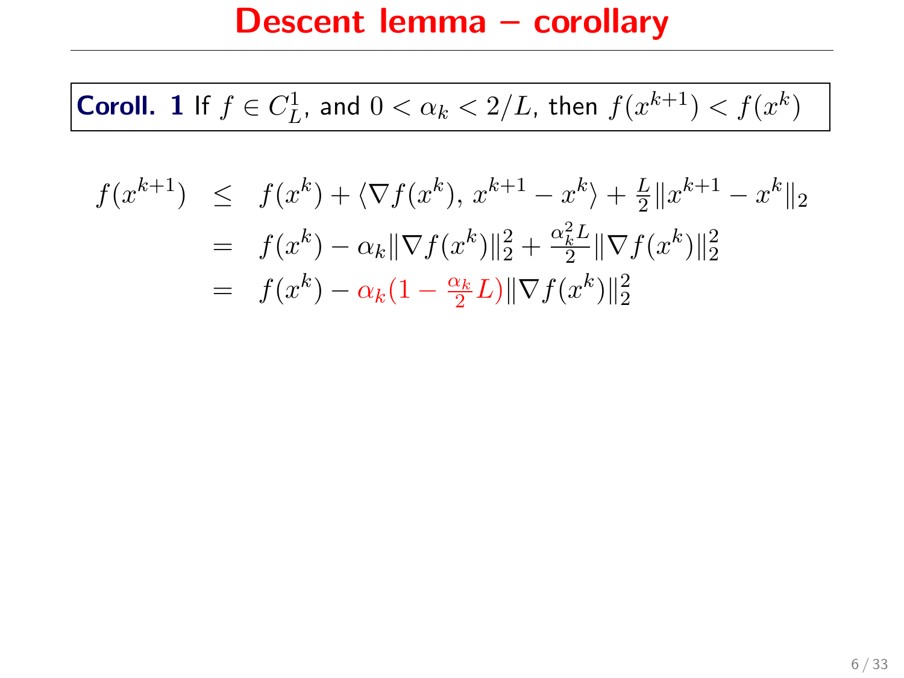# Descent lemma – corollary

**Coroll. 1** If $f \in C_L^1$, and $0 < \alpha_k < 2/L$, then $f(x^{k+1}) < f(x^k)$

$$
\begin{aligned}
f(x^{k+1}) &\leq f(x^k) + \langle \nabla f(x^k),\, x^{k+1} - x^k \rangle + \tfrac{L}{2}\|x^{k+1} - x^k\|_2 \\
&= f(x^k) - \alpha_k \|\nabla f(x^k)\|_2^2 + \tfrac{\alpha_k^2 L}{2}\|\nabla f(x^k)\|_2^2 \\
&= f(x^k) - \alpha_k(1 - \tfrac{\alpha_k}{2}L)\|\nabla f(x^k)\|_2^2
\end{aligned}
$$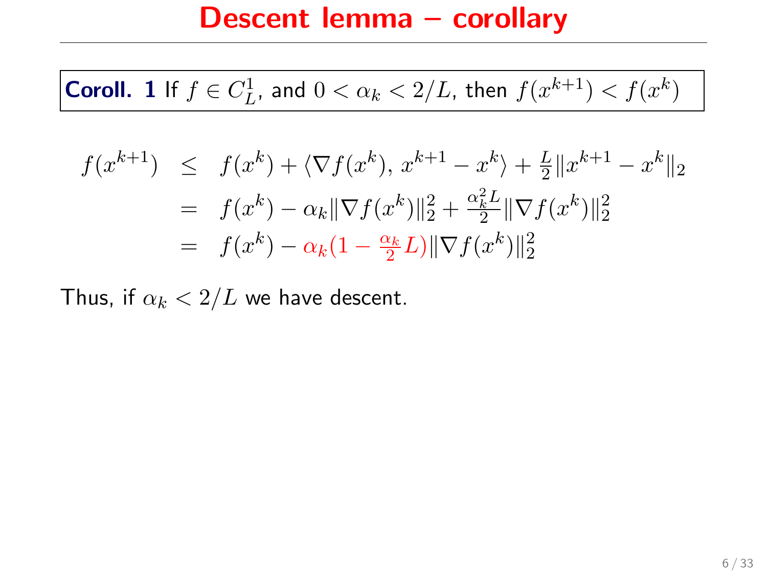# Descent lemma – corollary

**Coroll. 1** If $f \in C_L^1$, and $0 < \alpha_k < 2/L$, then $f(x^{k+1}) < f(x^k)$

$$
\begin{aligned}
f(x^{k+1}) &\leq f(x^k) + \langle \nabla f(x^k),\, x^{k+1} - x^k \rangle + \tfrac{L}{2}\|x^{k+1} - x^k\|_2 \\
&= f(x^k) - \alpha_k \|\nabla f(x^k)\|_2^2 + \tfrac{\alpha_k^2 L}{2}\|\nabla f(x^k)\|_2^2 \\
&= f(x^k) - \alpha_k(1 - \tfrac{\alpha_k}{2}L)\|\nabla f(x^k)\|_2^2
\end{aligned}
$$

Thus, if $\alpha_k < 2/L$ we have descent.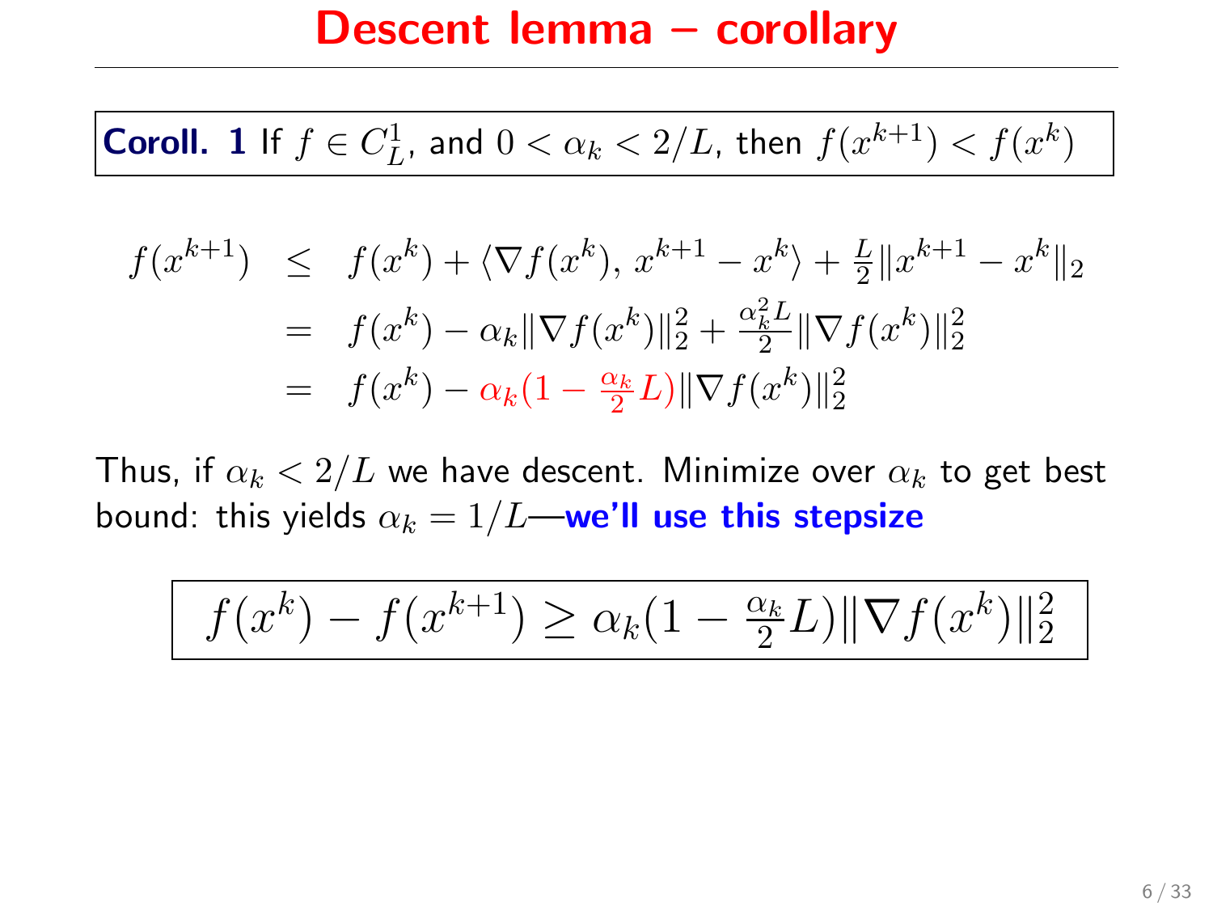# Descent lemma – corollary

**Coroll. 1** If $f \in C^1_L$, and $0 < \alpha_k < 2/L$, then $f(x^{k+1}) < f(x^k)$

$$
\begin{aligned}
f(x^{k+1}) &\leq f(x^k) + \langle \nabla f(x^k),\, x^{k+1} - x^k \rangle + \tfrac{L}{2}\|x^{k+1} - x^k\|_2 \\
&= f(x^k) - \alpha_k \|\nabla f(x^k)\|_2^2 + \tfrac{\alpha_k^2 L}{2}\|\nabla f(x^k)\|_2^2 \\
&= f(x^k) - \alpha_k(1 - \tfrac{\alpha_k}{2}L)\|\nabla f(x^k)\|_2^2
\end{aligned}
$$

Thus, if $\alpha_k < 2/L$ we have descent. Minimize over $\alpha_k$ to get best bound: this yields $\alpha_k = 1/L$—**we'll use this stepsize**

$$
f(x^k) - f(x^{k+1}) \geq \alpha_k(1 - \tfrac{\alpha_k}{2}L)\|\nabla f(x^k)\|_2^2
$$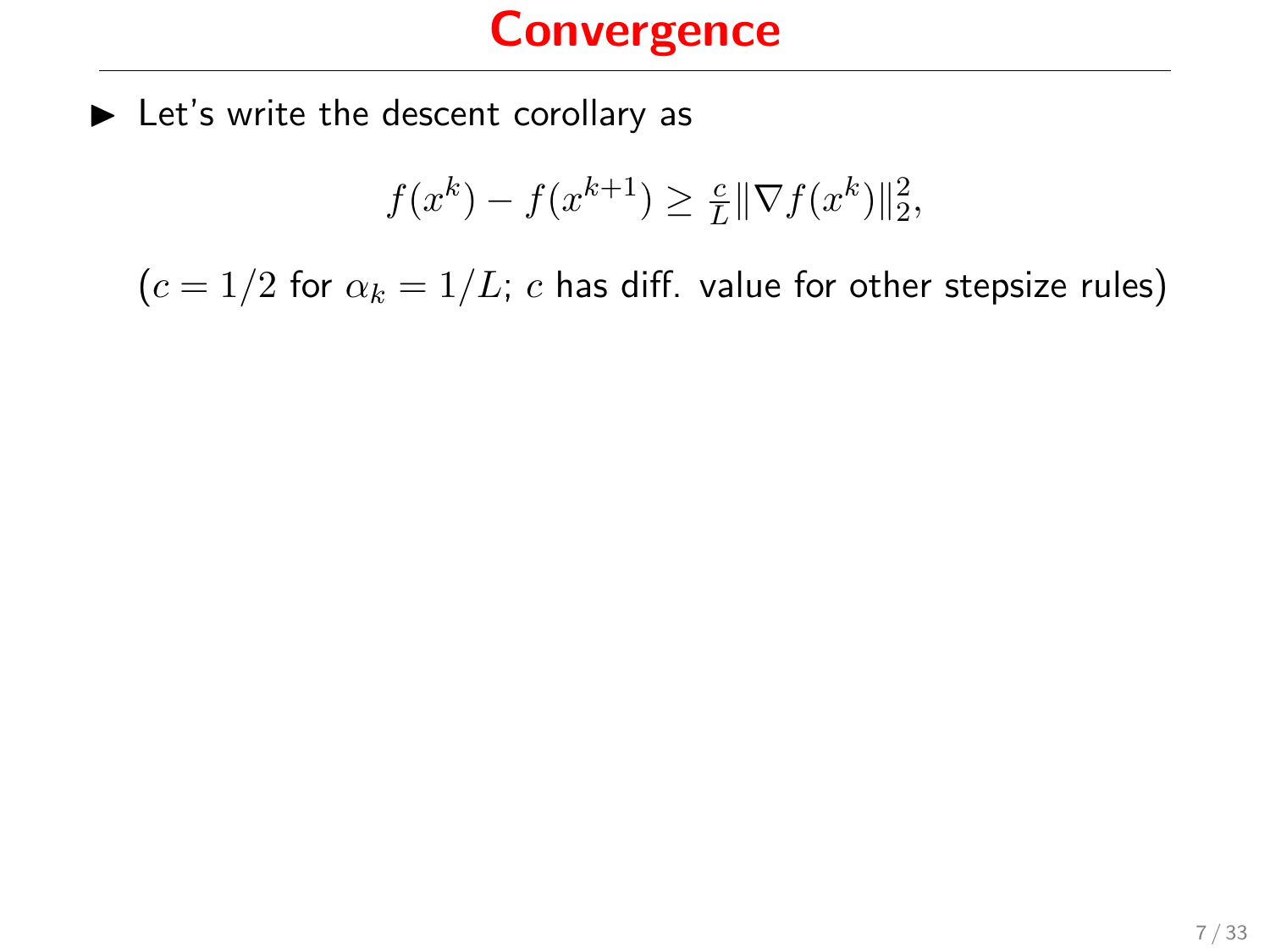# Convergence

- Let's write the descent corollary as

$$f(x^k) - f(x^{k+1}) \geq \tfrac{c}{L}\|\nabla f(x^k)\|_2^2,$$

($c = 1/2$ for $\alpha_k = 1/L$; $c$ has diff. value for other stepsize rules)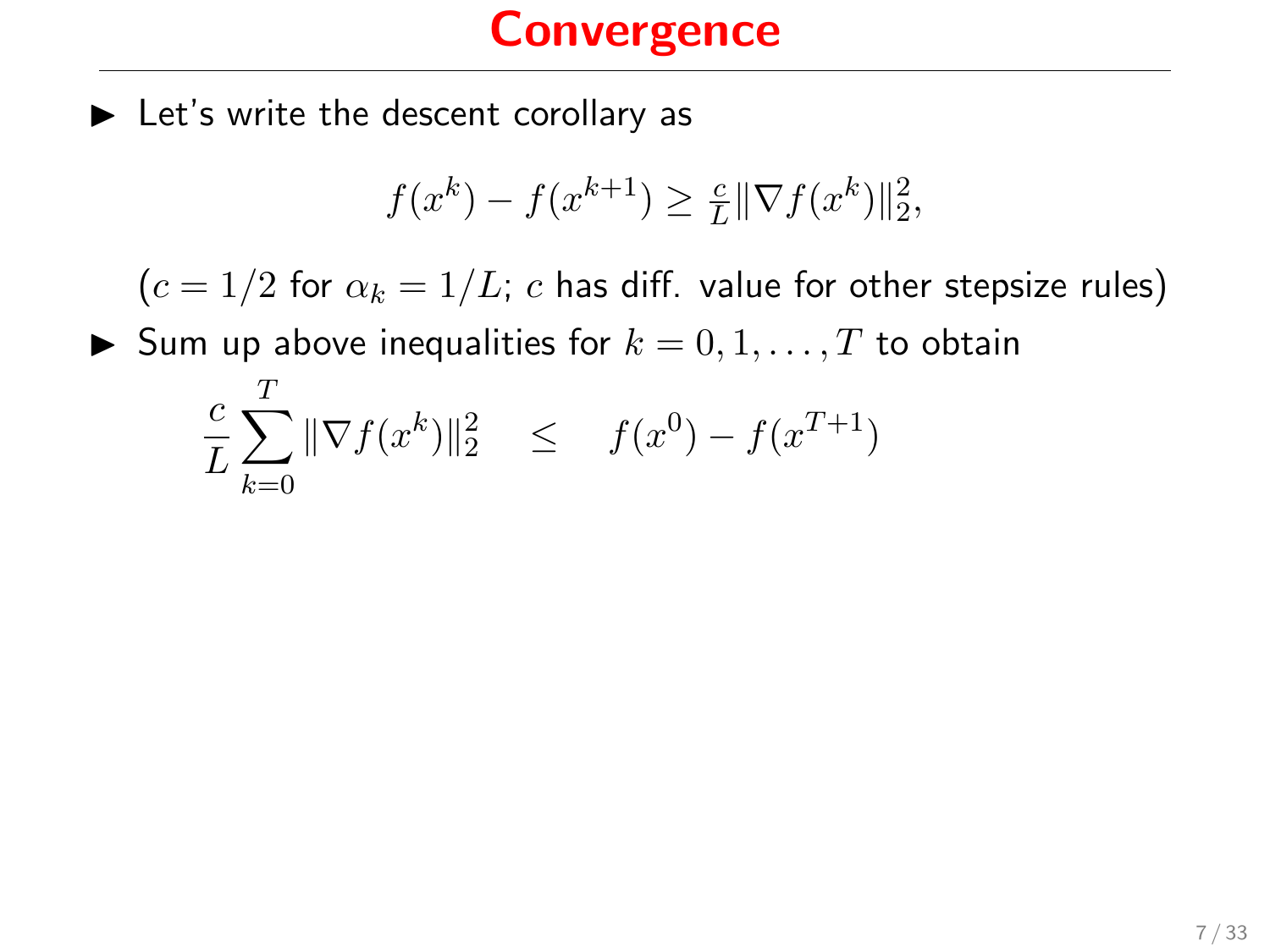# Convergence

- Let's write the descent corollary as

$$f(x^k) - f(x^{k+1}) \geq \tfrac{c}{L}\|\nabla f(x^k)\|_2^2,$$

($c = 1/2$ for $\alpha_k = 1/L$; $c$ has diff. value for other stepsize rules)

- Sum up above inequalities for $k = 0, 1, \ldots, T$ to obtain

$$\frac{c}{L}\sum_{k=0}^{T}\|\nabla f(x^k)\|_2^2 \quad \leq \quad f(x^0) - f(x^{T+1})$$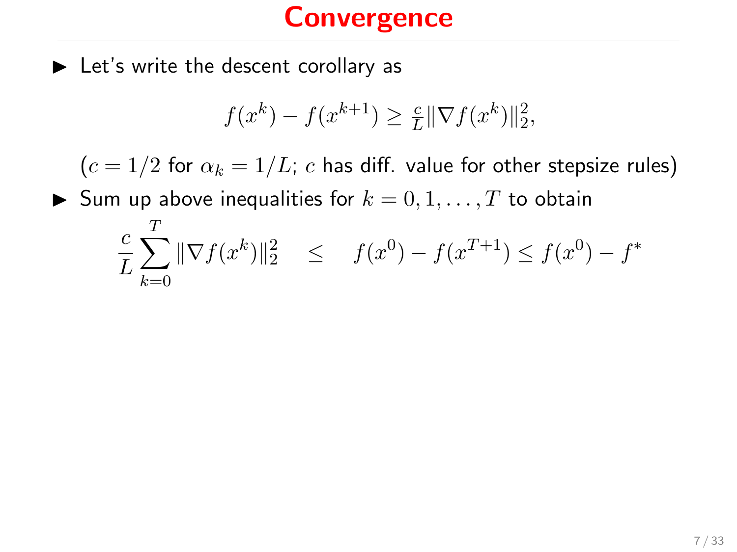# Convergence

- Let's write the descent corollary as

$$f(x^k) - f(x^{k+1}) \geq \tfrac{c}{L}\|\nabla f(x^k)\|_2^2,$$

($c = 1/2$ for $\alpha_k = 1/L$; $c$ has diff. value for other stepsize rules)

- Sum up above inequalities for $k = 0, 1, \ldots, T$ to obtain

$$\frac{c}{L}\sum_{k=0}^{T}\|\nabla f(x^k)\|_2^2 \quad \leq \quad f(x^0) - f(x^{T+1}) \leq f(x^0) - f^*$$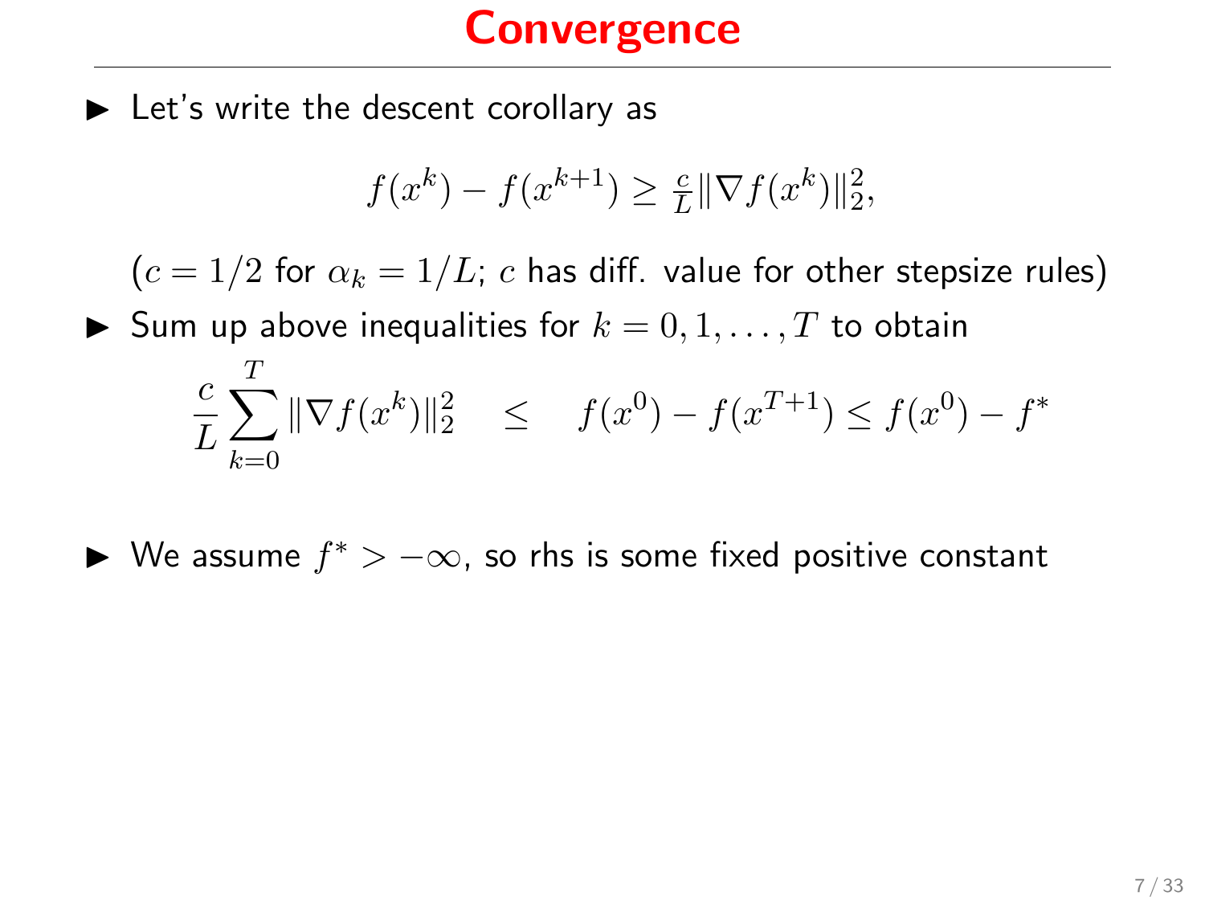# Convergence

- Let's write the descent corollary as

$$f(x^k) - f(x^{k+1}) \geq \tfrac{c}{L}\|\nabla f(x^k)\|_2^2,$$

  ($c = 1/2$ for $\alpha_k = 1/L$; $c$ has diff. value for other stepsize rules)

- Sum up above inequalities for $k = 0, 1, \ldots, T$ to obtain

$$\frac{c}{L}\sum_{k=0}^{T}\|\nabla f(x^k)\|_2^2 \quad \leq \quad f(x^0) - f(x^{T+1}) \leq f(x^0) - f^*$$

- We assume $f^* > -\infty$, so rhs is some fixed positive constant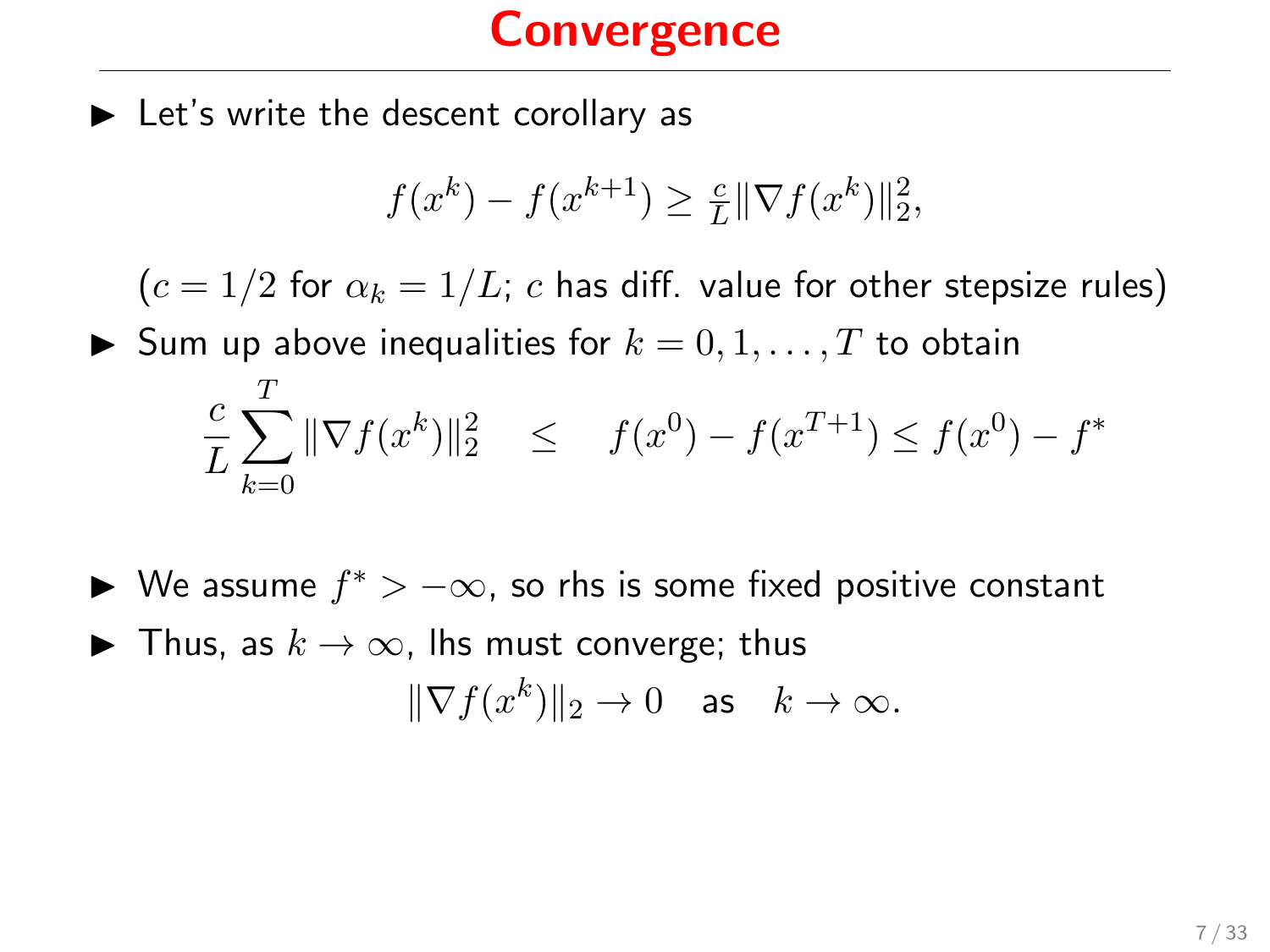# Convergence

- Let's write the descent corollary as

$$f(x^k) - f(x^{k+1}) \geq \tfrac{c}{L}\|\nabla f(x^k)\|_2^2,$$

($c = 1/2$ for $\alpha_k = 1/L$; $c$ has diff. value for other stepsize rules)

- Sum up above inequalities for $k = 0, 1, \ldots, T$ to obtain

$$\frac{c}{L}\sum_{k=0}^{T} \|\nabla f(x^k)\|_2^2 \quad \leq \quad f(x^0) - f(x^{T+1}) \leq f(x^0) - f^*$$

- We assume $f^* > -\infty$, so rhs is some fixed positive constant
- Thus, as $k \to \infty$, lhs must converge; thus

$$\|\nabla f(x^k)\|_2 \to 0 \quad \text{as} \quad k \to \infty.$$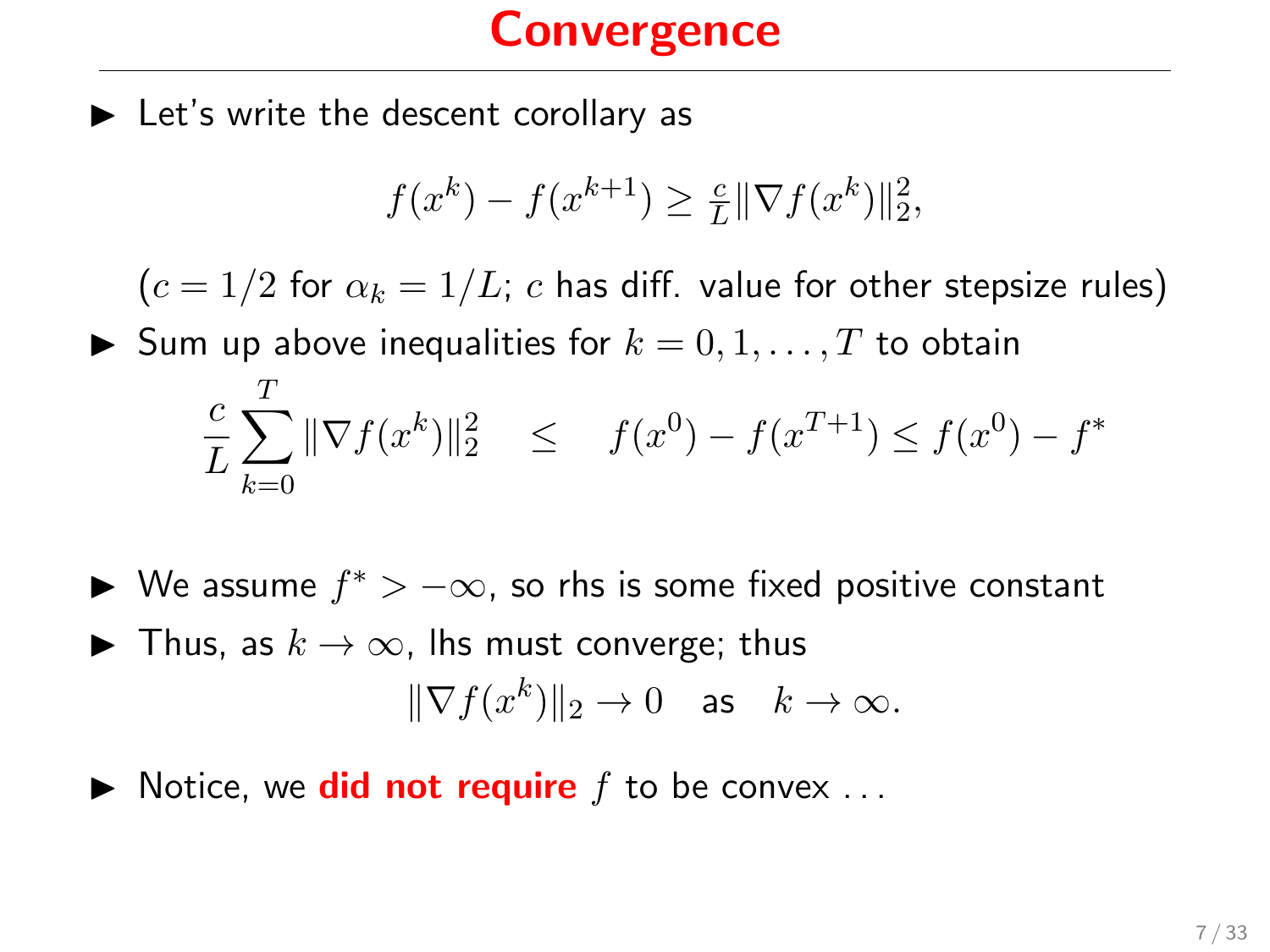# Convergence

- Let's write the descent corollary as

$$f(x^k) - f(x^{k+1}) \geq \tfrac{c}{L}\|\nabla f(x^k)\|_2^2,$$

($c = 1/2$ for $\alpha_k = 1/L$; $c$ has diff. value for other stepsize rules)

- Sum up above inequalities for $k = 0, 1, \ldots, T$ to obtain

$$\frac{c}{L}\sum_{k=0}^{T}\|\nabla f(x^k)\|_2^2 \quad \leq \quad f(x^0) - f(x^{T+1}) \leq f(x^0) - f^*$$

- We assume $f^* > -\infty$, so rhs is some fixed positive constant
- Thus, as $k \to \infty$, lhs must converge; thus

$$\|\nabla f(x^k)\|_2 \to 0 \quad \text{as} \quad k \to \infty.$$

- Notice, we **did not require** $f$ to be convex ...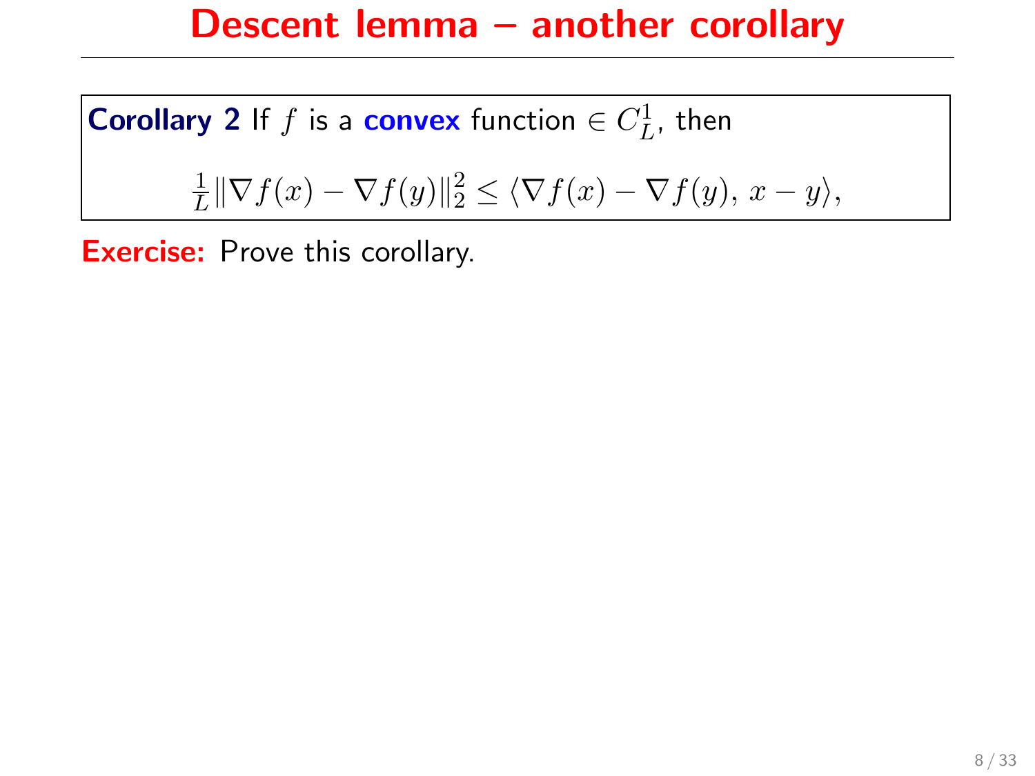# Descent lemma – another corollary

**Corollary 2** If $f$ is a **convex** function $\in C_L^1$, then

$$\frac{1}{L}\|\nabla f(x) - \nabla f(y)\|_2^2 \leq \langle \nabla f(x) - \nabla f(y),\, x - y \rangle,$$

**Exercise:** Prove this corollary.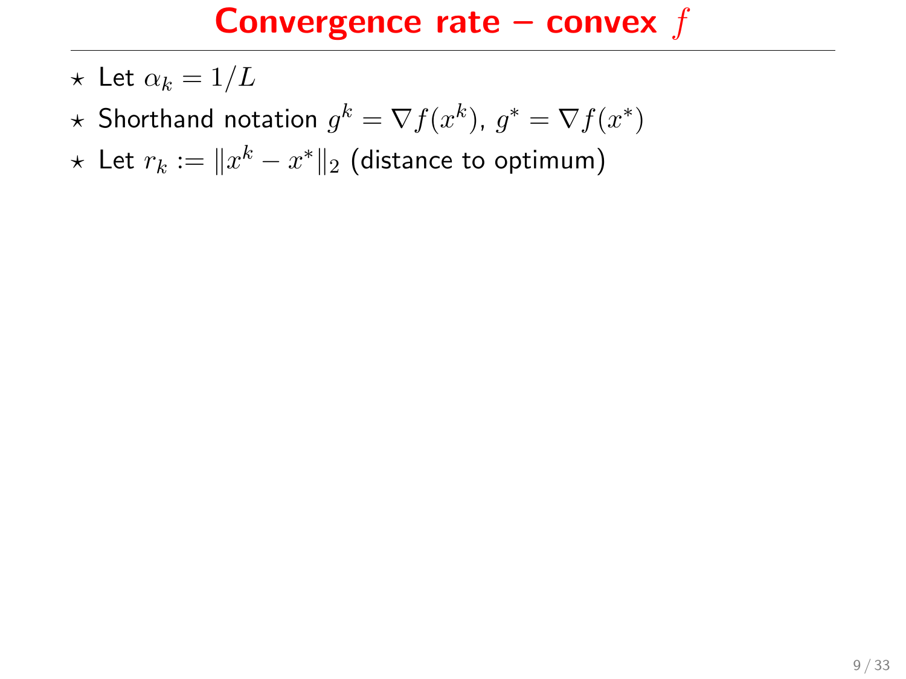# Convergence rate – convex $f$

- ⋆ Let $\alpha_k = 1/L$
- ⋆ Shorthand notation $g^k = \nabla f(x^k)$, $g^* = \nabla f(x^*)$
- ⋆ Let $r_k := \|x^k - x^*\|_2$ (distance to optimum)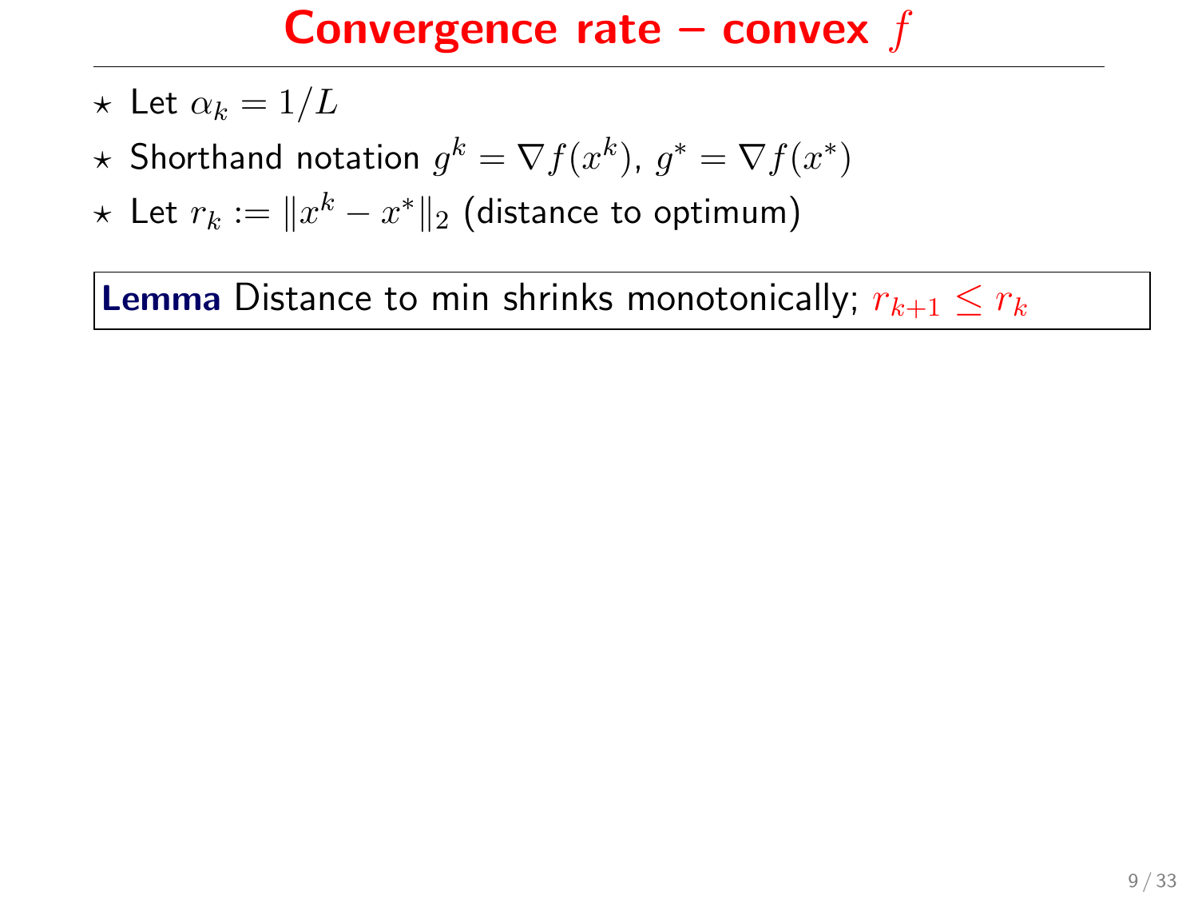# Convergence rate – convex $f$

- ⋆ Let $\alpha_k = 1/L$
- ⋆ Shorthand notation $g^k = \nabla f(x^k)$, $g^* = \nabla f(x^*)$
- ⋆ Let $r_k := \|x^k - x^*\|_2$ (distance to optimum)

**Lemma** Distance to min shrinks monotonically; $r_{k+1} \leq r_k$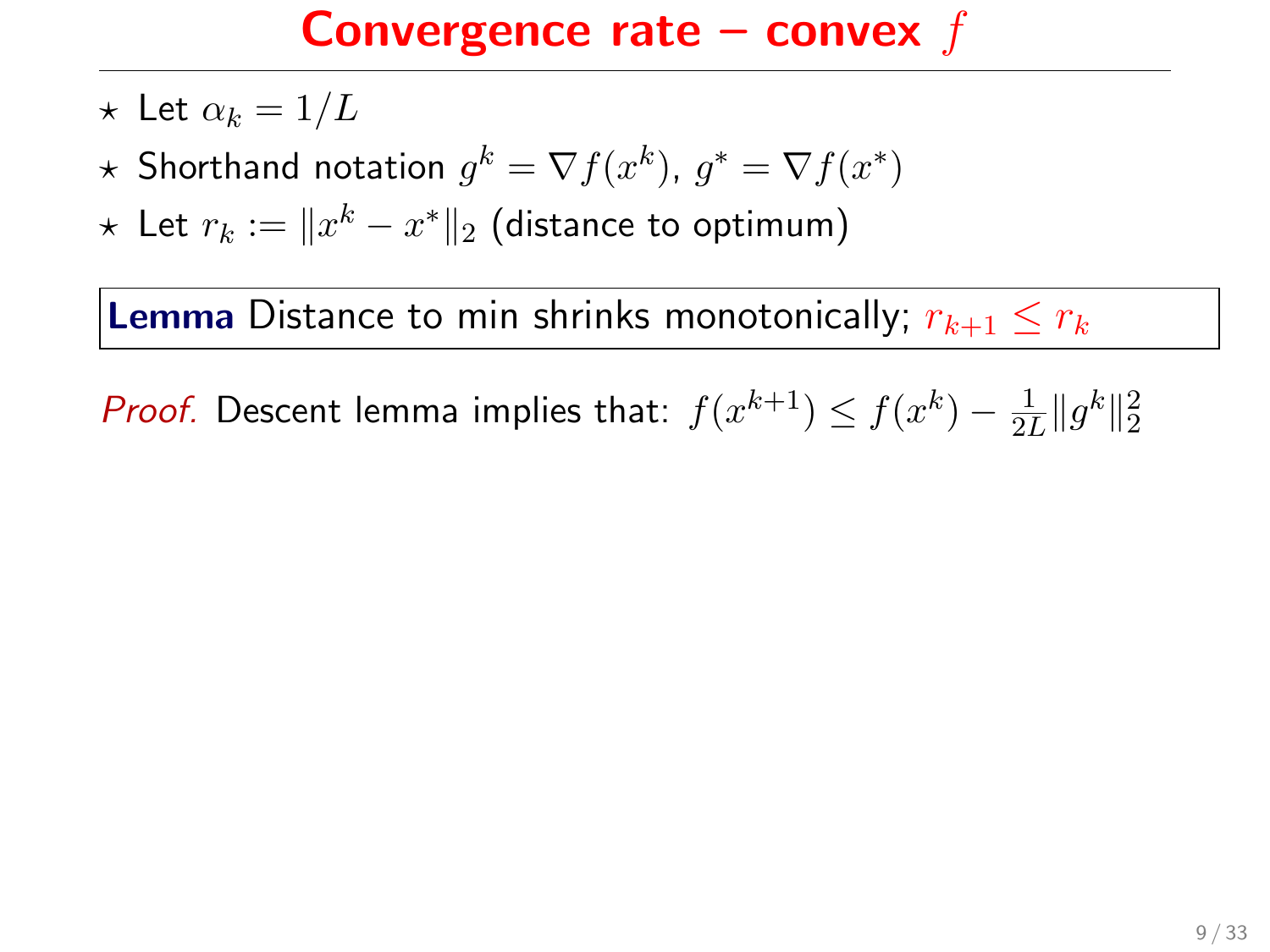# Convergence rate – convex $f$

- $\star$ Let $\alpha_k = 1/L$
- $\star$ Shorthand notation $g^k = \nabla f(x^k)$, $g^* = \nabla f(x^*)$
- $\star$ Let $r_k := \|x^k - x^*\|_2$ (distance to optimum)

**Lemma** Distance to min shrinks monotonically; $r_{k+1} \leq r_k$

*Proof.* Descent lemma implies that: $f(x^{k+1}) \leq f(x^k) - \frac{1}{2L}\|g^k\|_2^2$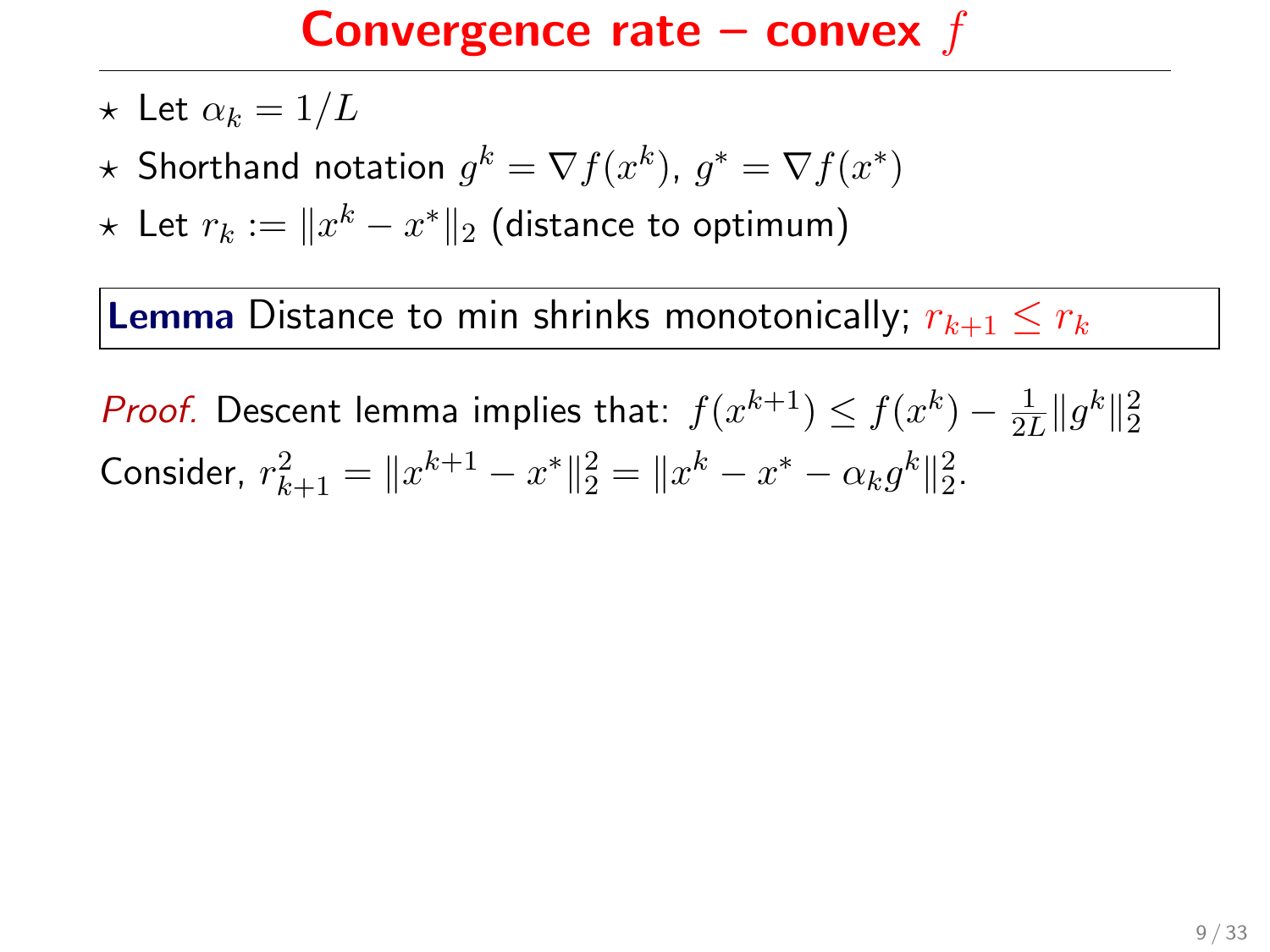# Convergence rate – convex $f$

- ⋆ Let $\alpha_k = 1/L$
- ⋆ Shorthand notation $g^k = \nabla f(x^k)$, $g^* = \nabla f(x^*)$
- ⋆ Let $r_k := \|x^k - x^*\|_2$ (distance to optimum)

**Lemma** Distance to min shrinks monotonically; $r_{k+1} \leq r_k$

*Proof.* Descent lemma implies that: $f(x^{k+1}) \leq f(x^k) - \frac{1}{2L}\|g^k\|_2^2$

Consider, $r_{k+1}^2 = \|x^{k+1} - x^*\|_2^2 = \|x^k - x^* - \alpha_k g^k\|_2^2$.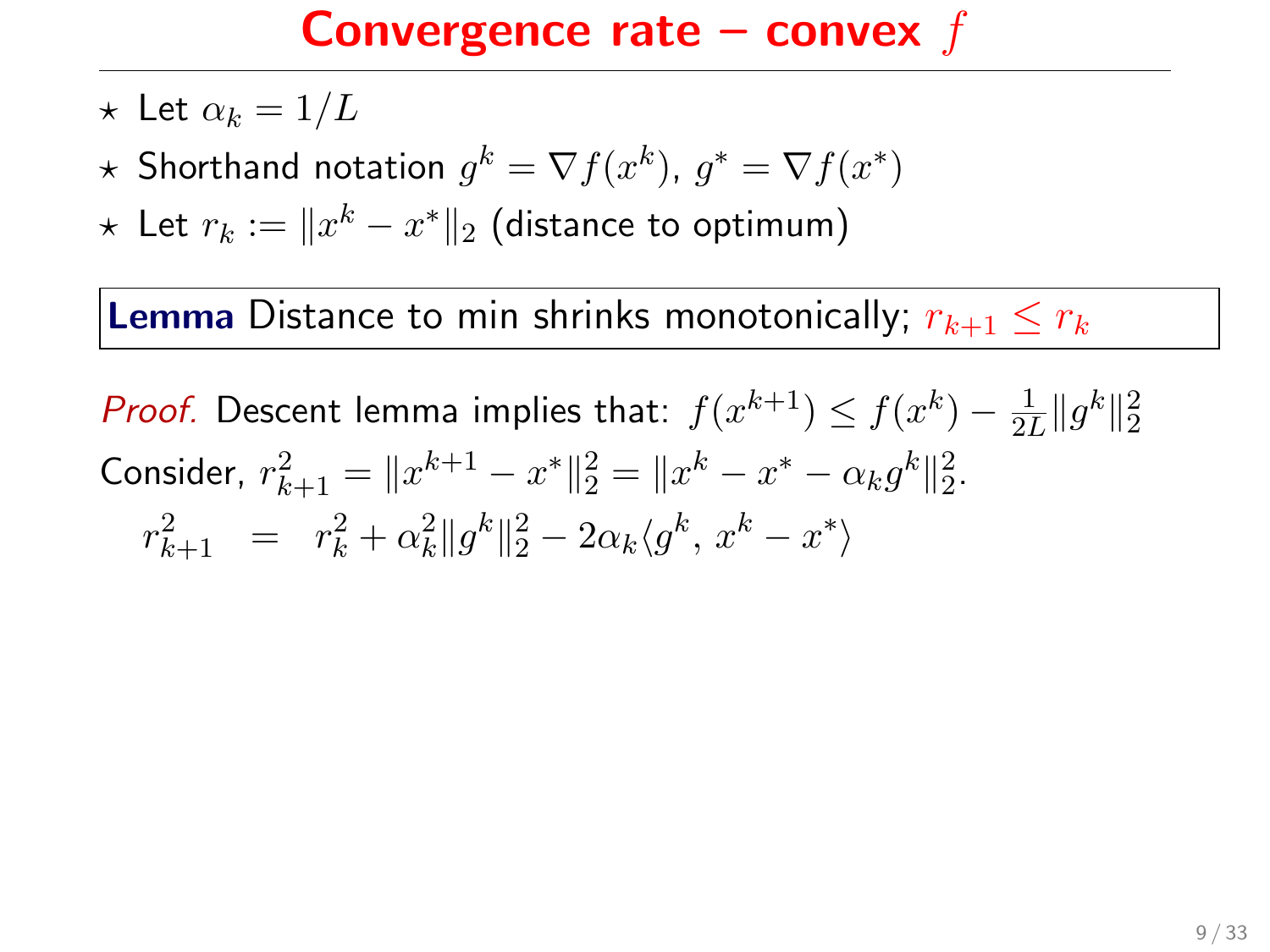# Convergence rate – convex $f$

- ⋆ Let $\alpha_k = 1/L$
- ⋆ Shorthand notation $g^k = \nabla f(x^k)$, $g^* = \nabla f(x^*)$
- ⋆ Let $r_k := \|x^k - x^*\|_2$ (distance to optimum)

**Lemma** Distance to min shrinks monotonically; $r_{k+1} \leq r_k$

*Proof.* Descent lemma implies that: $f(x^{k+1}) \leq f(x^k) - \frac{1}{2L}\|g^k\|_2^2$

Consider, $r_{k+1}^2 = \|x^{k+1} - x^*\|_2^2 = \|x^k - x^* - \alpha_k g^k\|_2^2$.

$$r_{k+1}^2 \;=\; r_k^2 + \alpha_k^2\|g^k\|_2^2 - 2\alpha_k\langle g^k,\, x^k - x^*\rangle$$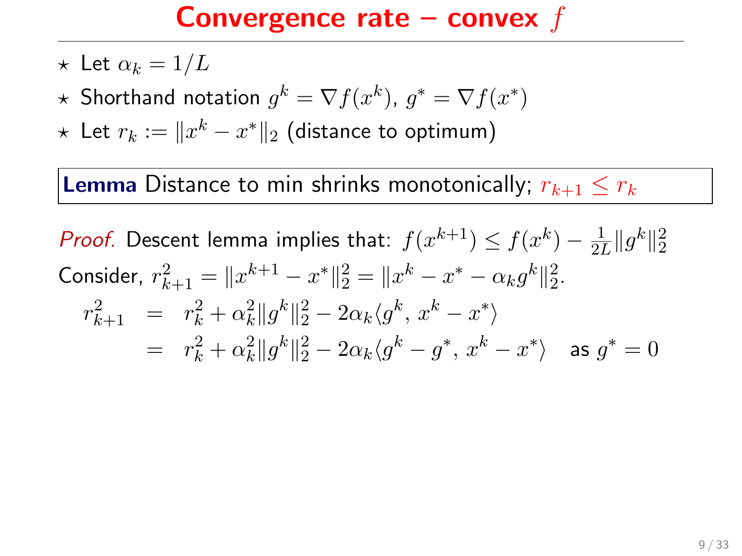# Convergence rate – convex $f$

- ⋆ Let $\alpha_k = 1/L$
- ⋆ Shorthand notation $g^k = \nabla f(x^k)$, $g^* = \nabla f(x^*)$
- ⋆ Let $r_k := \|x^k - x^*\|_2$ (distance to optimum)

**Lemma** Distance to min shrinks monotonically; $r_{k+1} \leq r_k$

*Proof.* Descent lemma implies that: $f(x^{k+1}) \leq f(x^k) - \frac{1}{2L}\|g^k\|_2^2$

Consider, $r_{k+1}^2 = \|x^{k+1} - x^*\|_2^2 = \|x^k - x^* - \alpha_k g^k\|_2^2$.

$$
\begin{aligned}
r_{k+1}^2 &= r_k^2 + \alpha_k^2\|g^k\|_2^2 - 2\alpha_k\langle g^k,\, x^k - x^*\rangle \\
&= r_k^2 + \alpha_k^2\|g^k\|_2^2 - 2\alpha_k\langle g^k - g^*,\, x^k - x^*\rangle \quad \text{as } g^* = 0
\end{aligned}
$$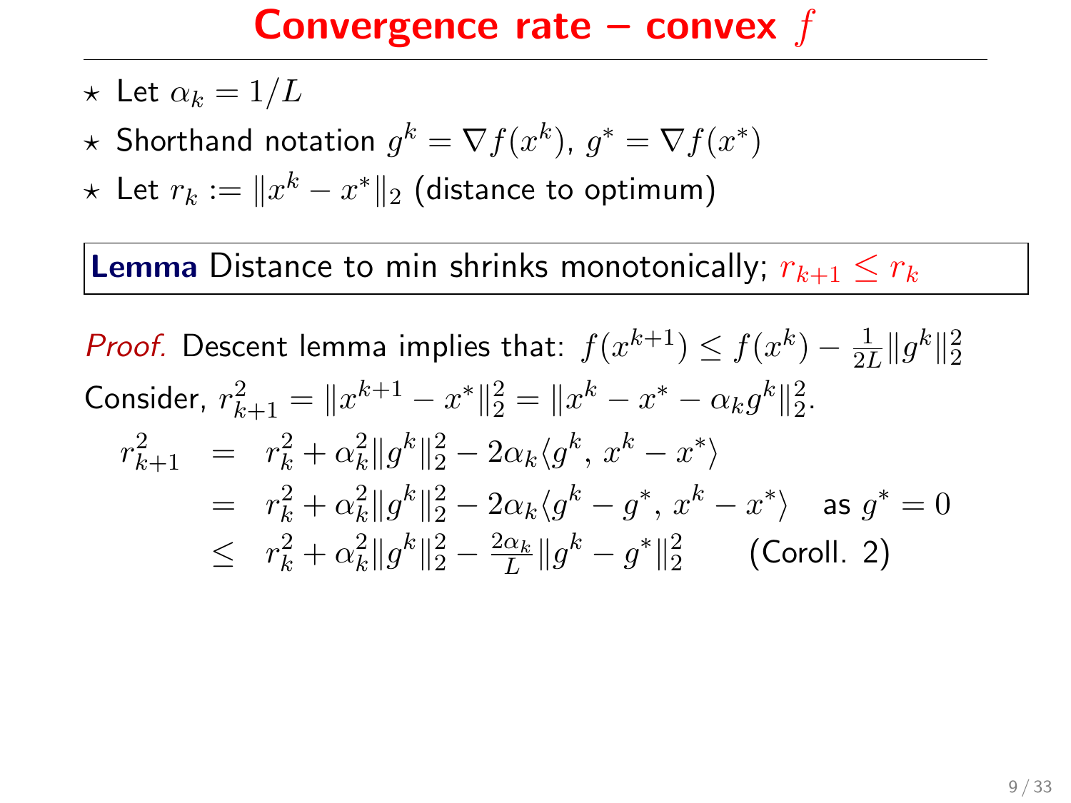# Convergence rate – convex $f$

- ⋆ Let $\alpha_k = 1/L$
- ⋆ Shorthand notation $g^k = \nabla f(x^k)$, $g^* = \nabla f(x^*)$
- ⋆ Let $r_k := \|x^k - x^*\|_2$ (distance to optimum)

**Lemma** Distance to min shrinks monotonically; $r_{k+1} \leq r_k$

*Proof.* Descent lemma implies that: $f(x^{k+1}) \leq f(x^k) - \frac{1}{2L}\|g^k\|_2^2$

Consider, $r_{k+1}^2 = \|x^{k+1} - x^*\|_2^2 = \|x^k - x^* - \alpha_k g^k\|_2^2$.

$$
\begin{aligned}
r_{k+1}^2 &= r_k^2 + \alpha_k^2\|g^k\|_2^2 - 2\alpha_k\langle g^k,\, x^k - x^*\rangle \\
&= r_k^2 + \alpha_k^2\|g^k\|_2^2 - 2\alpha_k\langle g^k - g^*,\, x^k - x^*\rangle \quad \text{as } g^* = 0 \\
&\leq r_k^2 + \alpha_k^2\|g^k\|_2^2 - \tfrac{2\alpha_k}{L}\|g^k - g^*\|_2^2 \qquad \text{(Coroll. 2)}
\end{aligned}
$$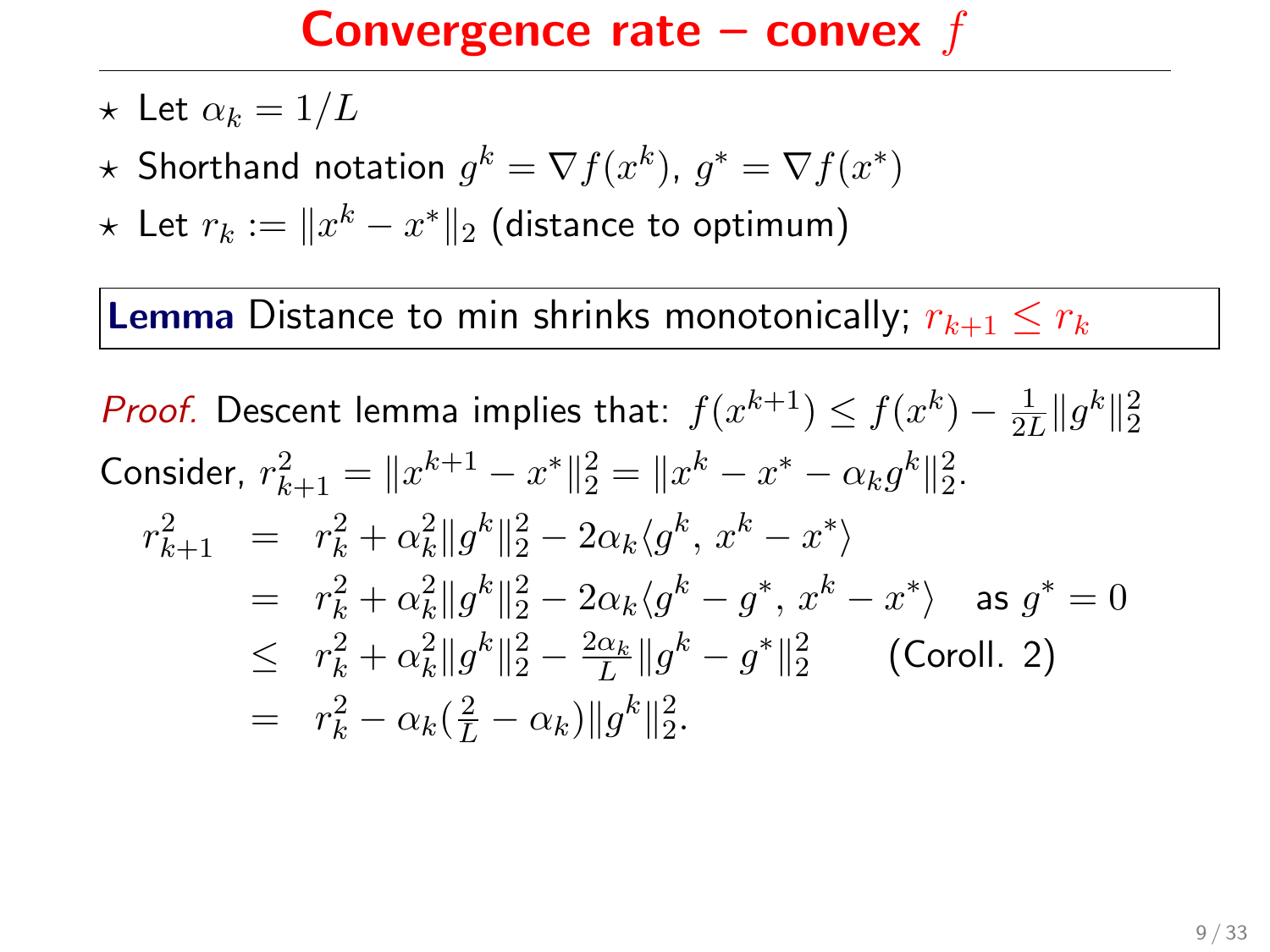# Convergence rate – convex $f$

- ⋆ Let $\alpha_k = 1/L$
- ⋆ Shorthand notation $g^k = \nabla f(x^k)$, $g^* = \nabla f(x^*)$
- ⋆ Let $r_k := \|x^k - x^*\|_2$ (distance to optimum)

**Lemma** Distance to min shrinks monotonically; $r_{k+1} \leq r_k$

*Proof.* Descent lemma implies that: $f(x^{k+1}) \leq f(x^k) - \frac{1}{2L}\|g^k\|_2^2$

Consider, $r_{k+1}^2 = \|x^{k+1} - x^*\|_2^2 = \|x^k - x^* - \alpha_k g^k\|_2^2$.

$$
\begin{aligned}
r_{k+1}^2 &= r_k^2 + \alpha_k^2\|g^k\|_2^2 - 2\alpha_k\langle g^k,\, x^k - x^*\rangle \\
&= r_k^2 + \alpha_k^2\|g^k\|_2^2 - 2\alpha_k\langle g^k - g^*,\, x^k - x^*\rangle \quad \text{as } g^* = 0 \\
&\leq r_k^2 + \alpha_k^2\|g^k\|_2^2 - \tfrac{2\alpha_k}{L}\|g^k - g^*\|_2^2 \qquad \text{(Coroll. 2)} \\
&= r_k^2 - \alpha_k(\tfrac{2}{L} - \alpha_k)\|g^k\|_2^2.
\end{aligned}
$$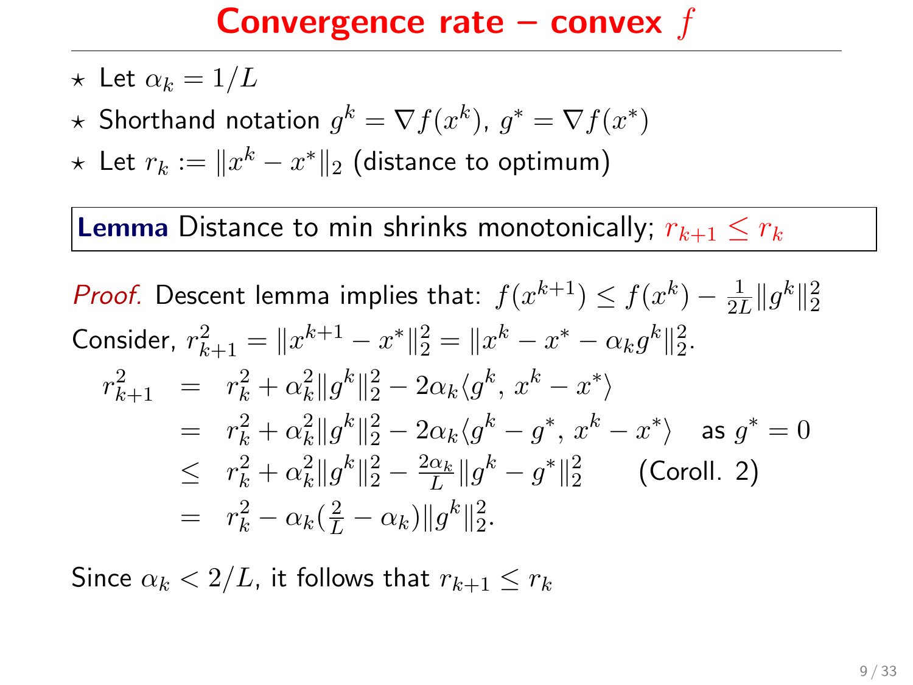# Convergence rate – convex $f$

- ⋆ Let $\alpha_k = 1/L$
- ⋆ Shorthand notation $g^k = \nabla f(x^k)$, $g^* = \nabla f(x^*)$
- ⋆ Let $r_k := \|x^k - x^*\|_2$ (distance to optimum)

**Lemma** Distance to min shrinks monotonically; $r_{k+1} \leq r_k$

*Proof.* Descent lemma implies that: $f(x^{k+1}) \leq f(x^k) - \frac{1}{2L}\|g^k\|_2^2$

Consider, $r_{k+1}^2 = \|x^{k+1} - x^*\|_2^2 = \|x^k - x^* - \alpha_k g^k\|_2^2$.

$$
\begin{aligned}
r_{k+1}^2 &= r_k^2 + \alpha_k^2 \|g^k\|_2^2 - 2\alpha_k \langle g^k, x^k - x^* \rangle \\
&= r_k^2 + \alpha_k^2 \|g^k\|_2^2 - 2\alpha_k \langle g^k - g^*, x^k - x^* \rangle \quad \text{as } g^* = 0 \\
&\leq r_k^2 + \alpha_k^2 \|g^k\|_2^2 - \tfrac{2\alpha_k}{L} \|g^k - g^*\|_2^2 \qquad \text{(Coroll. 2)} \\
&= r_k^2 - \alpha_k \left(\tfrac{2}{L} - \alpha_k\right) \|g^k\|_2^2.
\end{aligned}
$$

Since $\alpha_k < 2/L$, it follows that $r_{k+1} \leq r_k$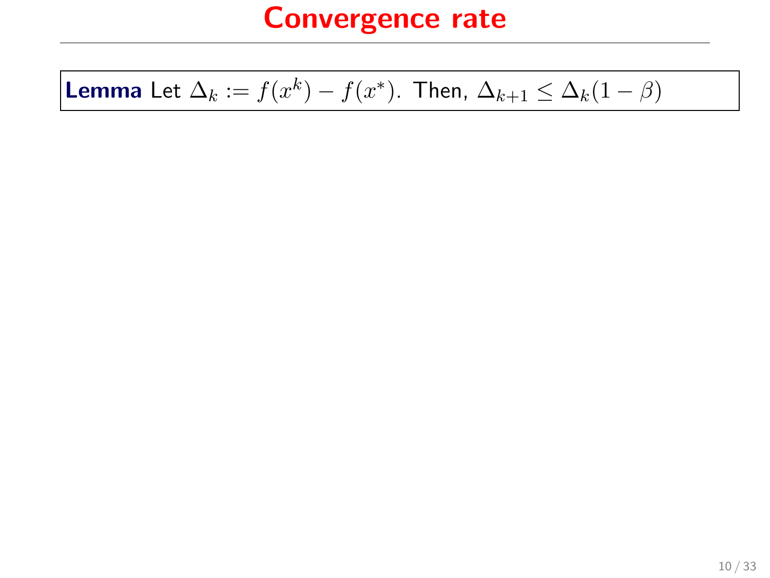# Convergence rate

**Lemma** Let $\Delta_k := f(x^k) - f(x^*)$. Then, $\Delta_{k+1} \leq \Delta_k(1-\beta)$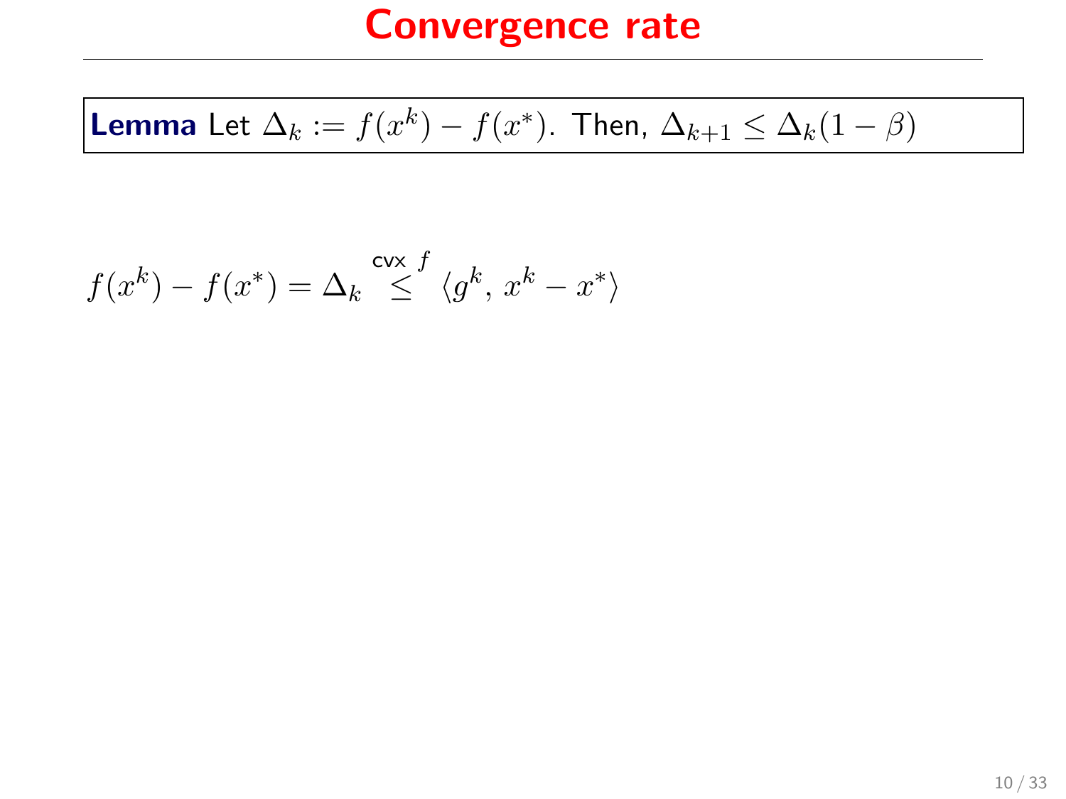# Convergence rate

**Lemma** Let $\Delta_k := f(x^k) - f(x^*)$. Then, $\Delta_{k+1} \leq \Delta_k(1-\beta)$

$$f(x^k) - f(x^*) = \Delta_k \overset{\text{cvx } f}{\leq} \langle g^k, \, x^k - x^* \rangle$$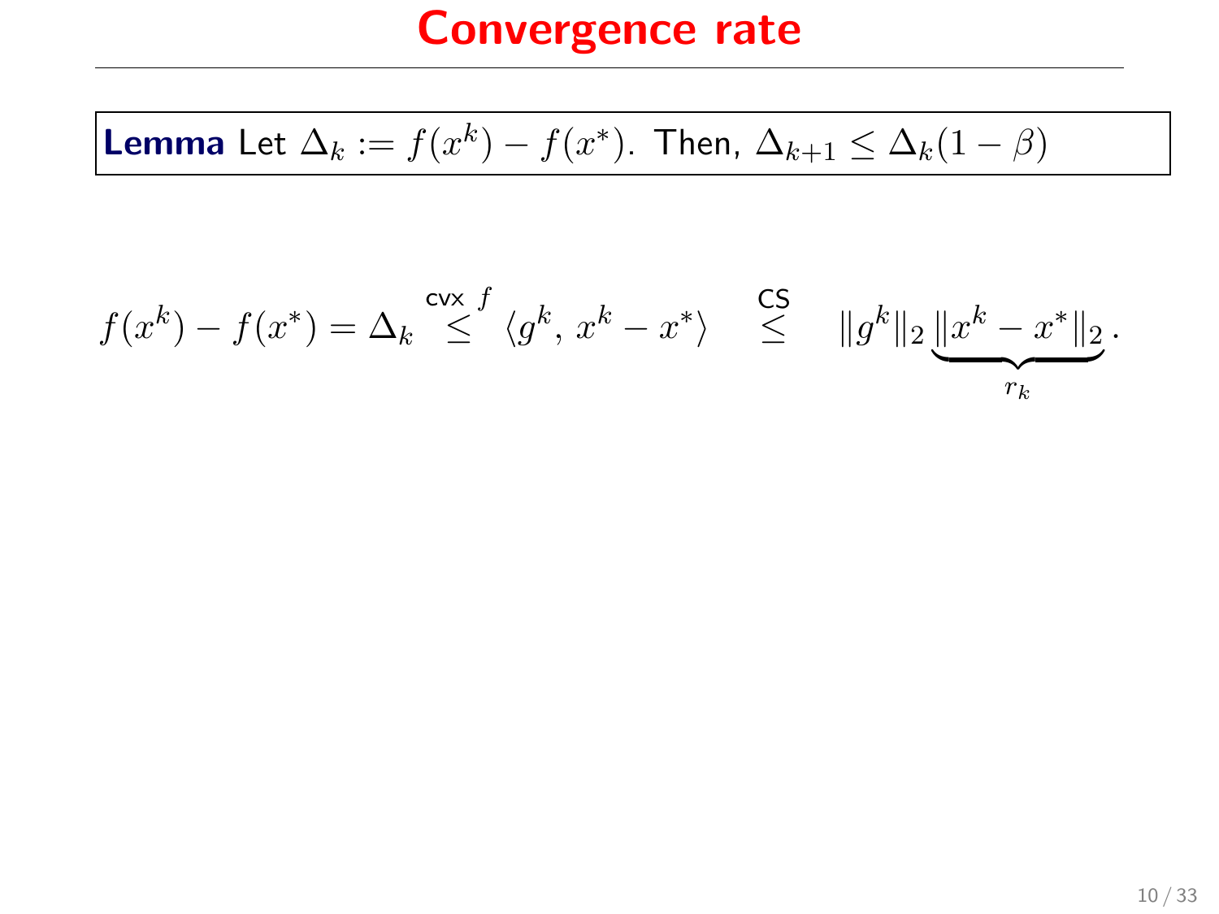# Convergence rate

**Lemma** Let $\Delta_k := f(x^k) - f(x^*)$. Then, $\Delta_{k+1} \le \Delta_k(1-\beta)$

$$f(x^k) - f(x^*) = \Delta_k \overset{\text{cvx } f}{\le} \langle g^k,\, x^k - x^* \rangle \quad \overset{\text{CS}}{\le} \quad \|g^k\|_2 \underbrace{\|x^k - x^*\|_2}_{r_k}.$$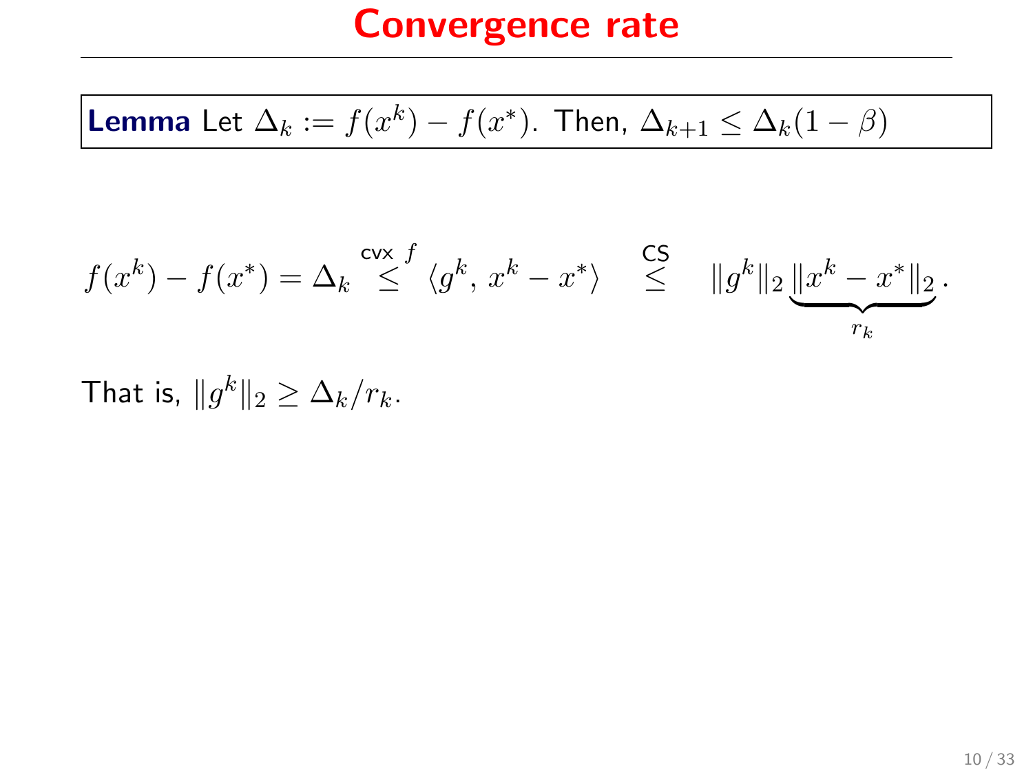# Convergence rate

**Lemma** Let $\Delta_k := f(x^k) - f(x^*)$. Then, $\Delta_{k+1} \leq \Delta_k(1-\beta)$

$$f(x^k) - f(x^*) = \Delta_k \overset{\text{cvx } f}{\leq} \langle g^k,\, x^k - x^* \rangle \quad \overset{\text{CS}}{\leq} \quad \|g^k\|_2 \underbrace{\|x^k - x^*\|_2}_{r_k}.$$

That is, $\|g^k\|_2 \geq \Delta_k / r_k$.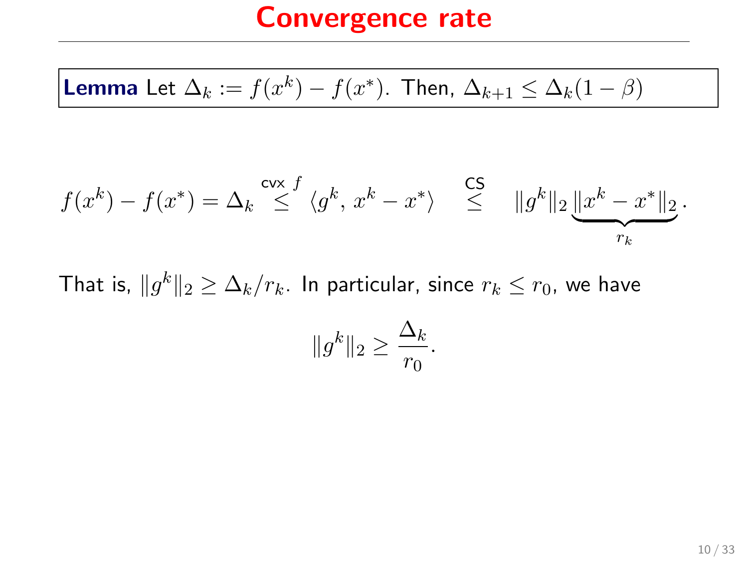# Convergence rate

**Lemma** Let $\Delta_k := f(x^k) - f(x^*)$. Then, $\Delta_{k+1} \leq \Delta_k(1-\beta)$

$$f(x^k) - f(x^*) = \Delta_k \overset{\text{cvx } f}{\leq} \langle g^k,\, x^k - x^* \rangle \overset{\text{CS}}{\leq} \|g^k\|_2 \underbrace{\|x^k - x^*\|_2}_{r_k}.$$

That is, $\|g^k\|_2 \geq \Delta_k / r_k$. In particular, since $r_k \leq r_0$, we have

$$\|g^k\|_2 \geq \frac{\Delta_k}{r_0}.$$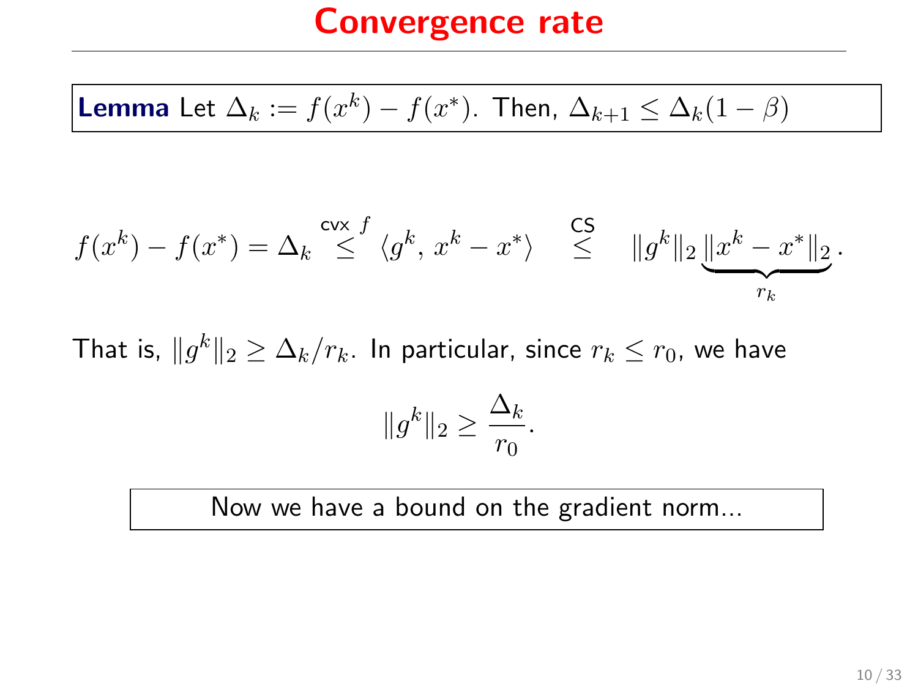# Convergence rate

**Lemma** Let $\Delta_k := f(x^k) - f(x^*)$. Then, $\Delta_{k+1} \le \Delta_k(1-\beta)$

$$f(x^k) - f(x^*) = \Delta_k \overset{\text{cvx } f}{\le} \langle g^k,\, x^k - x^* \rangle \quad \overset{\text{CS}}{\le} \quad \|g^k\|_2 \underbrace{\|x^k - x^*\|_2}_{r_k}.$$

That is, $\|g^k\|_2 \ge \Delta_k / r_k$. In particular, since $r_k \le r_0$, we have

$$\|g^k\|_2 \ge \frac{\Delta_k}{r_0}.$$

Now we have a bound on the gradient norm...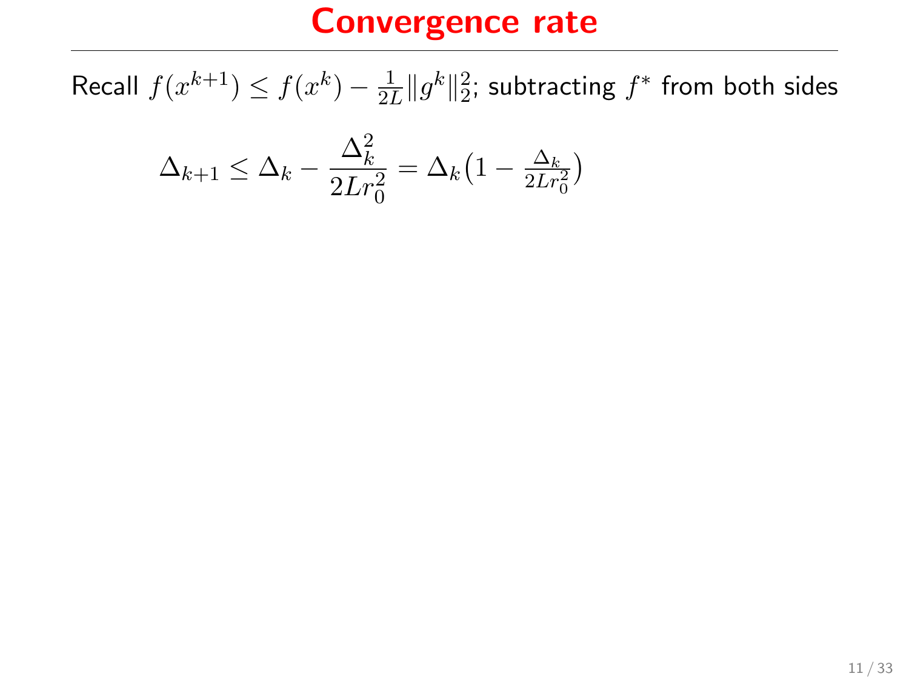# Convergence rate

Recall $f(x^{k+1}) \leq f(x^k) - \frac{1}{2L}\|g^k\|_2^2$; subtracting $f^*$ from both sides

$$\Delta_{k+1} \leq \Delta_k - \frac{\Delta_k^2}{2Lr_0^2} = \Delta_k\big(1 - \tfrac{\Delta_k}{2Lr_0^2}\big)$$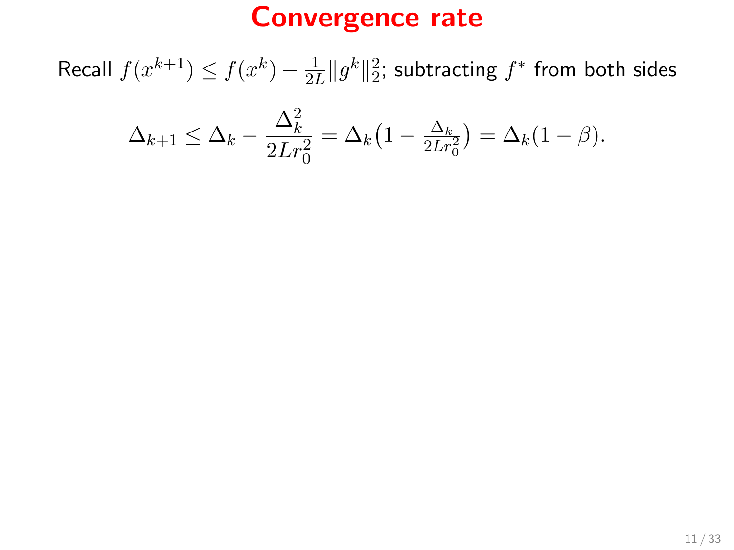# Convergence rate

Recall $f(x^{k+1}) \leq f(x^k) - \frac{1}{2L}\|g^k\|_2^2$; subtracting $f^*$ from both sides

$$\Delta_{k+1} \leq \Delta_k - \frac{\Delta_k^2}{2Lr_0^2} = \Delta_k\big(1 - \tfrac{\Delta_k}{2Lr_0^2}\big) = \Delta_k(1-\beta).$$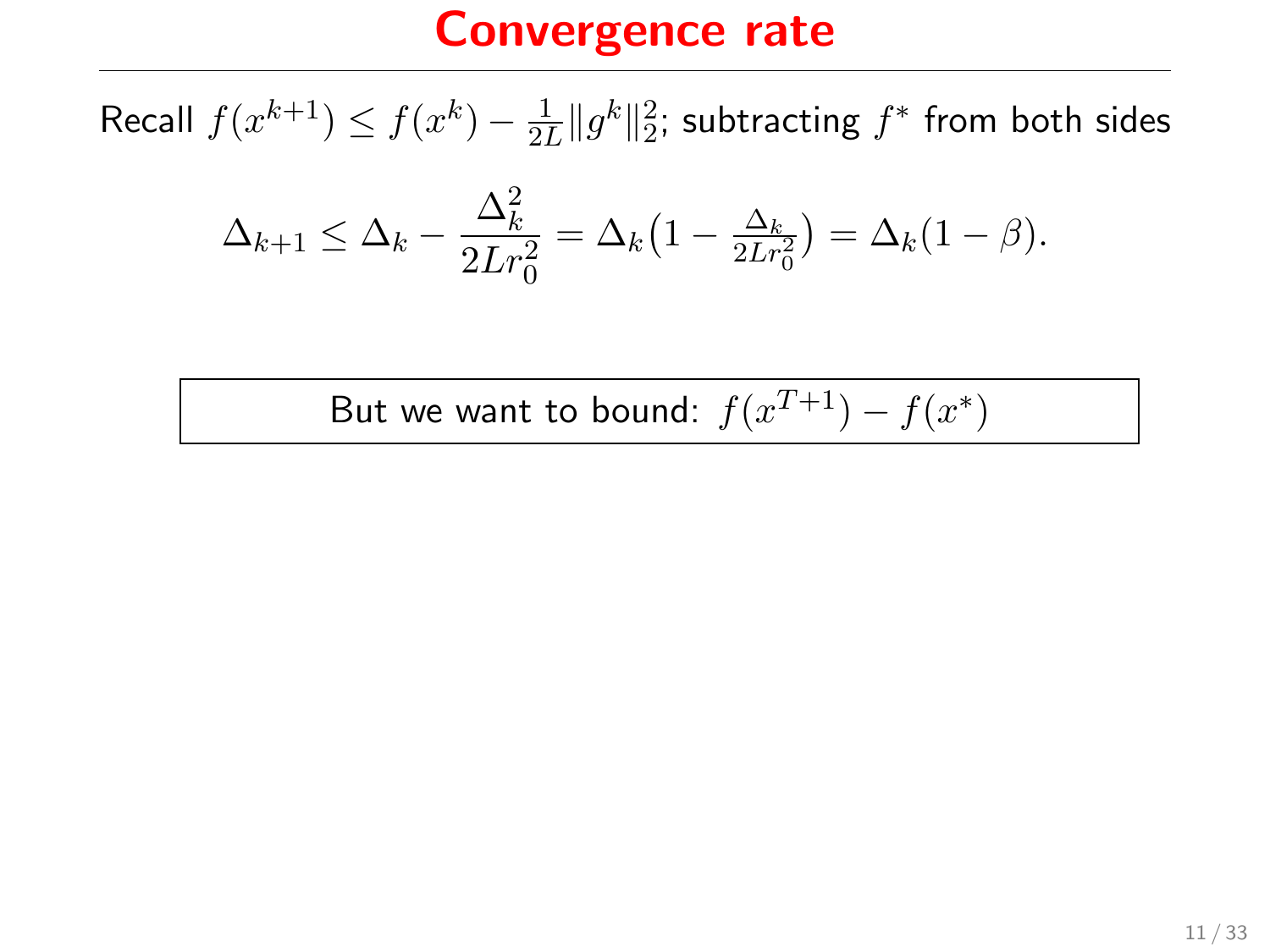# Convergence rate

Recall $f(x^{k+1}) \leq f(x^k) - \frac{1}{2L}\|g^k\|_2^2$; subtracting $f^*$ from both sides

$$\Delta_{k+1} \leq \Delta_k - \frac{\Delta_k^2}{2Lr_0^2} = \Delta_k\big(1 - \tfrac{\Delta_k}{2Lr_0^2}\big) = \Delta_k(1-\beta).$$

But we want to bound: $f(x^{T+1}) - f(x^*)$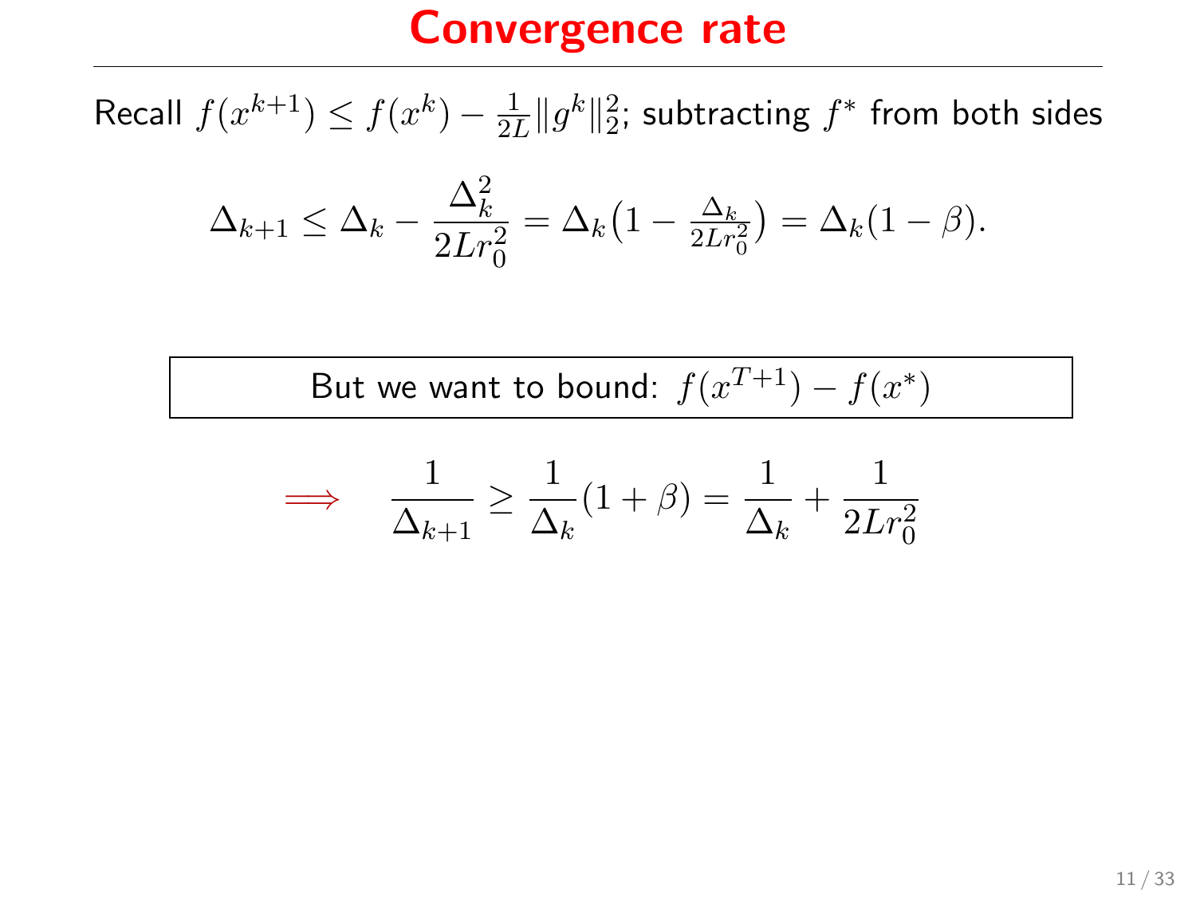# Convergence rate

Recall $f(x^{k+1}) \leq f(x^k) - \frac{1}{2L}\|g^k\|_2^2$; subtracting $f^*$ from both sides

$$\Delta_{k+1} \leq \Delta_k - \frac{\Delta_k^2}{2Lr_0^2} = \Delta_k\big(1 - \tfrac{\Delta_k}{2Lr_0^2}\big) = \Delta_k(1-\beta).$$

But we want to bound: $f(x^{T+1}) - f(x^*)$

$$\implies \quad \frac{1}{\Delta_{k+1}} \geq \frac{1}{\Delta_k}(1+\beta) = \frac{1}{\Delta_k} + \frac{1}{2Lr_0^2}$$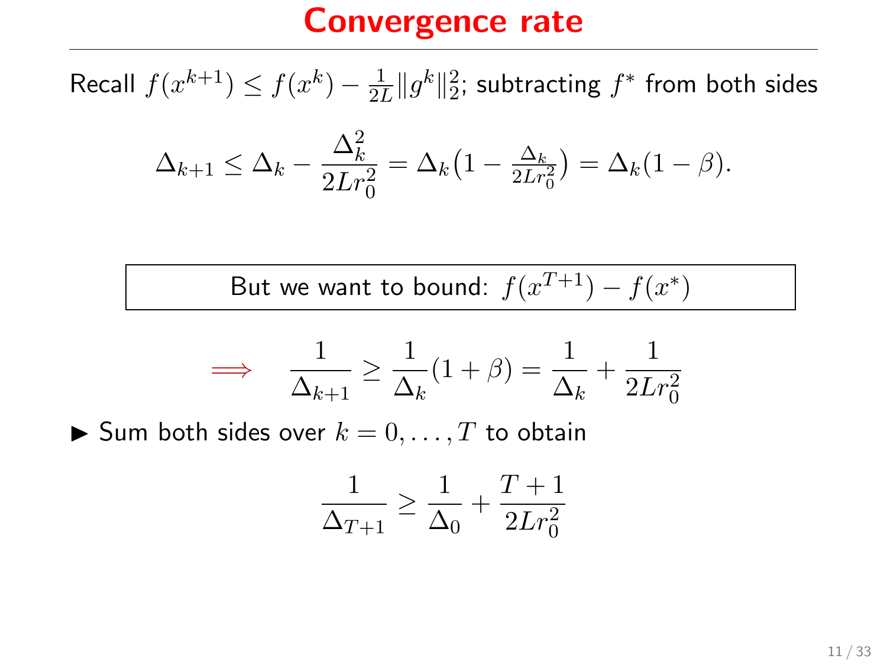# Convergence rate

Recall $f(x^{k+1}) \leq f(x^k) - \frac{1}{2L}\|g^k\|_2^2$; subtracting $f^*$ from both sides

$$\Delta_{k+1} \leq \Delta_k - \frac{\Delta_k^2}{2Lr_0^2} = \Delta_k\big(1 - \tfrac{\Delta_k}{2Lr_0^2}\big) = \Delta_k(1-\beta).$$

| But we want to bound: $f(x^{T+1}) - f(x^*)$ |
|---|

$$\Longrightarrow \quad \frac{1}{\Delta_{k+1}} \geq \frac{1}{\Delta_k}(1+\beta) = \frac{1}{\Delta_k} + \frac{1}{2Lr_0^2}$$

- Sum both sides over $k = 0, \ldots, T$ to obtain

$$\frac{1}{\Delta_{T+1}} \geq \frac{1}{\Delta_0} + \frac{T+1}{2Lr_0^2}$$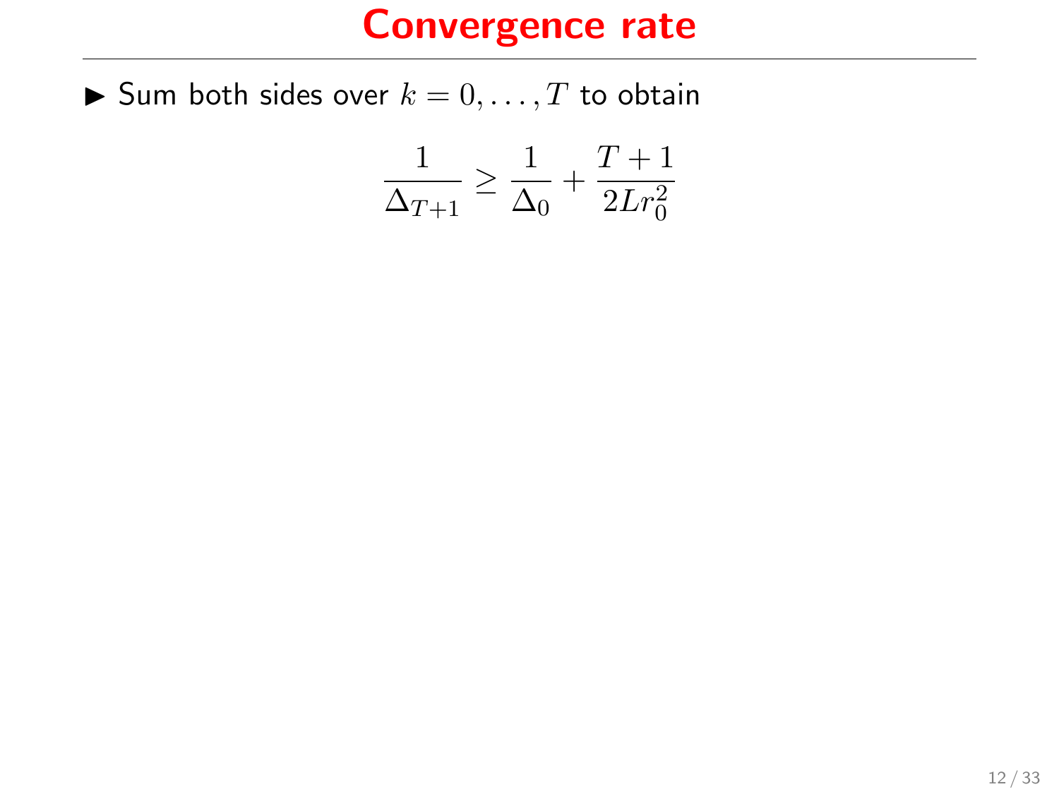# Convergence rate

- Sum both sides over $k = 0, \ldots, T$ to obtain

$$\frac{1}{\Delta_{T+1}} \geq \frac{1}{\Delta_0} + \frac{T+1}{2Lr_0^2}$$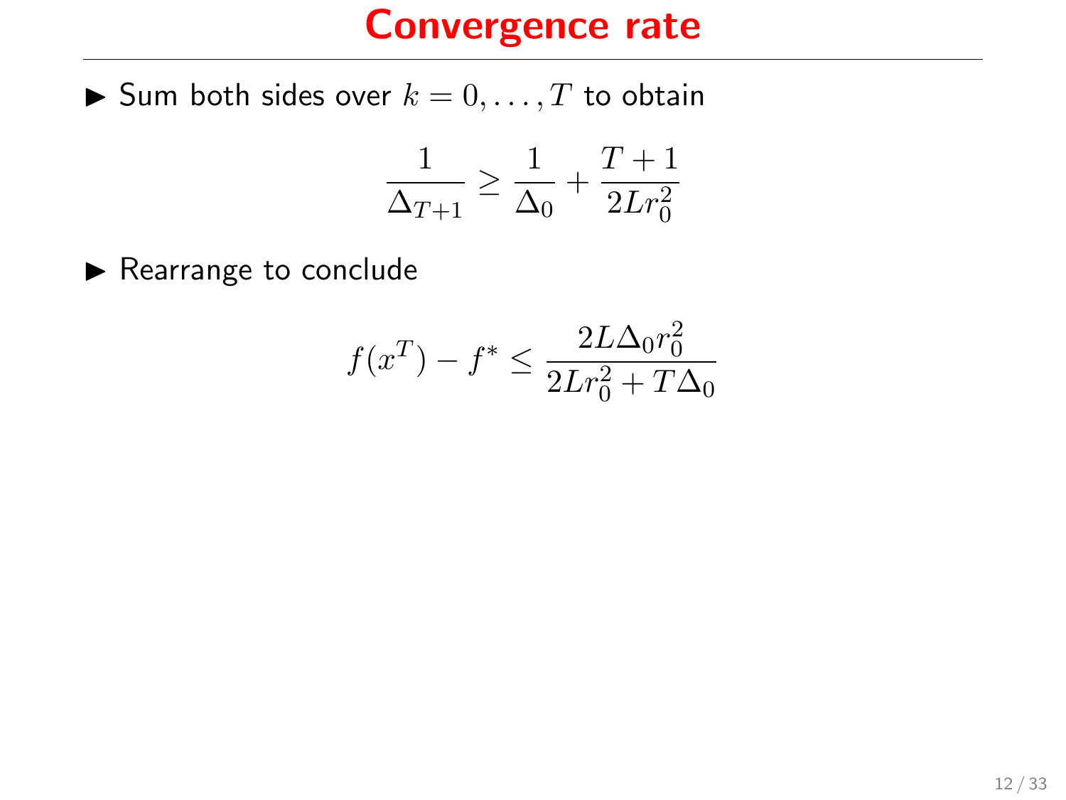# Convergence rate

- Sum both sides over $k = 0, \ldots, T$ to obtain

$$\frac{1}{\Delta_{T+1}} \geq \frac{1}{\Delta_0} + \frac{T+1}{2Lr_0^2}$$

- Rearrange to conclude

$$f(x^T) - f^* \leq \frac{2L\Delta_0 r_0^2}{2Lr_0^2 + T\Delta_0}$$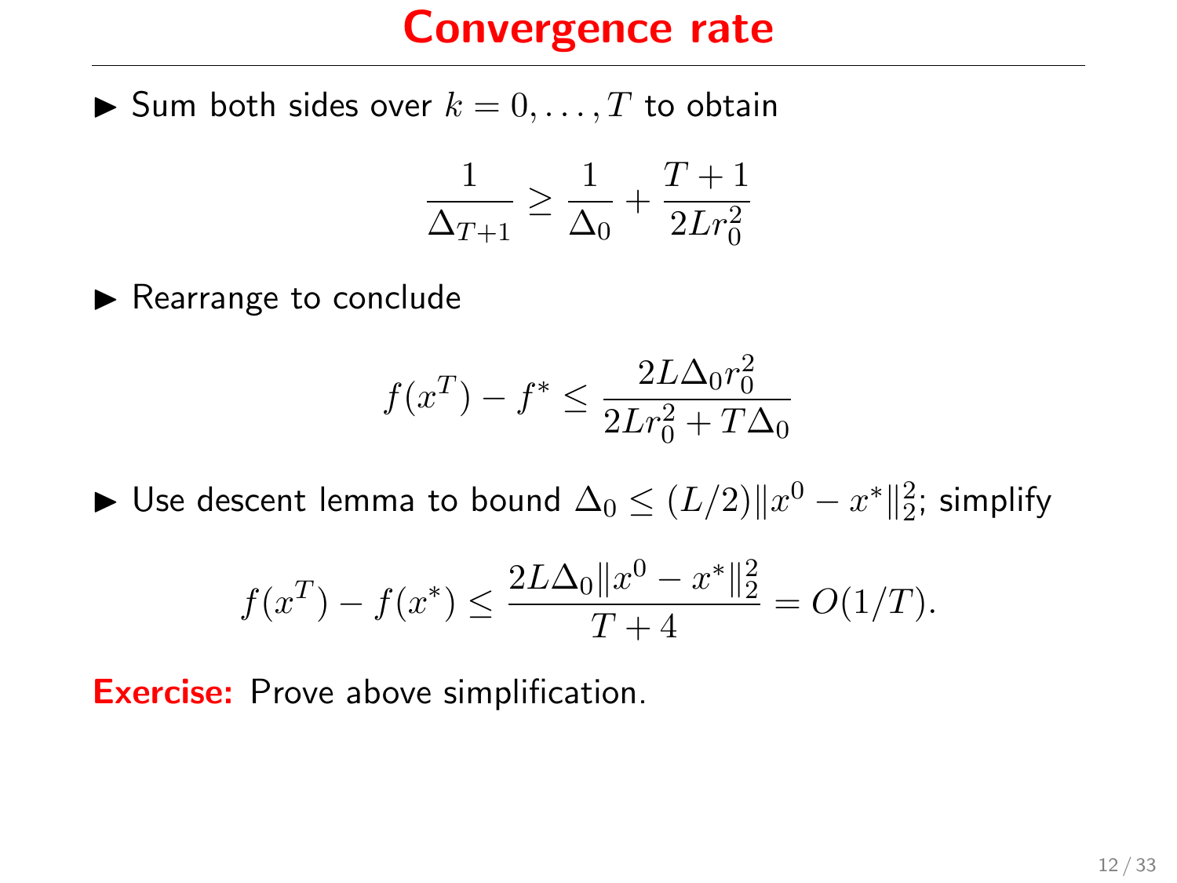# Convergence rate

- Sum both sides over $k = 0, \ldots, T$ to obtain

$$\frac{1}{\Delta_{T+1}} \geq \frac{1}{\Delta_0} + \frac{T+1}{2Lr_0^2}$$

- Rearrange to conclude

$$f(x^T) - f^* \leq \frac{2L\Delta_0 r_0^2}{2Lr_0^2 + T\Delta_0}$$

- Use descent lemma to bound $\Delta_0 \leq (L/2)\|x^0 - x^*\|_2^2$; simplify

$$f(x^T) - f(x^*) \leq \frac{2L\Delta_0\|x^0 - x^*\|_2^2}{T+4} = O(1/T).$$

**Exercise:** Prove above simplification.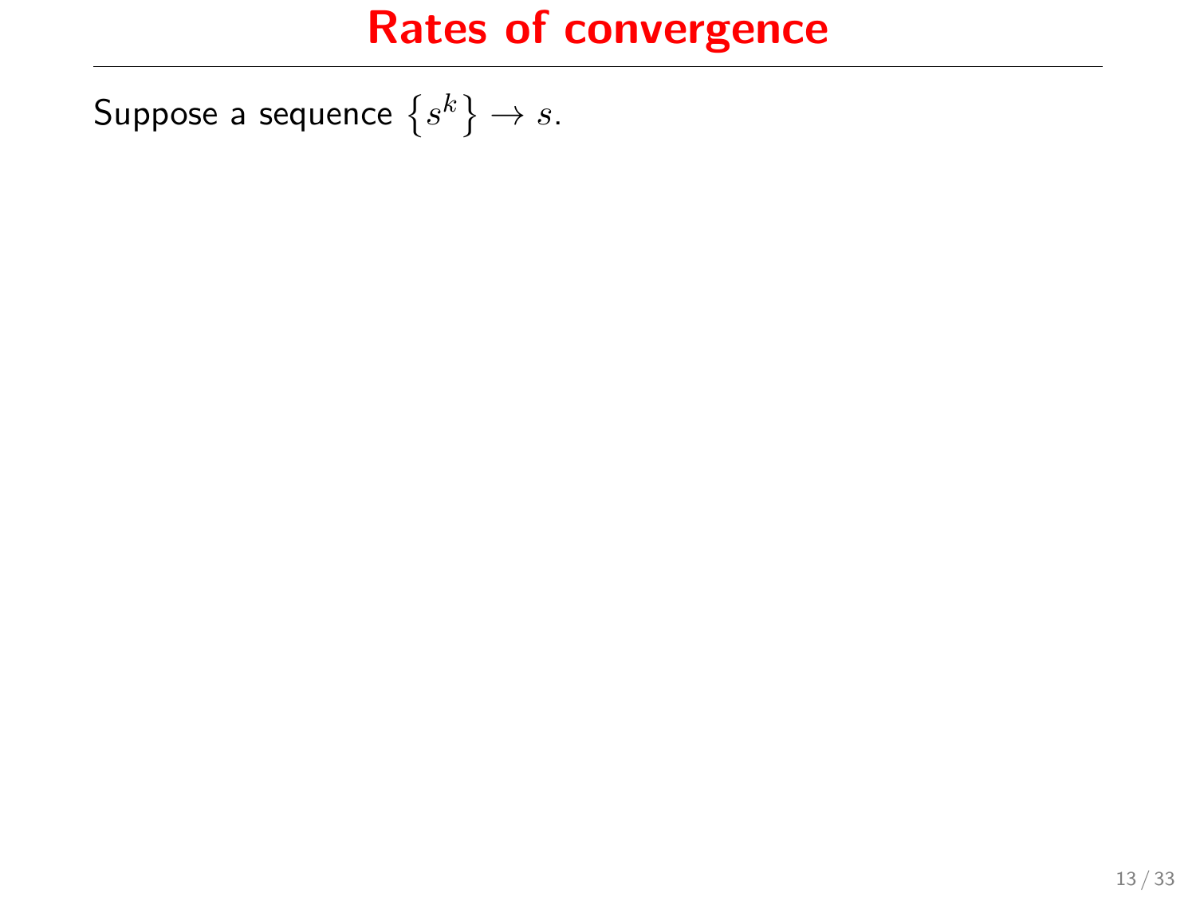# Rates of convergence

Suppose a sequence $\left\{ s^k \right\} \to s$.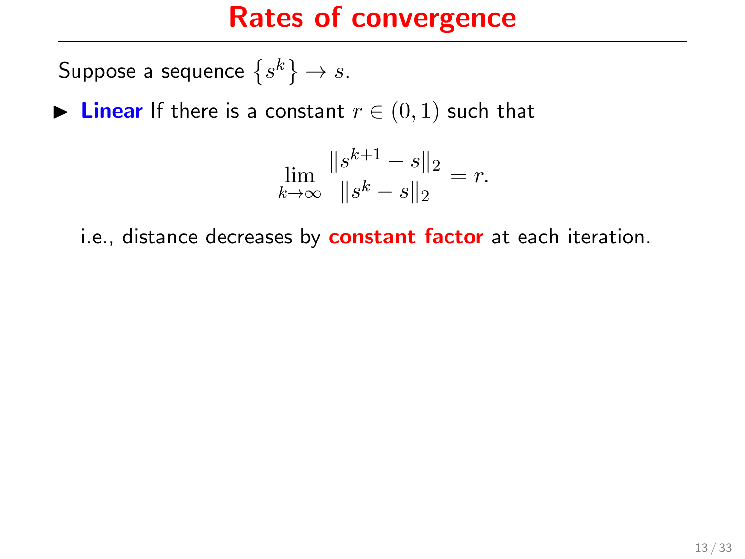# Rates of convergence

Suppose a sequence $\{s^k\} \to s$.

- **Linear** If there is a constant $r \in (0,1)$ such that

$$\lim_{k\to\infty} \frac{\|s^{k+1} - s\|_2}{\|s^k - s\|_2} = r.$$

  i.e., distance decreases by **constant factor** at each iteration.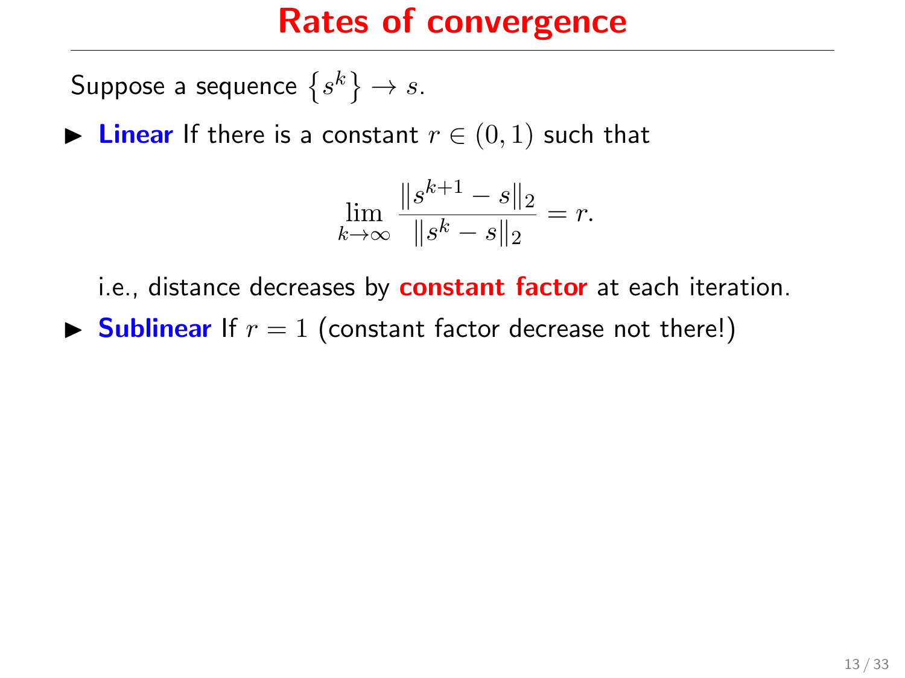# Rates of convergence

Suppose a sequence $\{s^k\} \to s$.

- **Linear** If there is a constant $r \in (0, 1)$ such that

$$\lim_{k\to\infty} \frac{\|s^{k+1} - s\|_2}{\|s^k - s\|_2} = r.$$

  i.e., distance decreases by **constant factor** at each iteration.

- **Sublinear** If $r = 1$ (constant factor decrease not there!)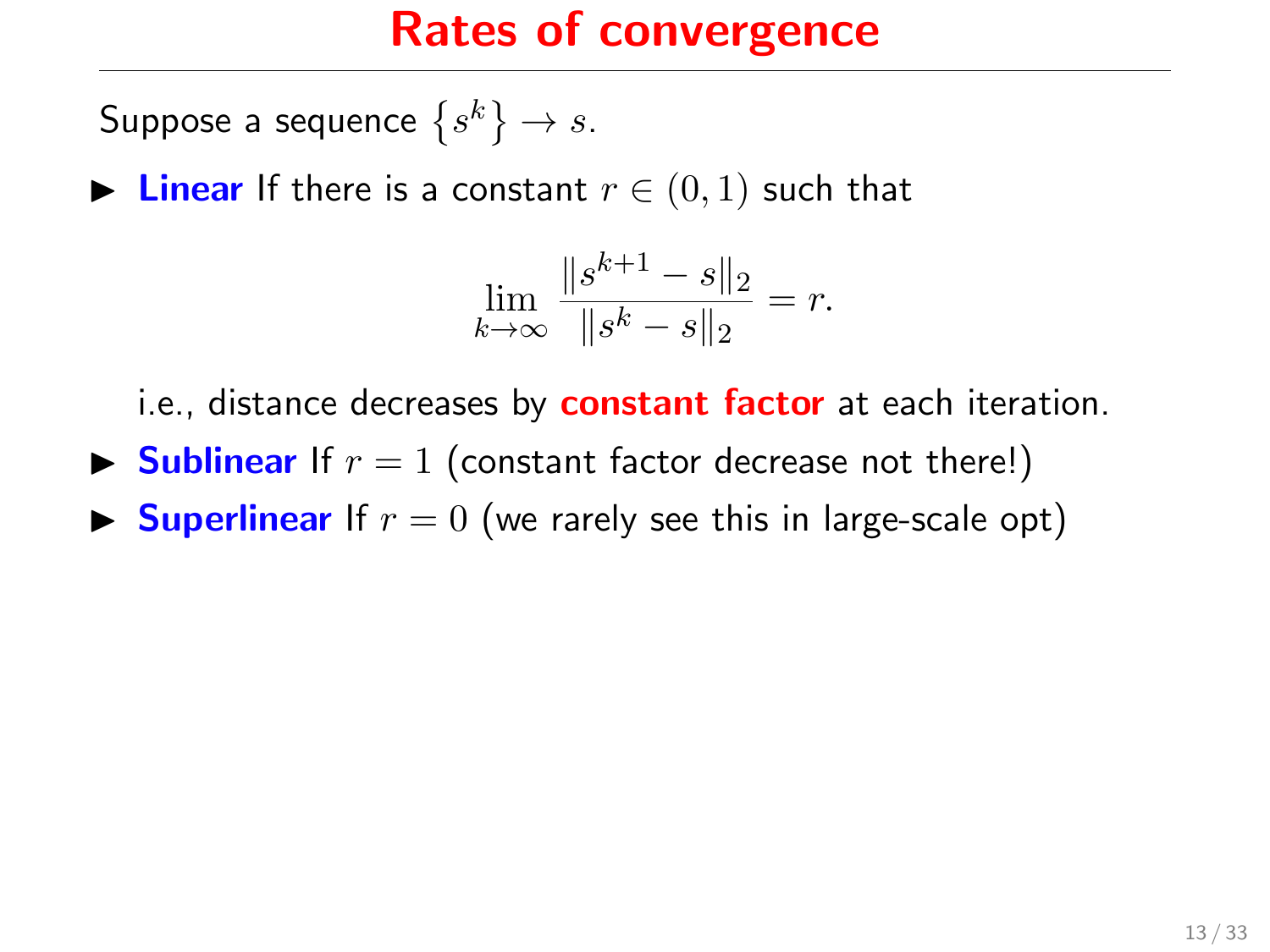# Rates of convergence

Suppose a sequence $\{s^k\} \to s$.

- **Linear** If there is a constant $r \in (0,1)$ such that

$$\lim_{k\to\infty} \frac{\|s^{k+1} - s\|_2}{\|s^k - s\|_2} = r.$$

  i.e., distance decreases by **constant factor** at each iteration.

- **Sublinear** If $r = 1$ (constant factor decrease not there!)
- **Superlinear** If $r = 0$ (we rarely see this in large-scale opt)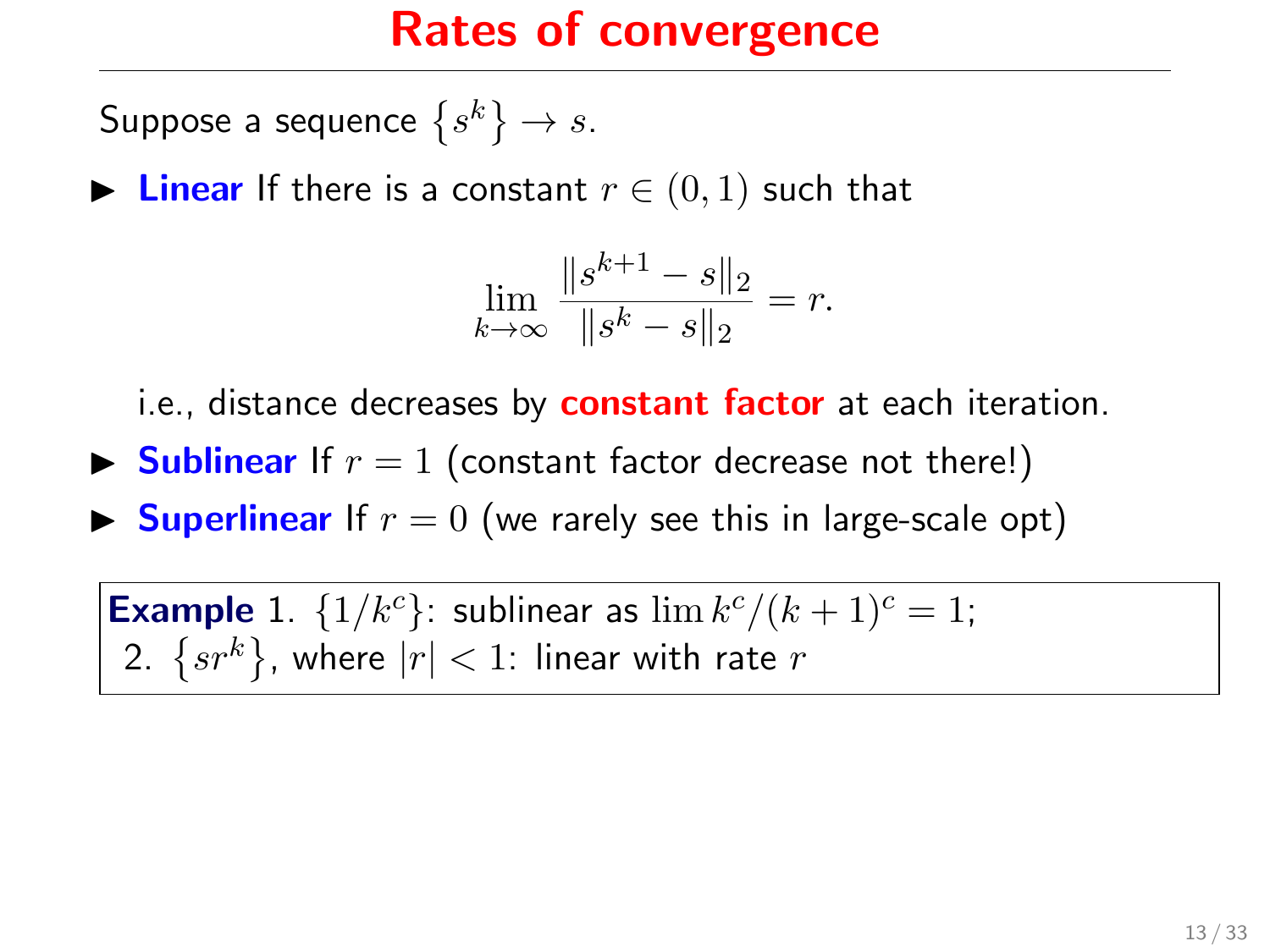# Rates of convergence

Suppose a sequence $\{s^k\} \to s$.

- **Linear** If there is a constant $r \in (0,1)$ such that

$$\lim_{k\to\infty} \frac{\|s^{k+1} - s\|_2}{\|s^k - s\|_2} = r.$$

  i.e., distance decreases by **constant factor** at each iteration.

- **Sublinear** If $r = 1$ (constant factor decrease not there!)
- **Superlinear** If $r = 0$ (we rarely see this in large-scale opt)

**Example** 1. $\{1/k^c\}$: sublinear as $\lim k^c/(k+1)^c = 1$;
2. $\{sr^k\}$, where $|r| < 1$: linear with rate $r$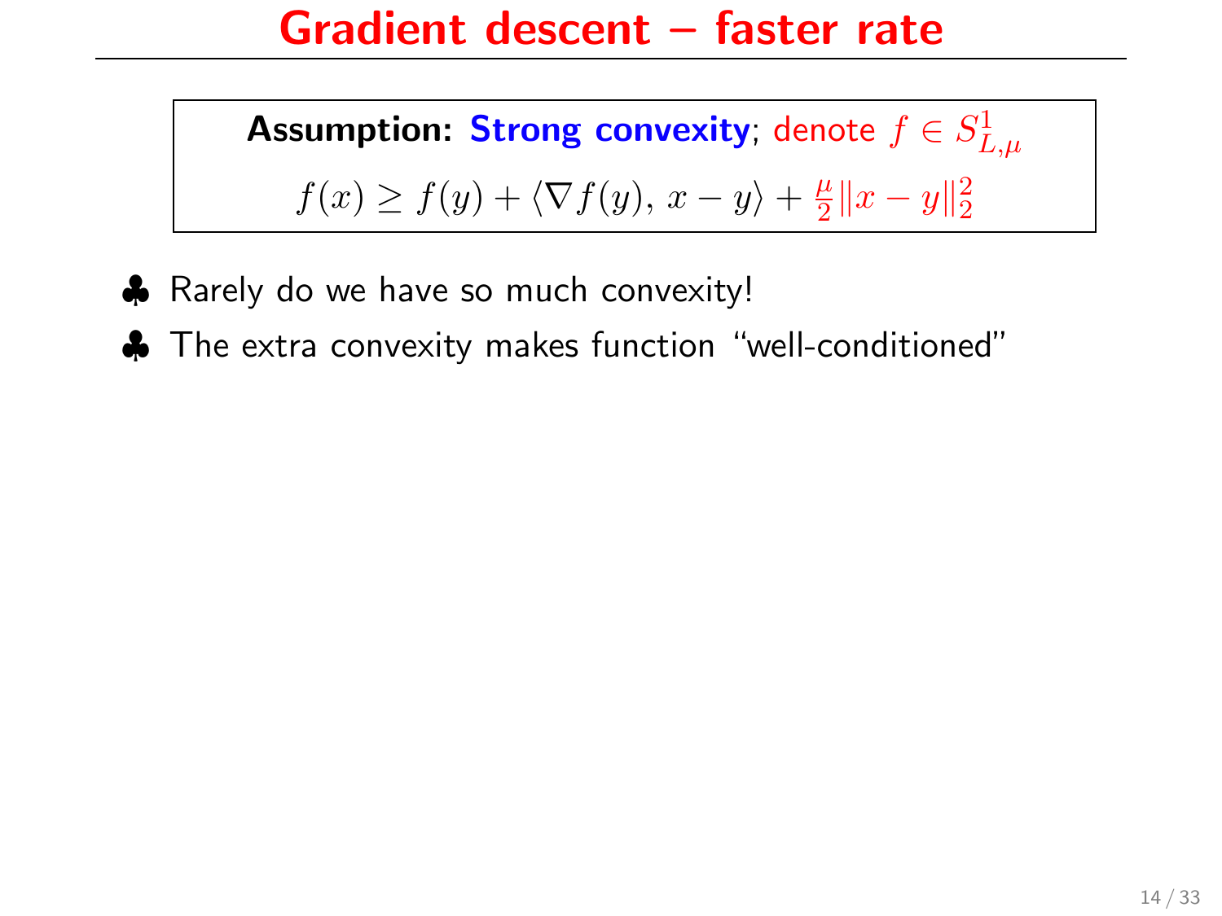# Gradient descent – faster rate

**Assumption: Strong convexity**; denote $f \in S^1_{L,\mu}$

$$f(x) \geq f(y) + \langle \nabla f(y),\, x - y \rangle + \frac{\mu}{2}\|x - y\|_2^2$$

- ♣ Rarely do we have so much convexity!
- ♣ The extra convexity makes function “well-conditioned”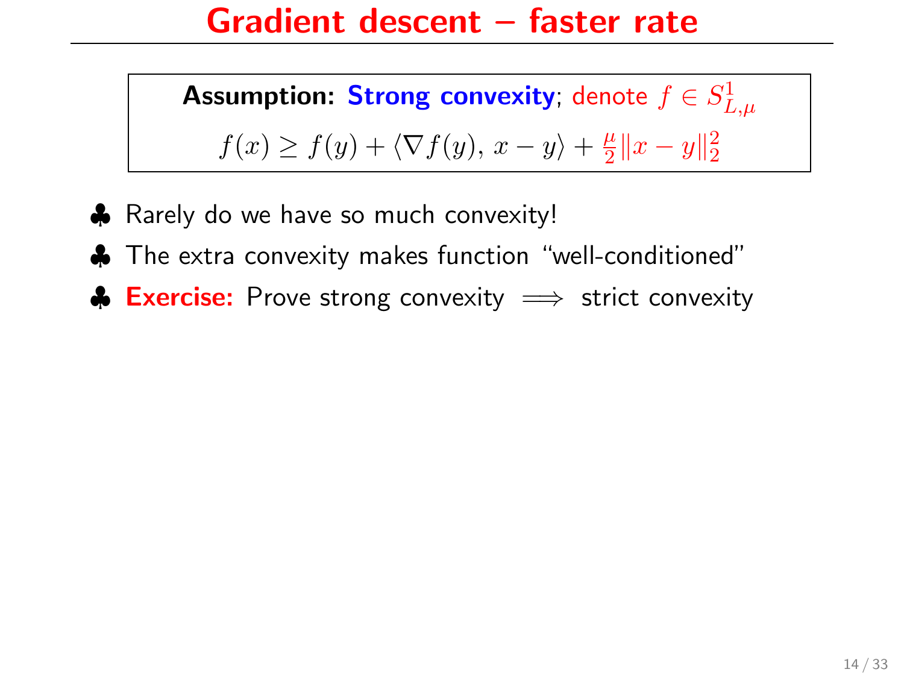# Gradient descent – faster rate

**Assumption: Strong convexity**; denote $f \in S^1_{L,\mu}$

$$f(x) \geq f(y) + \langle \nabla f(y), x - y \rangle + \frac{\mu}{2}\|x - y\|_2^2$$

- ♣ Rarely do we have so much convexity!
- ♣ The extra convexity makes function "well-conditioned"
- ♣ **Exercise:** Prove strong convexity $\implies$ strict convexity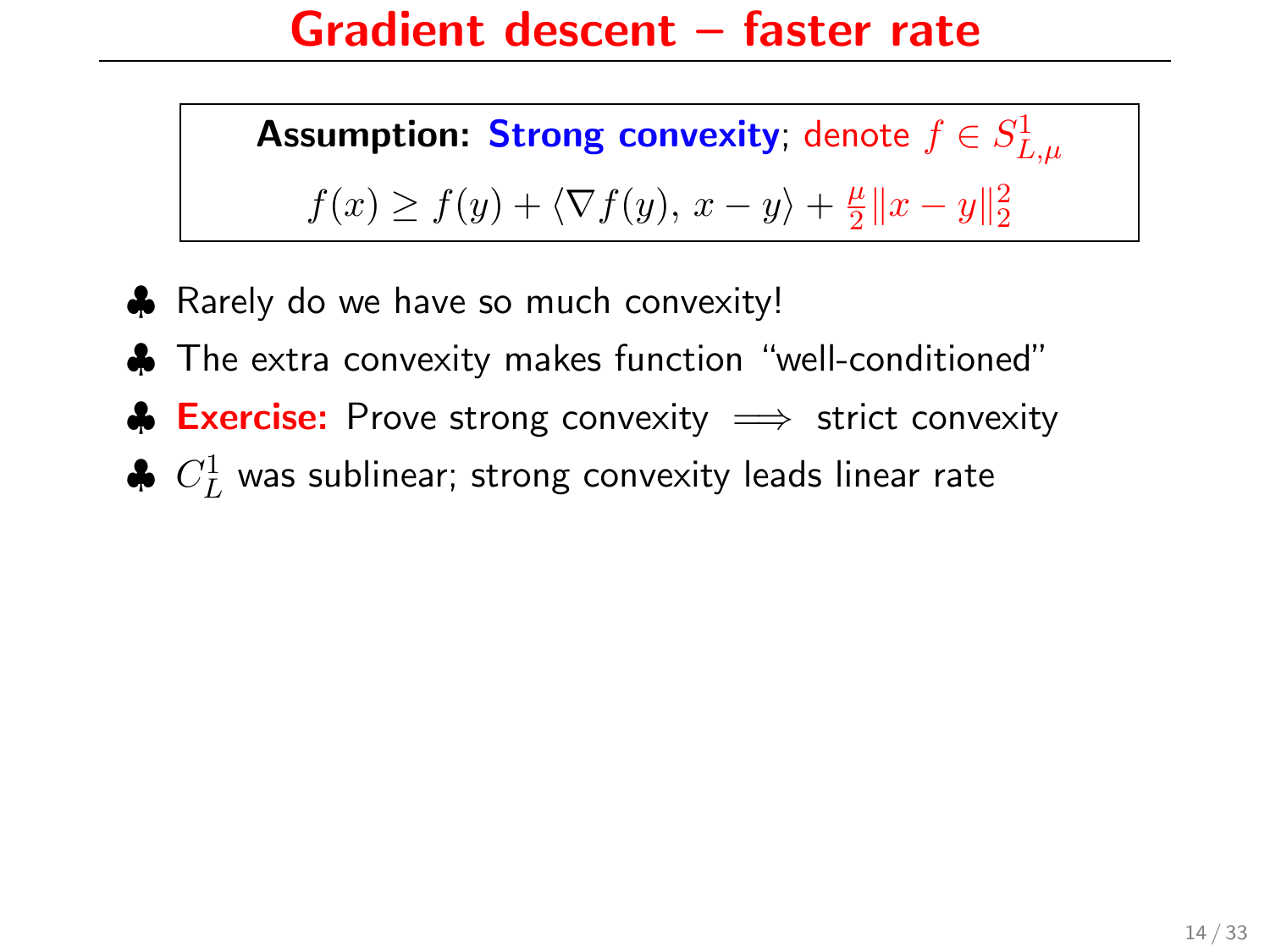# Gradient descent – faster rate

**Assumption: Strong convexity**; denote $f \in S^1_{L,\mu}$

$$f(x) \geq f(y) + \langle \nabla f(y),\, x - y \rangle + \frac{\mu}{2}\|x - y\|_2^2$$

- Rarely do we have so much convexity!
- The extra convexity makes function "well-conditioned"
- **Exercise:** Prove strong convexity $\implies$ strict convexity
- $C^1_L$ was sublinear; strong convexity leads linear rate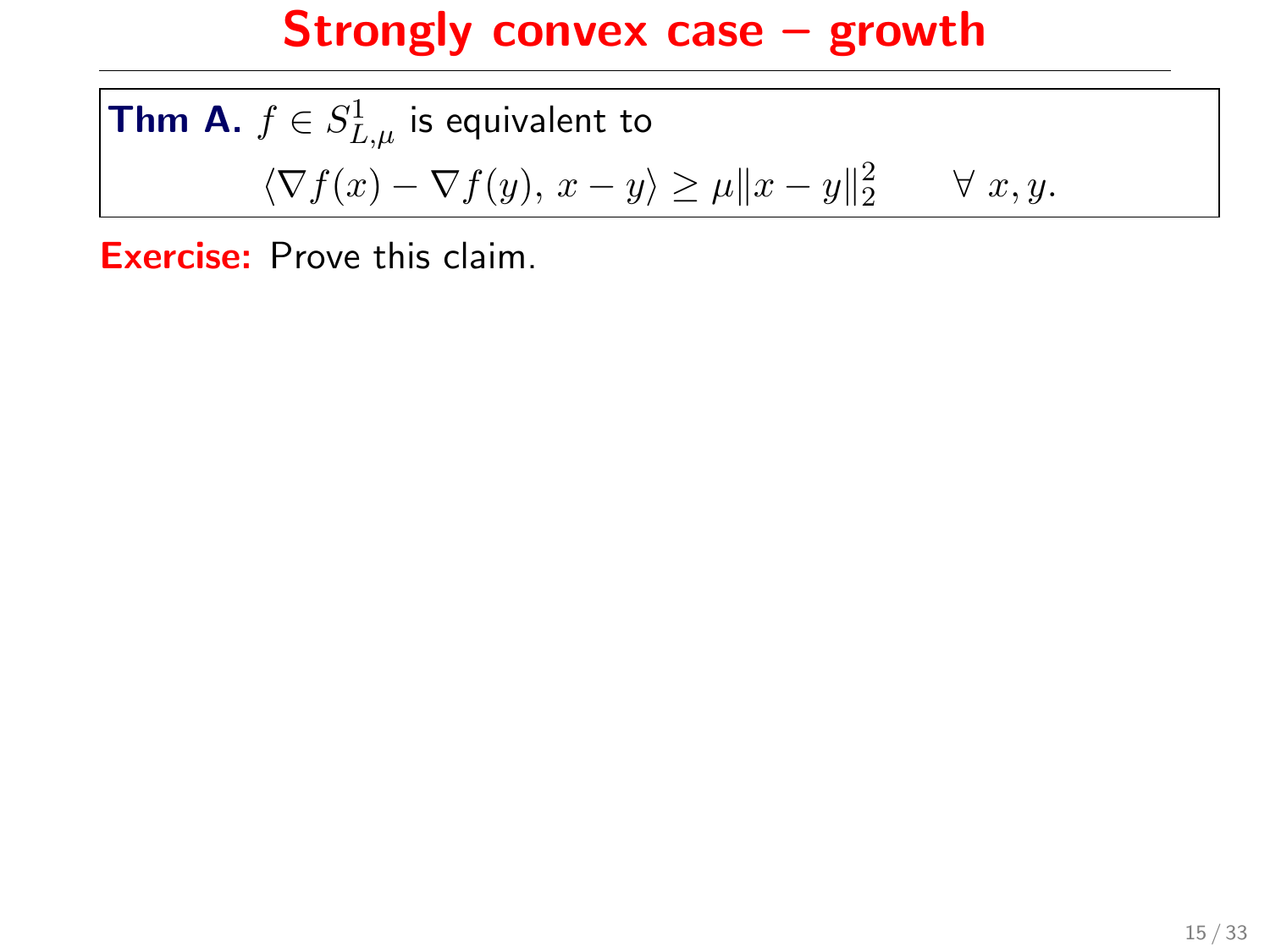# Strongly convex case – growth

**Thm A.** $f \in S^1_{L,\mu}$ is equivalent to

$$\langle \nabla f(x) - \nabla f(y),\, x - y \rangle \geq \mu \|x - y\|_2^2 \qquad \forall\; x, y.$$

**Exercise:** Prove this claim.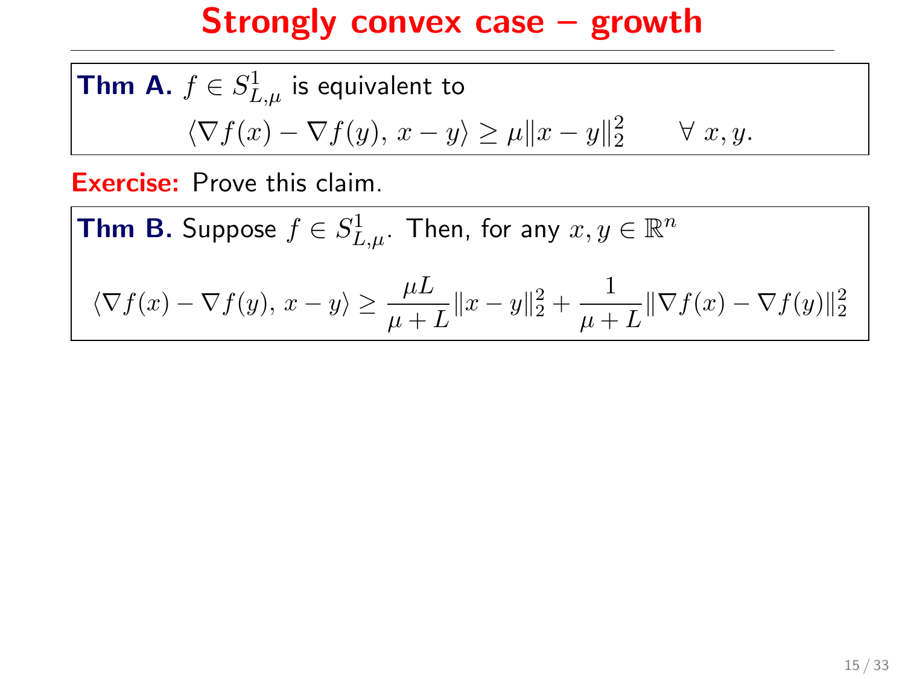# Strongly convex case – growth

**Thm A.** $f \in S^1_{L,\mu}$ is equivalent to

$$\langle \nabla f(x) - \nabla f(y),\, x - y \rangle \geq \mu \|x - y\|_2^2 \qquad \forall\ x, y.$$

**Exercise:** Prove this claim.

**Thm B.** Suppose $f \in S^1_{L,\mu}$. Then, for any $x, y \in \mathbb{R}^n$

$$\langle \nabla f(x) - \nabla f(y),\, x - y \rangle \geq \frac{\mu L}{\mu + L} \|x - y\|_2^2 + \frac{1}{\mu + L} \|\nabla f(x) - \nabla f(y)\|_2^2$$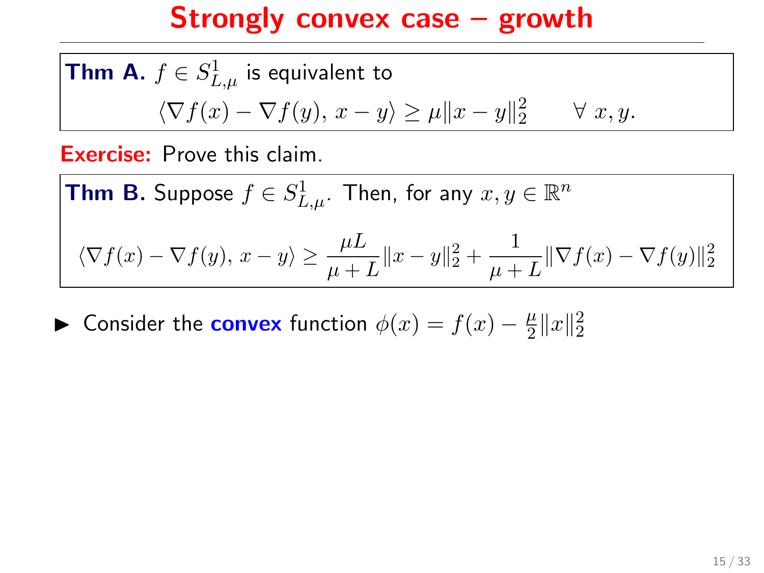# Strongly convex case – growth

**Thm A.** $f \in S^1_{L,\mu}$ is equivalent to

$$\langle \nabla f(x) - \nabla f(y),\, x - y \rangle \geq \mu \|x - y\|_2^2 \qquad \forall\; x, y.$$

**Exercise:** Prove this claim.

**Thm B.** Suppose $f \in S^1_{L,\mu}$. Then, for any $x, y \in \mathbb{R}^n$

$$\langle \nabla f(x) - \nabla f(y),\, x - y \rangle \geq \frac{\mu L}{\mu + L}\|x - y\|_2^2 + \frac{1}{\mu + L}\|\nabla f(x) - \nabla f(y)\|_2^2$$

- Consider the **convex** function $\phi(x) = f(x) - \frac{\mu}{2}\|x\|_2^2$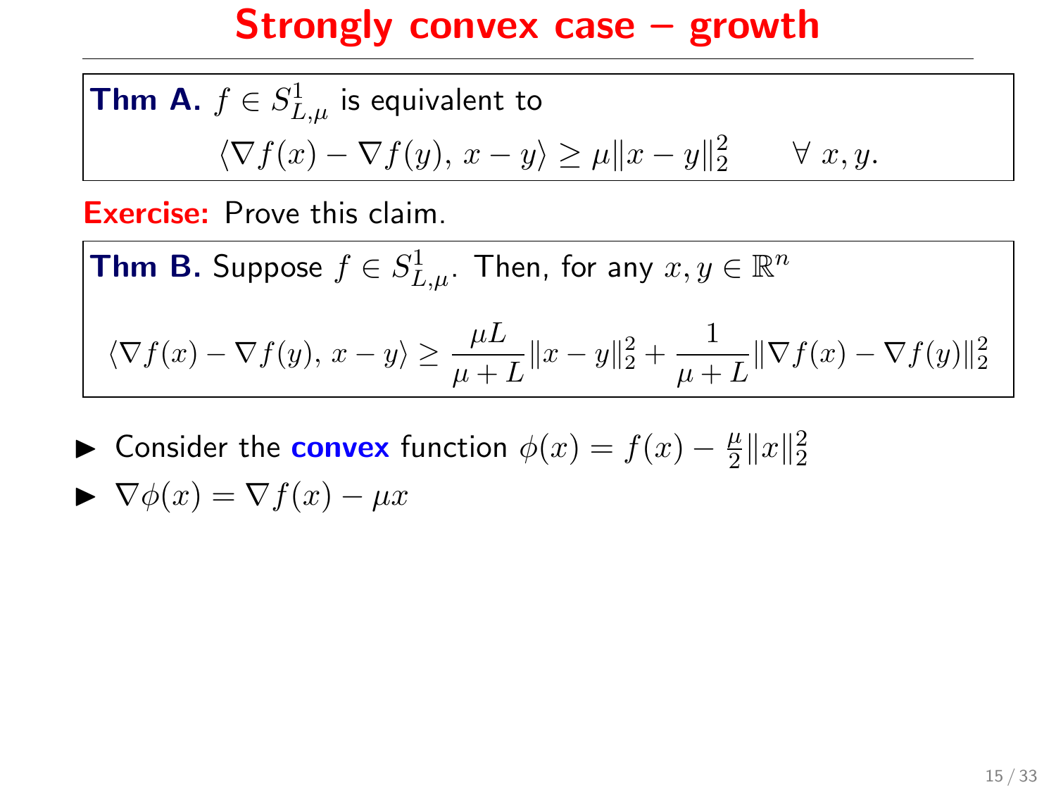# Strongly convex case – growth

**Thm A.** $f \in S^1_{L,\mu}$ is equivalent to

$$\langle \nabla f(x) - \nabla f(y),\, x - y \rangle \geq \mu \|x - y\|_2^2 \qquad \forall\ x, y.$$

**Exercise:** Prove this claim.

**Thm B.** Suppose $f \in S^1_{L,\mu}$. Then, for any $x, y \in \mathbb{R}^n$

$$\langle \nabla f(x) - \nabla f(y),\, x - y \rangle \geq \frac{\mu L}{\mu + L}\|x - y\|_2^2 + \frac{1}{\mu + L}\|\nabla f(x) - \nabla f(y)\|_2^2$$

- Consider the **convex** function $\phi(x) = f(x) - \frac{\mu}{2}\|x\|_2^2$
- $\nabla \phi(x) = \nabla f(x) - \mu x$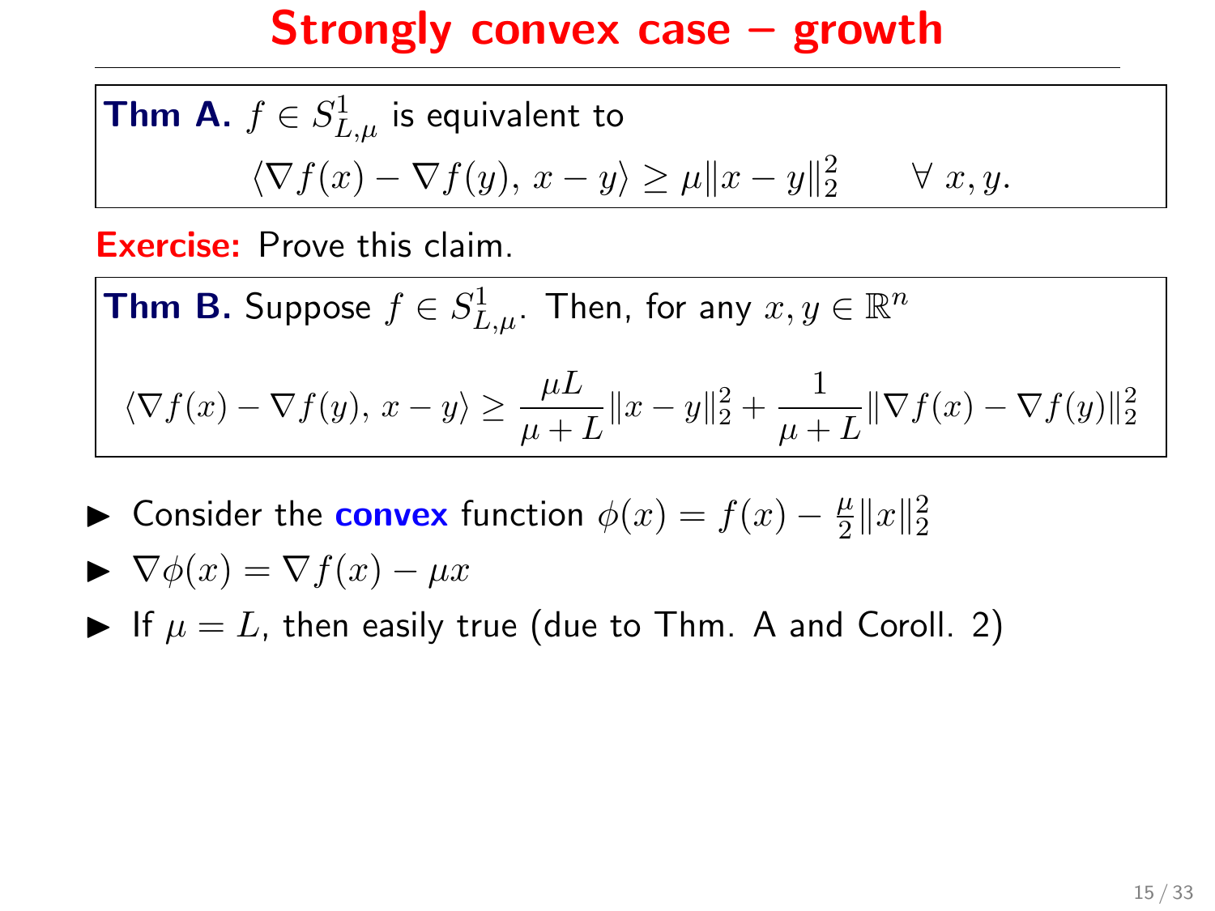# Strongly convex case – growth

**Thm A.** $f \in S^1_{L,\mu}$ is equivalent to

$$\langle \nabla f(x) - \nabla f(y),\, x - y \rangle \geq \mu \|x - y\|_2^2 \qquad \forall\, x, y.$$

**Exercise:** Prove this claim.

**Thm B.** Suppose $f \in S^1_{L,\mu}$. Then, for any $x, y \in \mathbb{R}^n$

$$\langle \nabla f(x) - \nabla f(y),\, x - y \rangle \geq \frac{\mu L}{\mu + L} \|x - y\|_2^2 + \frac{1}{\mu + L} \|\nabla f(x) - \nabla f(y)\|_2^2$$

- Consider the **convex** function $\phi(x) = f(x) - \frac{\mu}{2}\|x\|_2^2$
- $\nabla \phi(x) = \nabla f(x) - \mu x$
- If $\mu = L$, then easily true (due to Thm. A and Coroll. 2)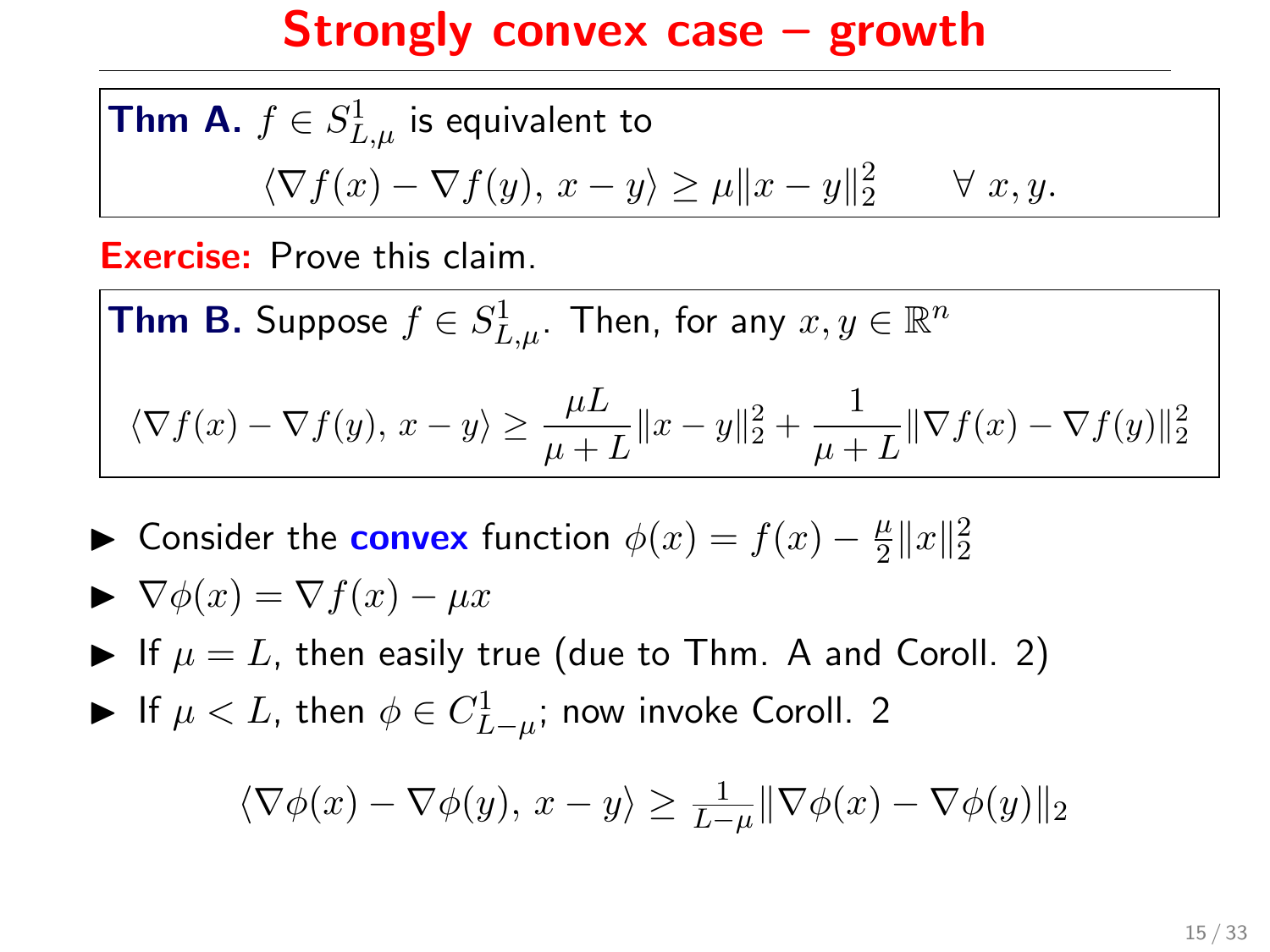# Strongly convex case – growth

**Thm A.** $f \in S^1_{L,\mu}$ is equivalent to

$$\langle \nabla f(x) - \nabla f(y),\, x - y \rangle \geq \mu \|x - y\|_2^2 \qquad \forall\ x, y.$$

**Exercise:** Prove this claim.

**Thm B.** Suppose $f \in S^1_{L,\mu}$. Then, for any $x, y \in \mathbb{R}^n$

$$\langle \nabla f(x) - \nabla f(y),\, x - y \rangle \geq \frac{\mu L}{\mu + L} \|x - y\|_2^2 + \frac{1}{\mu + L} \|\nabla f(x) - \nabla f(y)\|_2^2$$

- Consider the **convex** function $\phi(x) = f(x) - \frac{\mu}{2}\|x\|_2^2$
- $\nabla \phi(x) = \nabla f(x) - \mu x$
- If $\mu = L$, then easily true (due to Thm. A and Coroll. 2)
- If $\mu < L$, then $\phi \in C^1_{L-\mu}$; now invoke Coroll. 2

$$\langle \nabla \phi(x) - \nabla \phi(y),\, x - y \rangle \geq \tfrac{1}{L - \mu} \|\nabla \phi(x) - \nabla \phi(y)\|_2$$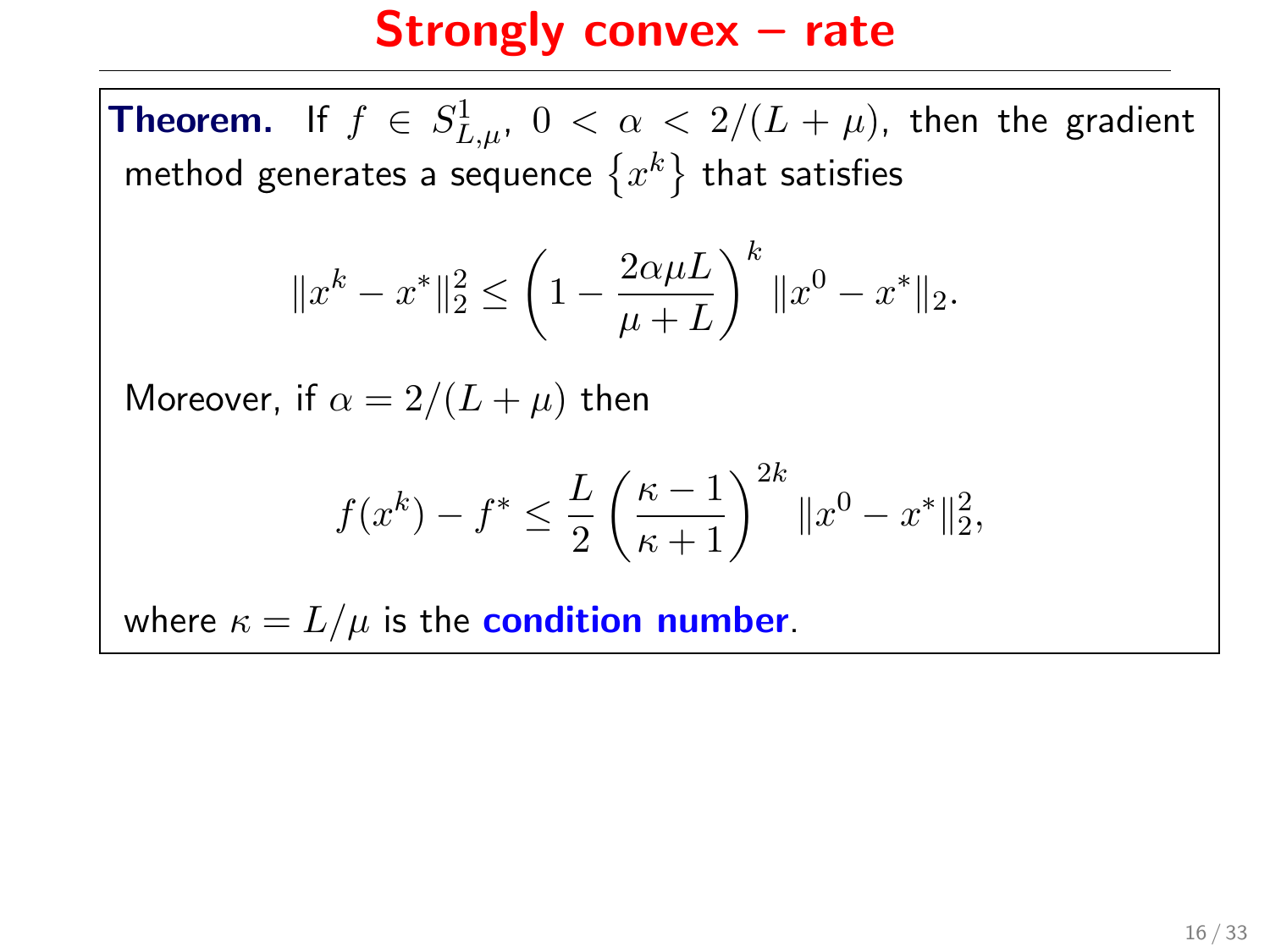# Strongly convex – rate

**Theorem.** If $f \in S^1_{L,\mu}$, $0 < \alpha < 2/(L+\mu)$, then the gradient method generates a sequence $\{x^k\}$ that satisfies

$$\|x^k - x^*\|_2^2 \leq \left(1 - \frac{2\alpha\mu L}{\mu + L}\right)^k \|x^0 - x^*\|_2.$$

Moreover, if $\alpha = 2/(L+\mu)$ then

$$f(x^k) - f^* \leq \frac{L}{2}\left(\frac{\kappa - 1}{\kappa + 1}\right)^{2k} \|x^0 - x^*\|_2^2,$$

where $\kappa = L/\mu$ is the **condition number**.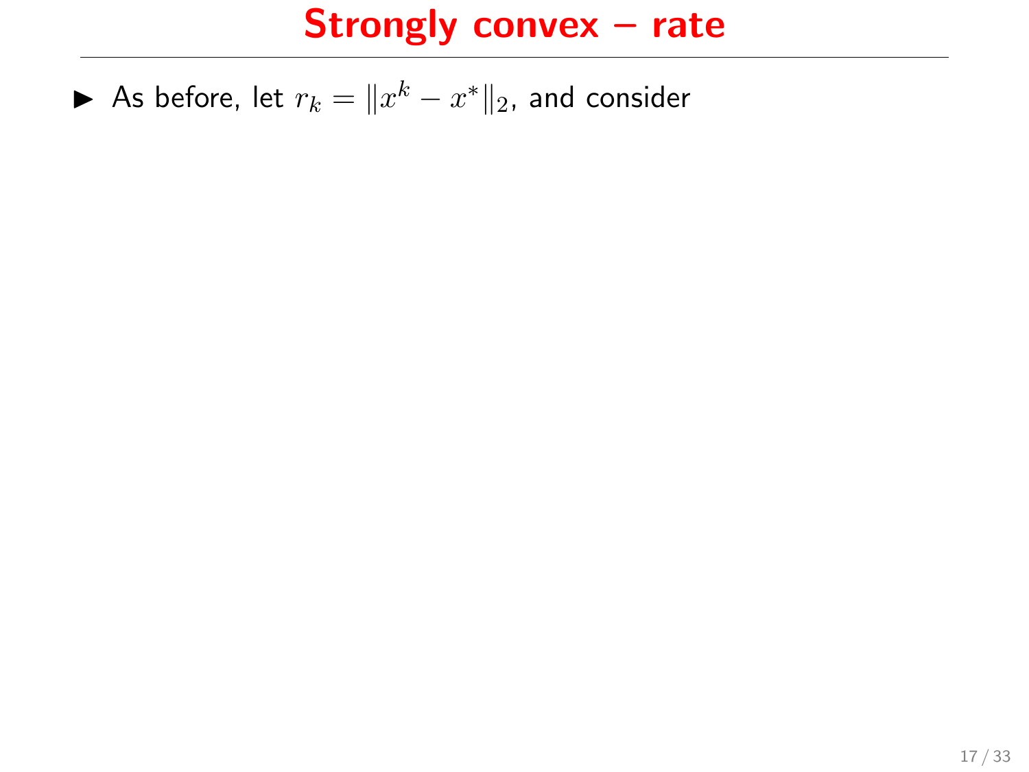# Strongly convex – rate

- As before, let $r_k = \|x^k - x^*\|_2$, and consider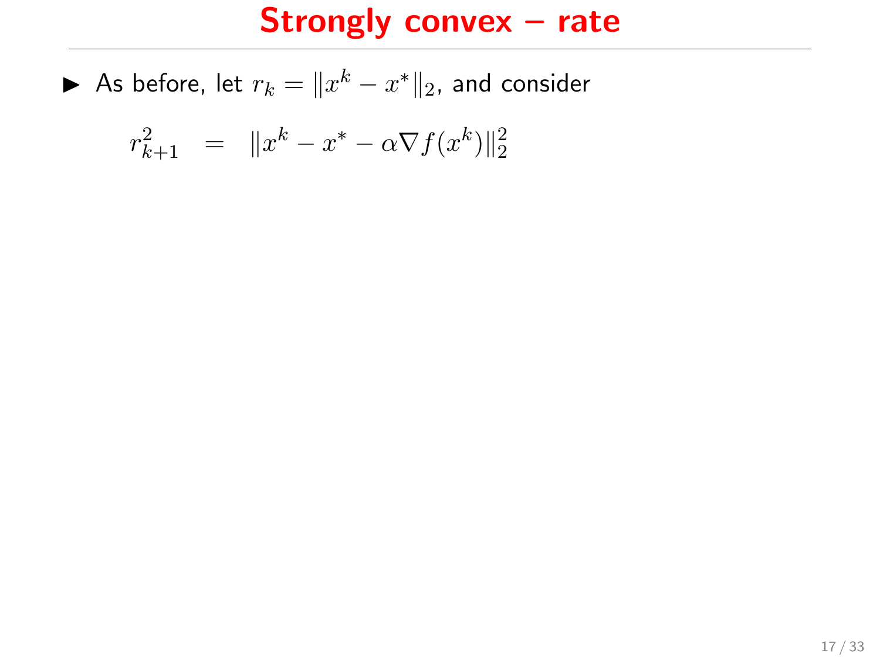# Strongly convex – rate

- As before, let $r_k = \|x^k - x^*\|_2$, and consider

$$r_{k+1}^2 \quad = \quad \|x^k - x^* - \alpha \nabla f(x^k)\|_2^2$$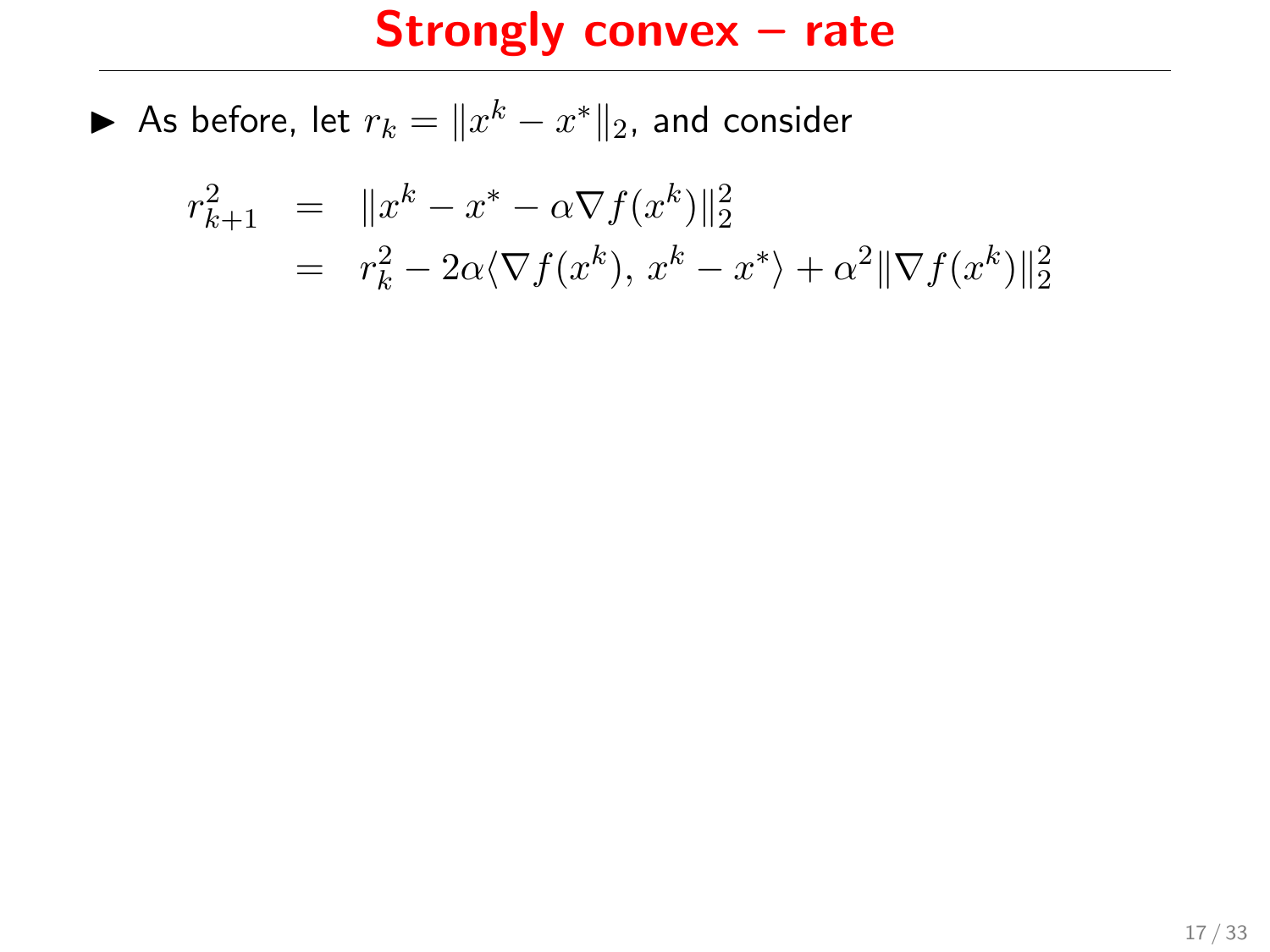# Strongly convex – rate

- As before, let $r_k = \|x^k - x^*\|_2$, and consider

$$
\begin{aligned}
r_{k+1}^2 &= \|x^k - x^* - \alpha \nabla f(x^k)\|_2^2 \\
&= r_k^2 - 2\alpha\langle \nabla f(x^k),\, x^k - x^* \rangle + \alpha^2 \|\nabla f(x^k)\|_2^2
\end{aligned}
$$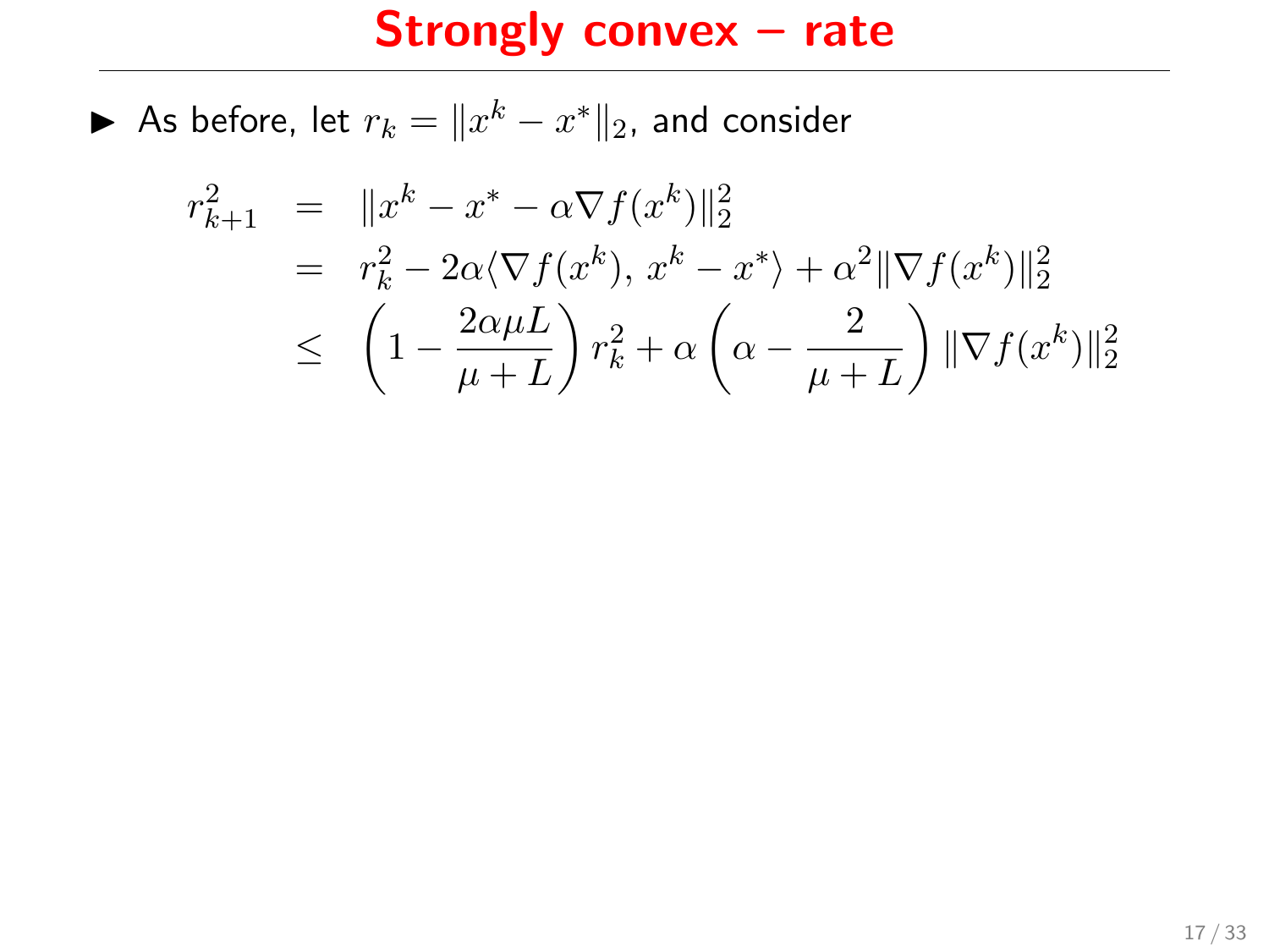# Strongly convex – rate

- As before, let $r_k = \|x^k - x^*\|_2$, and consider

$$
\begin{aligned}
r_{k+1}^2 &= \|x^k - x^* - \alpha \nabla f(x^k)\|_2^2 \\
&= r_k^2 - 2\alpha \langle \nabla f(x^k),\, x^k - x^* \rangle + \alpha^2 \|\nabla f(x^k)\|_2^2 \\
&\leq \left(1 - \frac{2\alpha\mu L}{\mu + L}\right) r_k^2 + \alpha\left(\alpha - \frac{2}{\mu + L}\right)\|\nabla f(x^k)\|_2^2
\end{aligned}
$$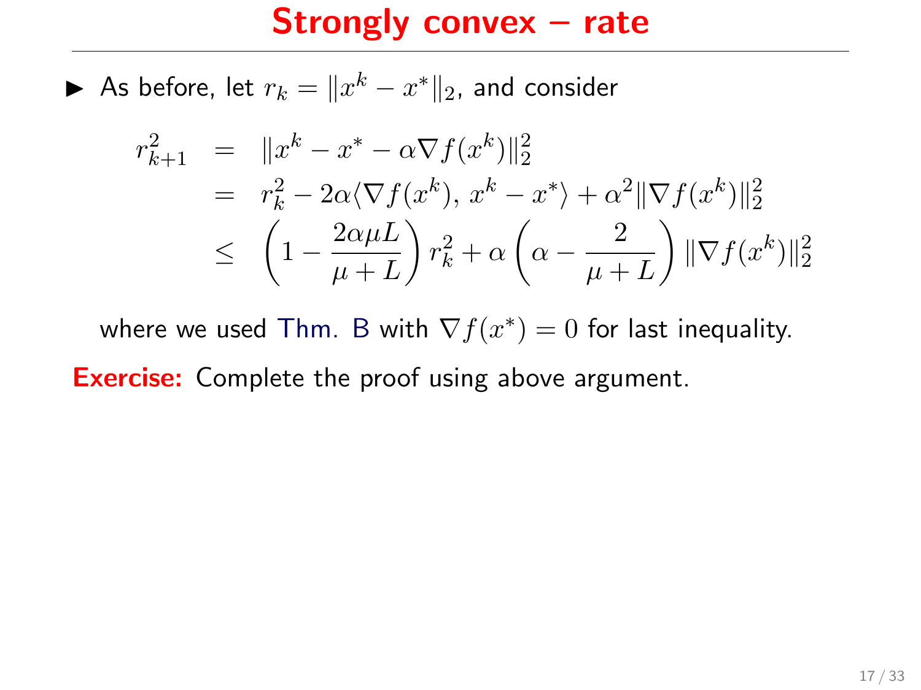# Strongly convex – rate

- As before, let $r_k = \|x^k - x^*\|_2$, and consider

$$
\begin{aligned}
r_{k+1}^2 &= \|x^k - x^* - \alpha \nabla f(x^k)\|_2^2 \\
&= r_k^2 - 2\alpha \langle \nabla f(x^k),\, x^k - x^* \rangle + \alpha^2 \|\nabla f(x^k)\|_2^2 \\
&\leq \left(1 - \frac{2\alpha\mu L}{\mu + L}\right) r_k^2 + \alpha \left(\alpha - \frac{2}{\mu + L}\right) \|\nabla f(x^k)\|_2^2
\end{aligned}
$$

where we used Thm. B with $\nabla f(x^*) = 0$ for last inequality.

**Exercise:** Complete the proof using above argument.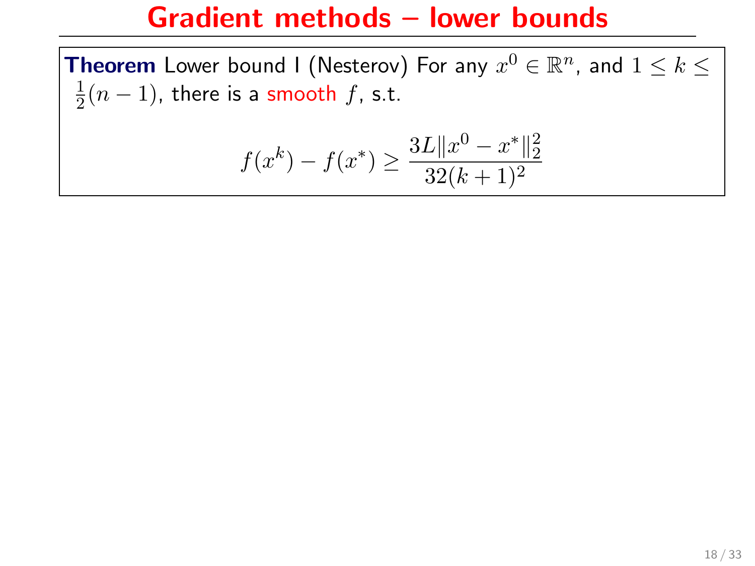# Gradient methods – lower bounds

**Theorem** Lower bound I (Nesterov) For any $x^0 \in \mathbb{R}^n$, and $1 \leq k \leq \frac{1}{2}(n-1)$, there is a smooth $f$, s.t.

$$f(x^k) - f(x^*) \geq \frac{3L\|x^0 - x^*\|_2^2}{32(k+1)^2}$$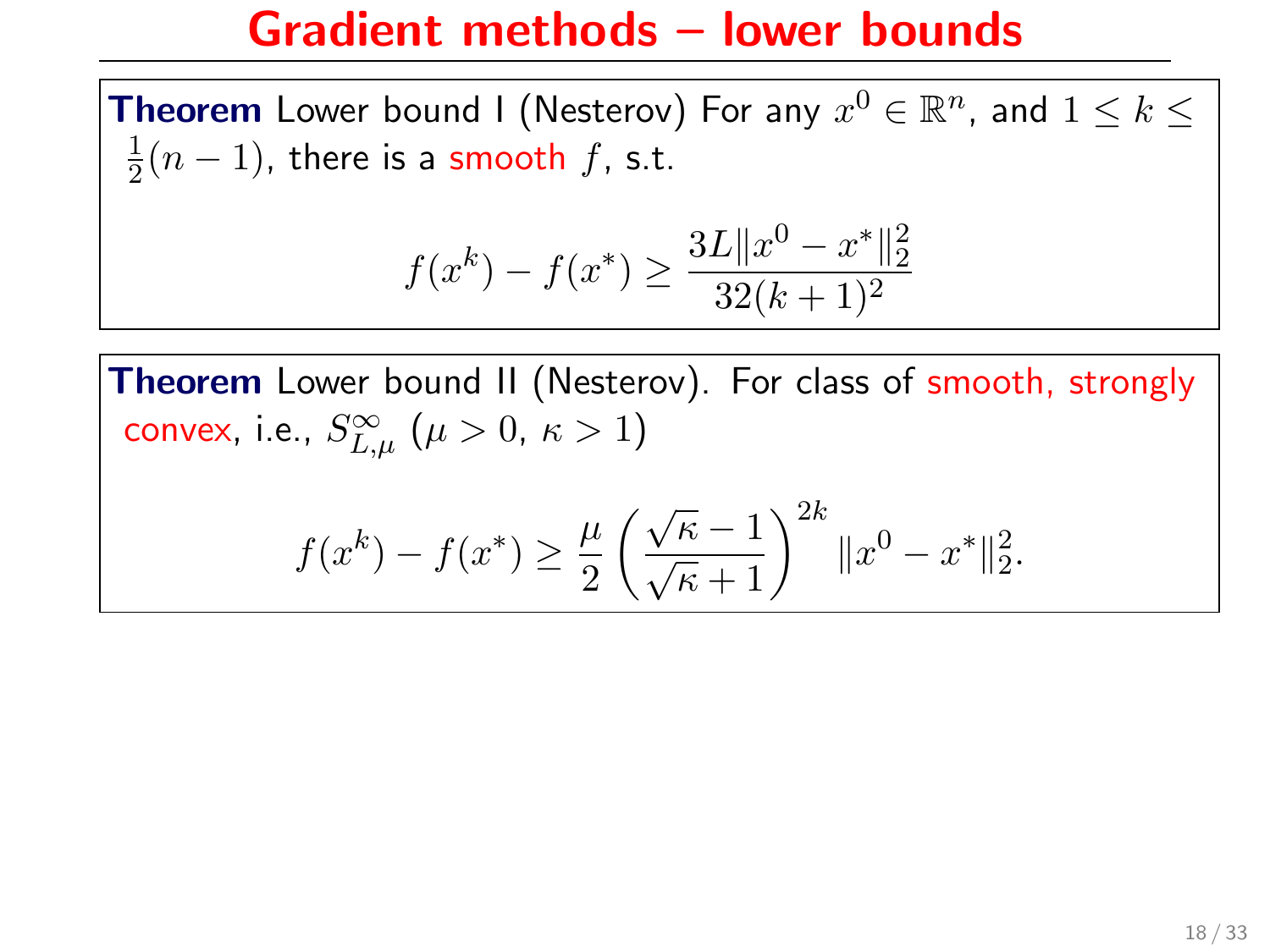# Gradient methods – lower bounds

**Theorem** Lower bound I (Nesterov) For any $x^0 \in \mathbb{R}^n$, and $1 \leq k \leq \frac{1}{2}(n-1)$, there is a smooth $f$, s.t.

$$f(x^k) - f(x^*) \geq \frac{3L\|x^0 - x^*\|_2^2}{32(k+1)^2}$$

**Theorem** Lower bound II (Nesterov). For class of smooth, strongly convex, i.e., $S_{L,\mu}^{\infty}$ ($\mu > 0$, $\kappa > 1$)

$$f(x^k) - f(x^*) \geq \frac{\mu}{2}\left(\frac{\sqrt{\kappa}-1}{\sqrt{\kappa}+1}\right)^{2k} \|x^0 - x^*\|_2^2.$$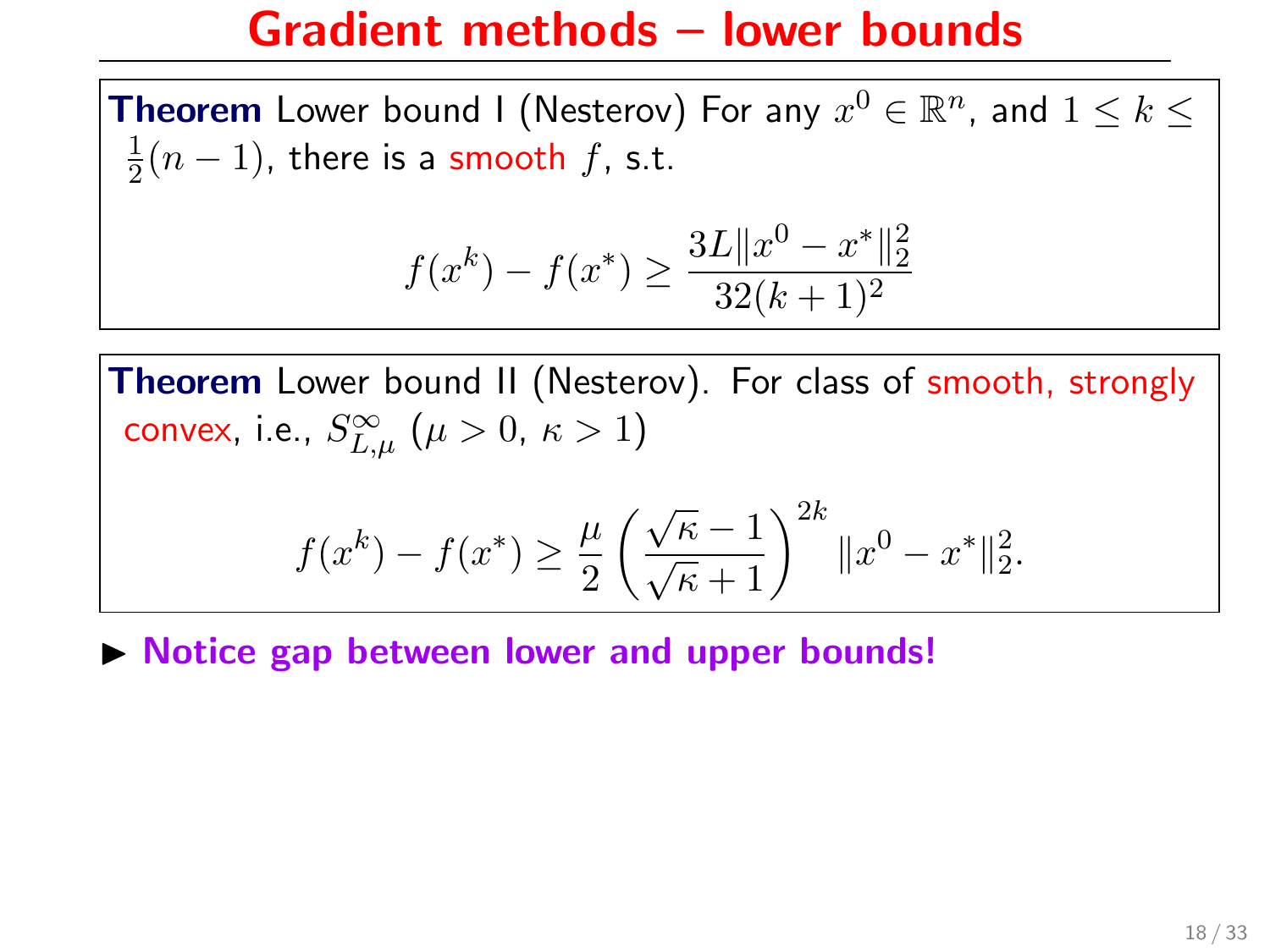# Gradient methods – lower bounds

**Theorem** Lower bound I (Nesterov) For any $x^0 \in \mathbb{R}^n$, and $1 \leq k \leq \frac{1}{2}(n-1)$, there is a smooth $f$, s.t.

$$f(x^k) - f(x^*) \geq \frac{3L\|x^0 - x^*\|_2^2}{32(k+1)^2}$$

**Theorem** Lower bound II (Nesterov). For class of smooth, strongly convex, i.e., $S_{L,\mu}^{\infty}$ ($\mu > 0$, $\kappa > 1$)

$$f(x^k) - f(x^*) \geq \frac{\mu}{2}\left(\frac{\sqrt{\kappa}-1}{\sqrt{\kappa}+1}\right)^{2k}\|x^0 - x^*\|_2^2.$$

- **Notice gap between lower and upper bounds!**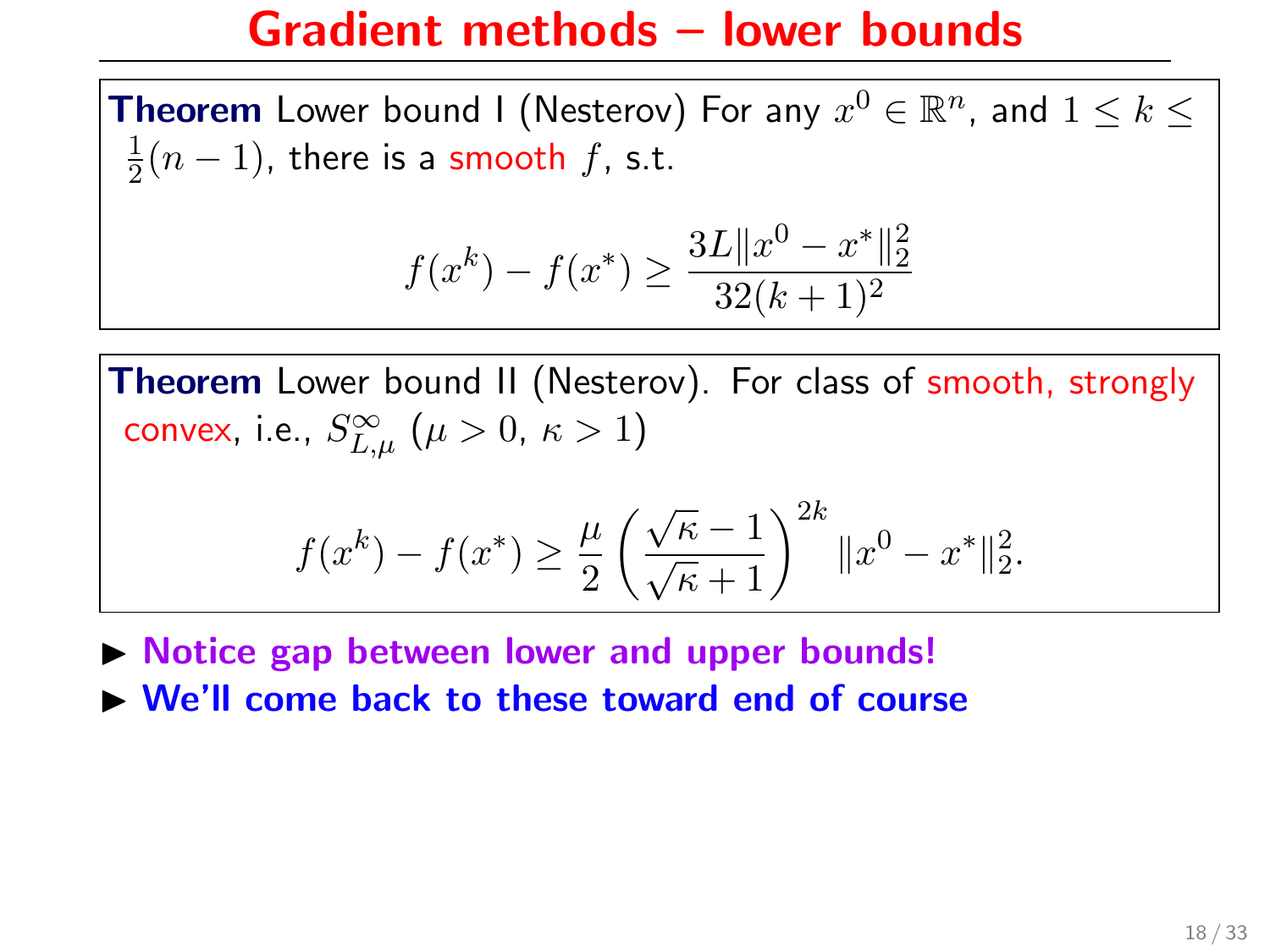# Gradient methods – lower bounds

**Theorem** Lower bound I (Nesterov) For any $x^0 \in \mathbb{R}^n$, and $1 \leq k \leq \frac{1}{2}(n-1)$, there is a smooth $f$, s.t.

$$f(x^k) - f(x^*) \geq \frac{3L\|x^0 - x^*\|_2^2}{32(k+1)^2}$$

**Theorem** Lower bound II (Nesterov). For class of smooth, strongly convex, i.e., $S_{L,\mu}^{\infty}$ ($\mu > 0$, $\kappa > 1$)

$$f(x^k) - f(x^*) \geq \frac{\mu}{2}\left(\frac{\sqrt{\kappa}-1}{\sqrt{\kappa}+1}\right)^{2k}\|x^0 - x^*\|_2^2.$$

- **Notice gap between lower and upper bounds!**
- **We'll come back to these toward end of course**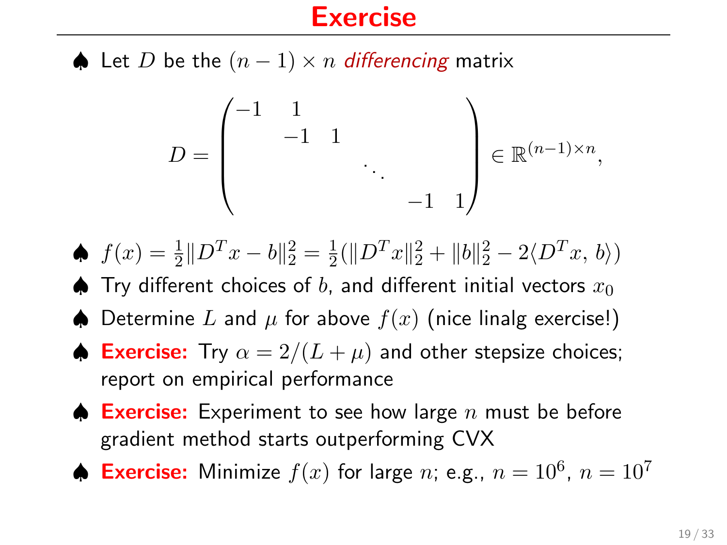# Exercise

- Let $D$ be the $(n-1) \times n$ *differencing* matrix

$$D = \begin{pmatrix} -1 & 1 & & & & \\ & -1 & 1 & & & \\ & & & \ddots & & \\ & & & & -1 & 1 \end{pmatrix} \in \mathbb{R}^{(n-1)\times n},$$

- $f(x) = \frac{1}{2}\|D^T x - b\|_2^2 = \frac{1}{2}(\|D^T x\|_2^2 + \|b\|_2^2 - 2\langle D^T x,\, b\rangle)$
- Try different choices of $b$, and different initial vectors $x_0$
- Determine $L$ and $\mu$ for above $f(x)$ (nice linalg exercise!)
- **Exercise:** Try $\alpha = 2/(L+\mu)$ and other stepsize choices; report on empirical performance
- **Exercise:** Experiment to see how large $n$ must be before gradient method starts outperforming CVX
- **Exercise:** Minimize $f(x)$ for large $n$; e.g., $n = 10^6$, $n = 10^7$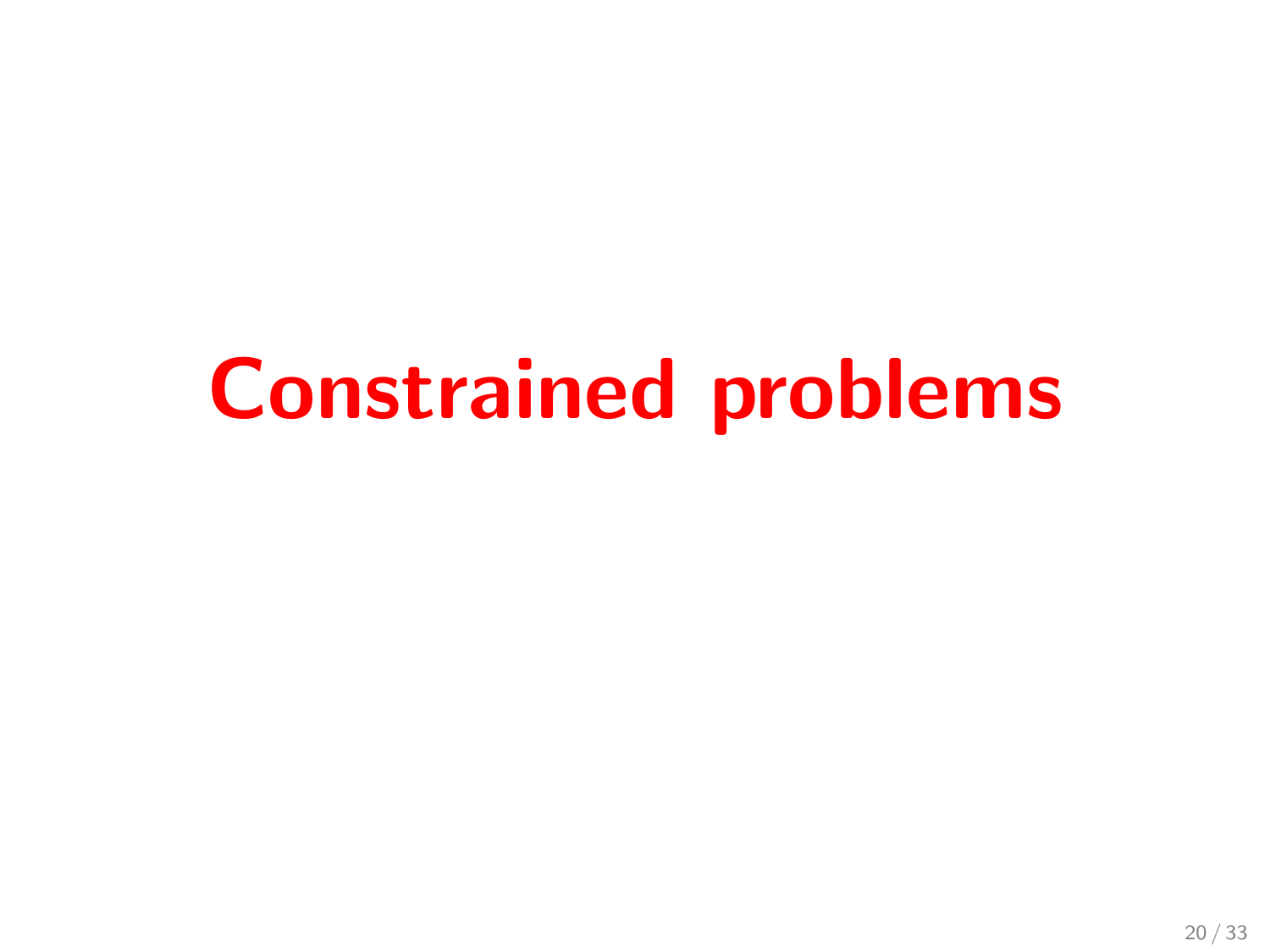# Constrained problems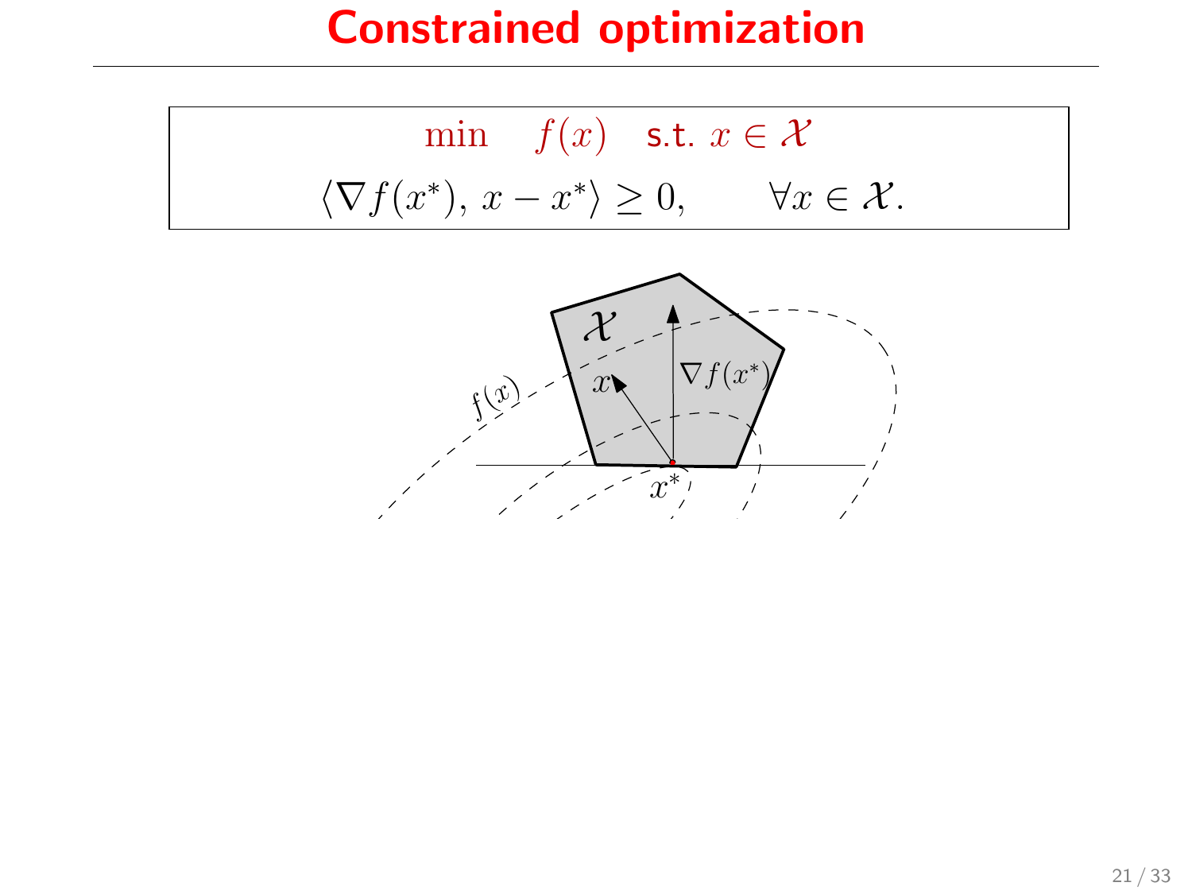# Constrained optimization

$$\min \quad f(x) \quad \text{s.t. } x \in \mathcal{X}$$

$$\langle \nabla f(x^*),\, x - x^* \rangle \geq 0, \qquad \forall x \in \mathcal{X}.$$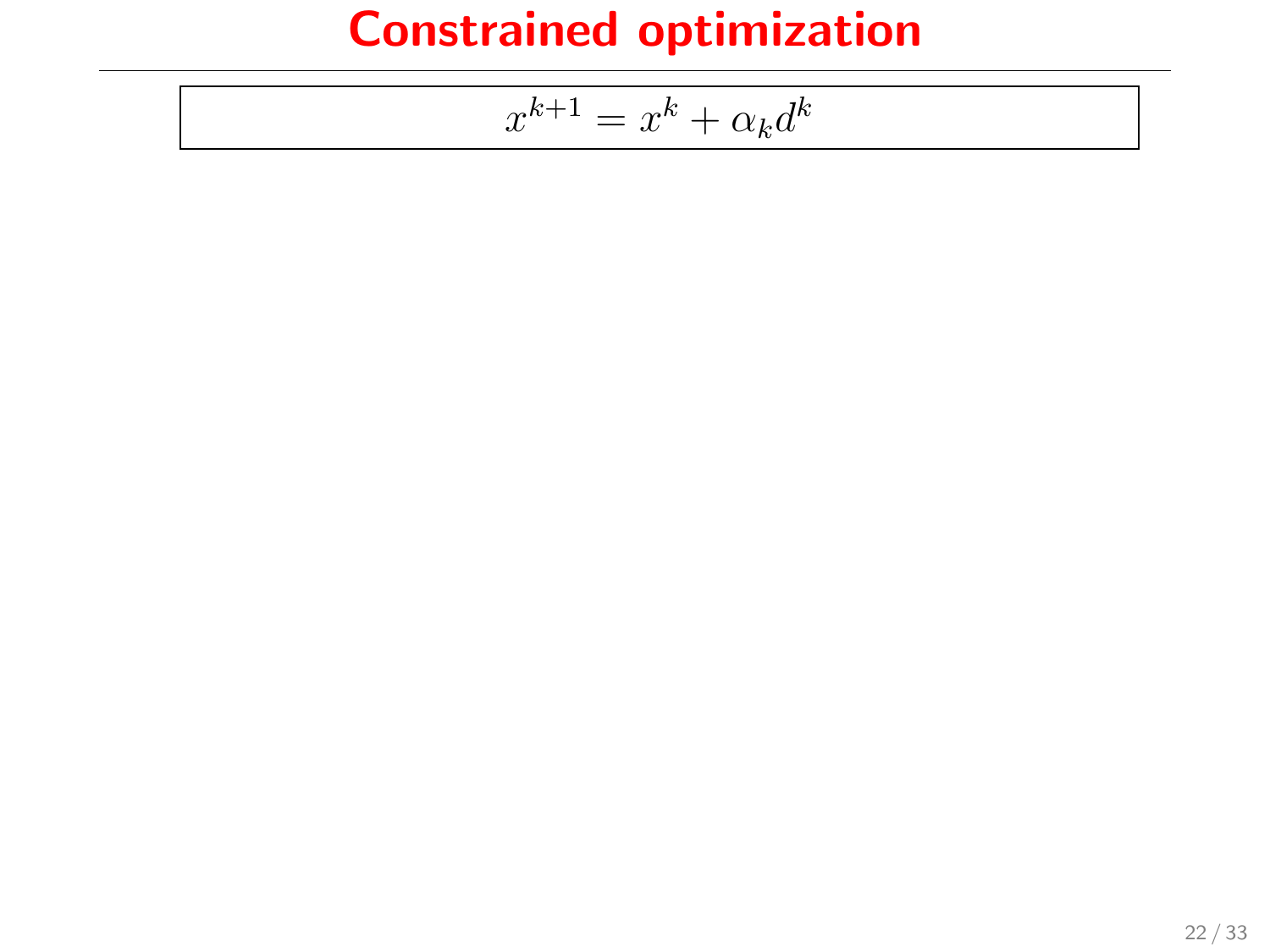# Constrained optimization

$$x^{k+1} = x^k + \alpha_k d^k$$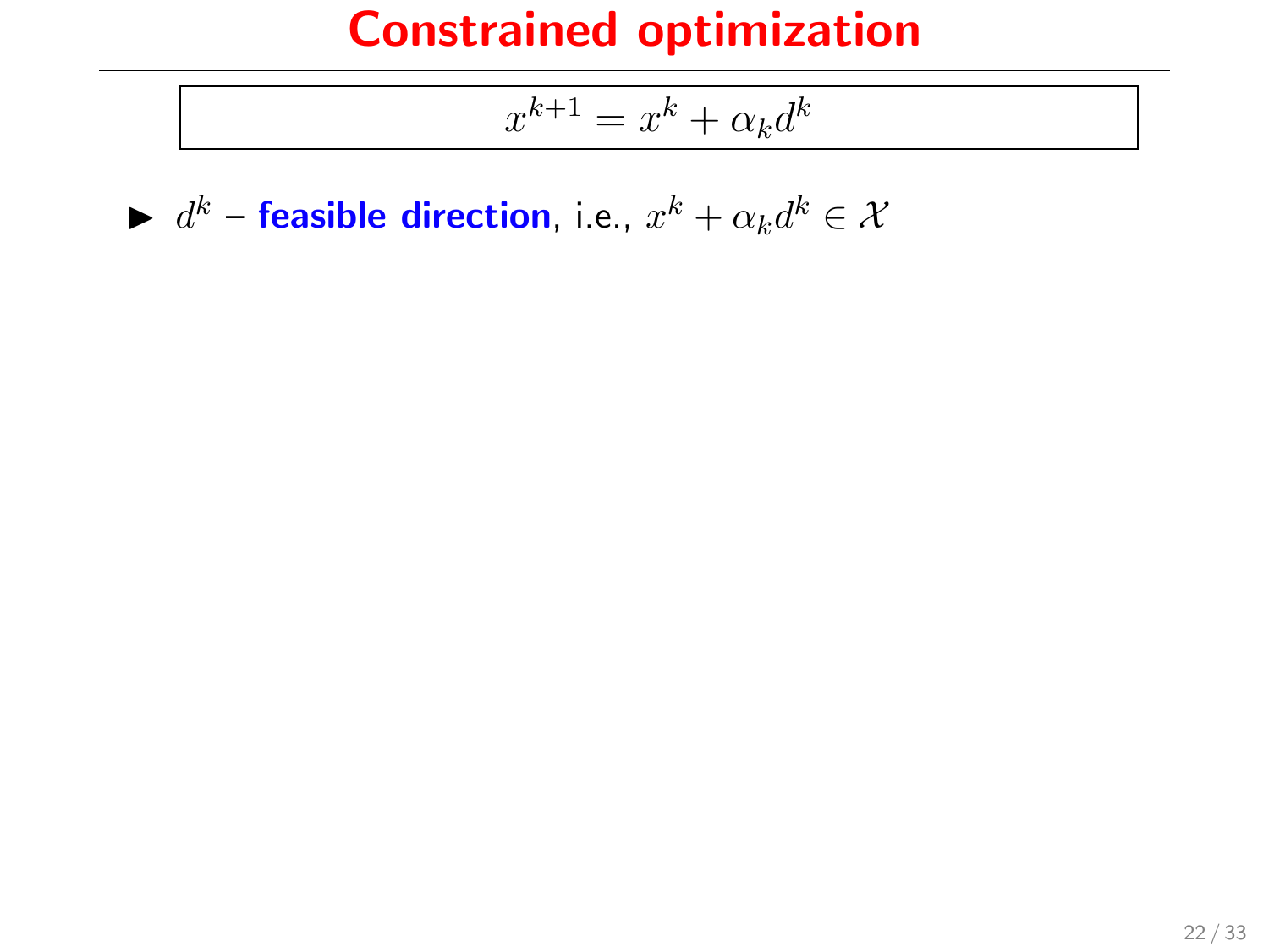# Constrained optimization

$$x^{k+1} = x^k + \alpha_k d^k$$

- $d^k$ – **feasible direction**, i.e., $x^k + \alpha_k d^k \in \mathcal{X}$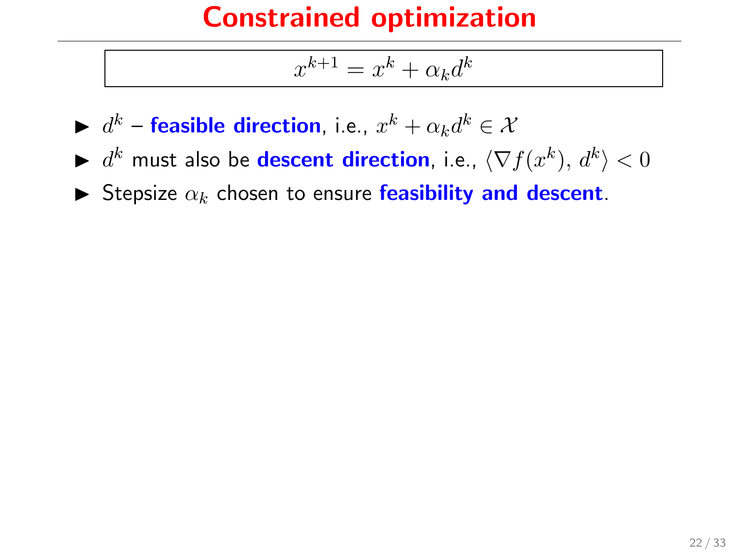# Constrained optimization

$$x^{k+1} = x^k + \alpha_k d^k$$

- $d^k$ – **feasible direction**, i.e., $x^k + \alpha_k d^k \in \mathcal{X}$
- $d^k$ must also be **descent direction**, i.e., $\langle \nabla f(x^k), d^k \rangle < 0$
- Stepsize $\alpha_k$ chosen to ensure **feasibility and descent**.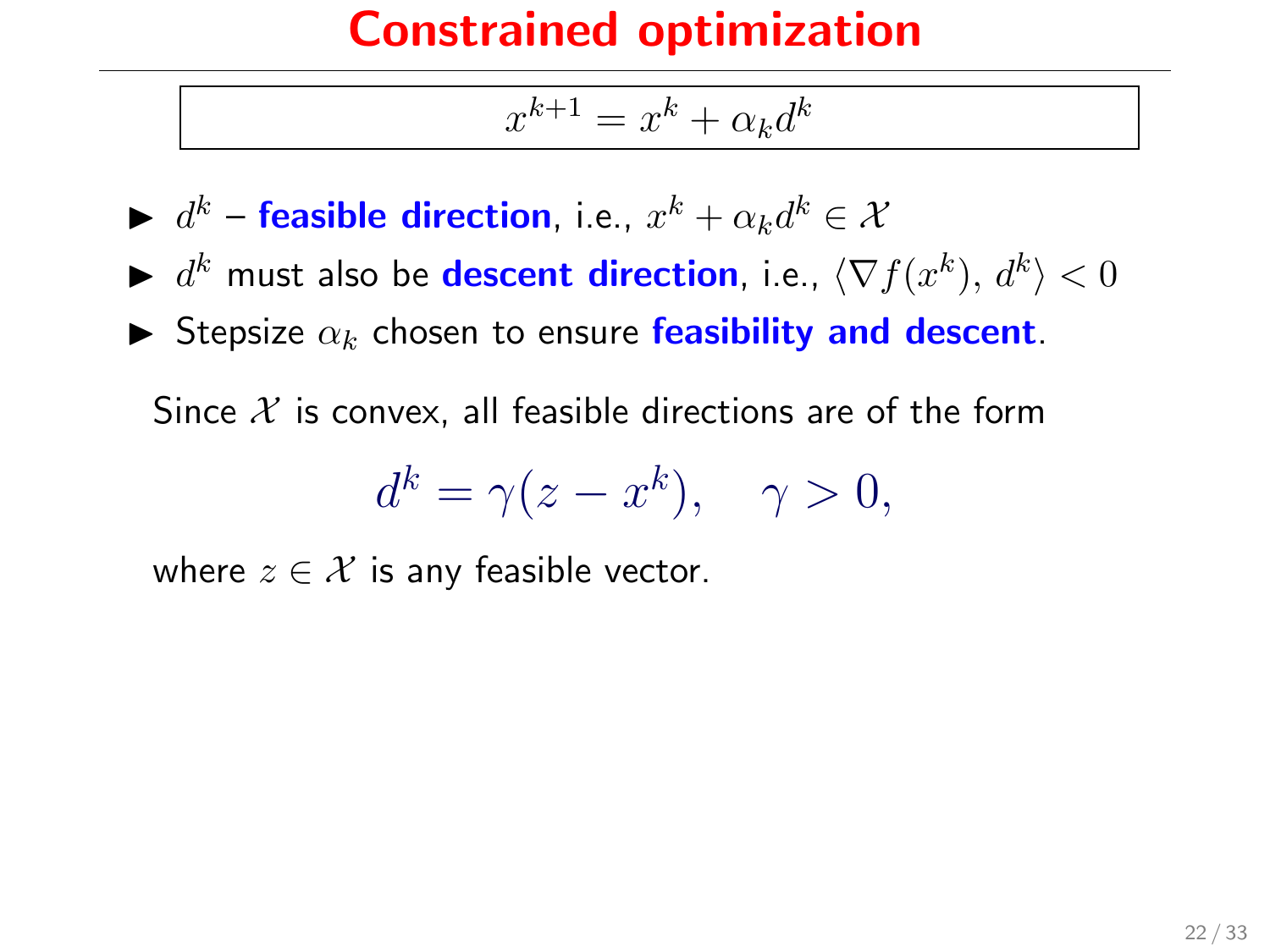# Constrained optimization

$$x^{k+1} = x^k + \alpha_k d^k$$

- $d^k$ – **feasible direction**, i.e., $x^k + \alpha_k d^k \in \mathcal{X}$
- $d^k$ must also be **descent direction**, i.e., $\langle \nabla f(x^k), d^k \rangle < 0$
- Stepsize $\alpha_k$ chosen to ensure **feasibility and descent**.

Since $\mathcal{X}$ is convex, all feasible directions are of the form

$$d^k = \gamma(z - x^k), \quad \gamma > 0,$$

where $z \in \mathcal{X}$ is any feasible vector.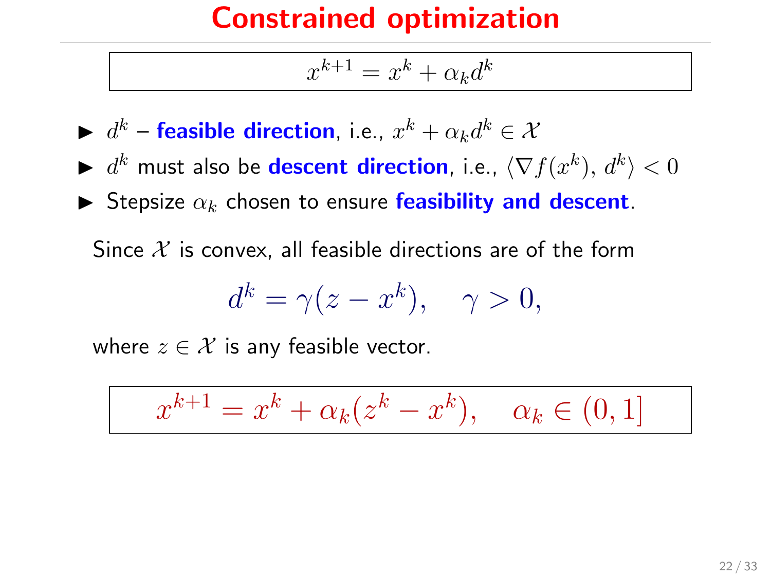# Constrained optimization

$$x^{k+1} = x^k + \alpha_k d^k$$

- $d^k$ – **feasible direction**, i.e., $x^k + \alpha_k d^k \in \mathcal{X}$
- $d^k$ must also be **descent direction**, i.e., $\langle \nabla f(x^k), d^k \rangle < 0$
- Stepsize $\alpha_k$ chosen to ensure **feasibility and descent**.

Since $\mathcal{X}$ is convex, all feasible directions are of the form

$$d^k = \gamma(z - x^k), \quad \gamma > 0,$$

where $z \in \mathcal{X}$ is any feasible vector.

$$x^{k+1} = x^k + \alpha_k(z^k - x^k), \quad \alpha_k \in (0, 1]$$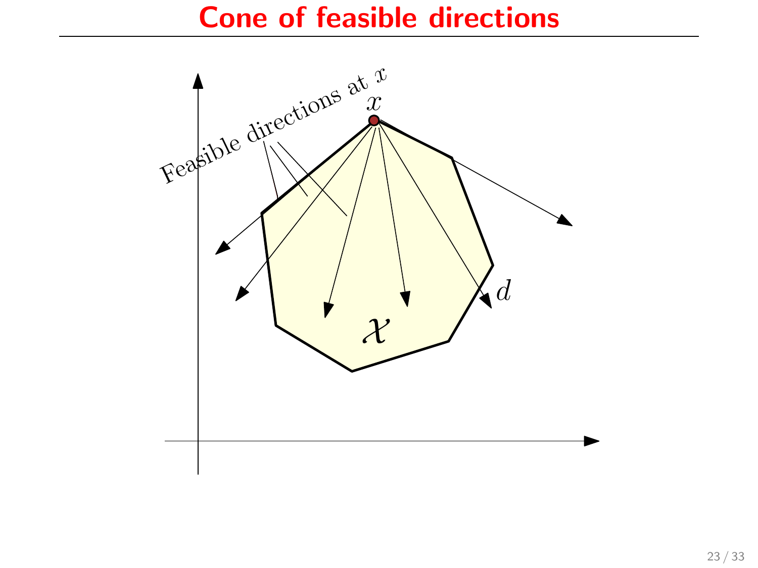# Cone of feasible directions

Feasible directions at $x$

$x$

$d$

$\mathcal{X}$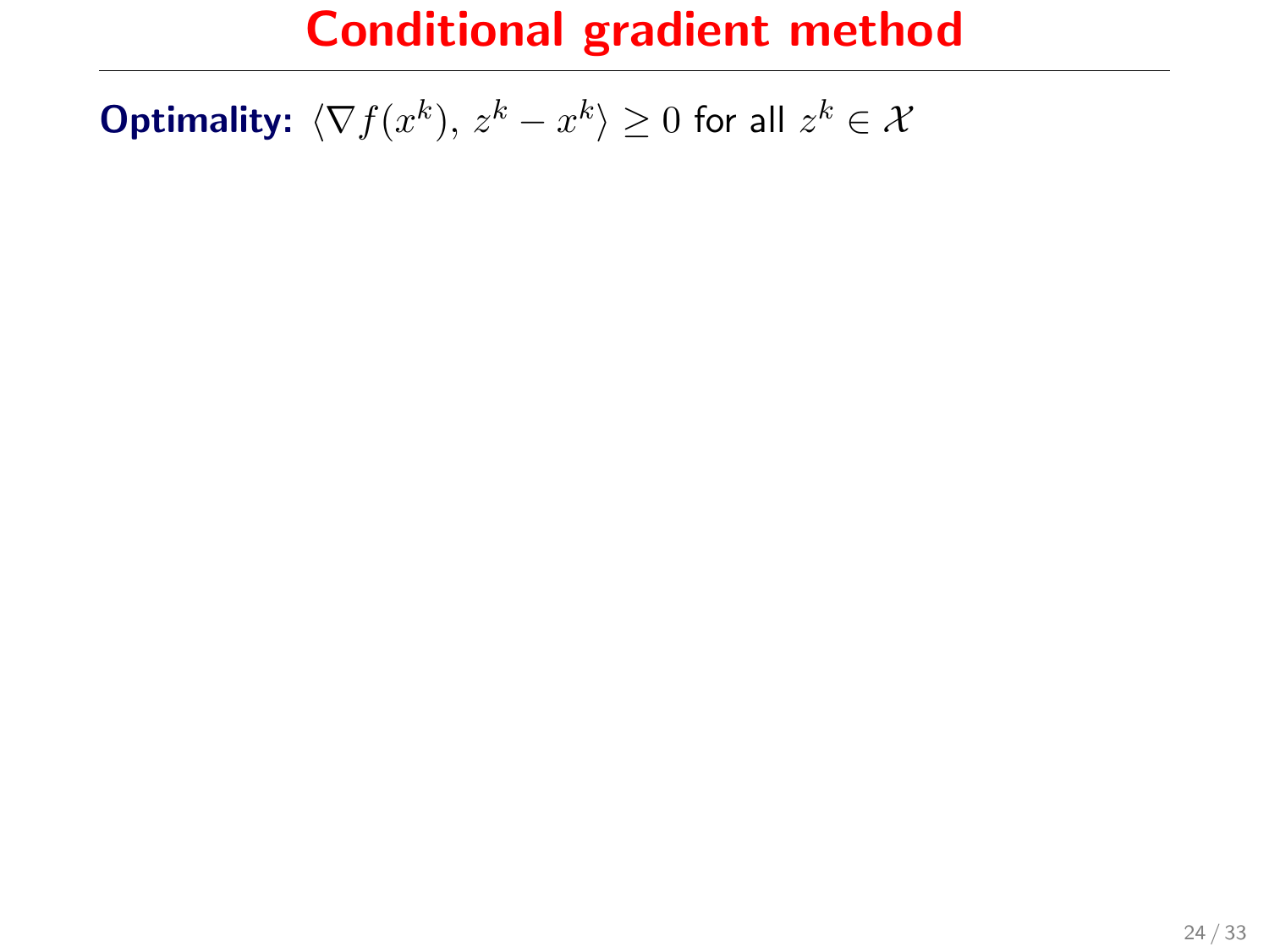# Conditional gradient method

**Optimality:** $\langle \nabla f(x^k),\, z^k - x^k \rangle \geq 0$ for all $z^k \in \mathcal{X}$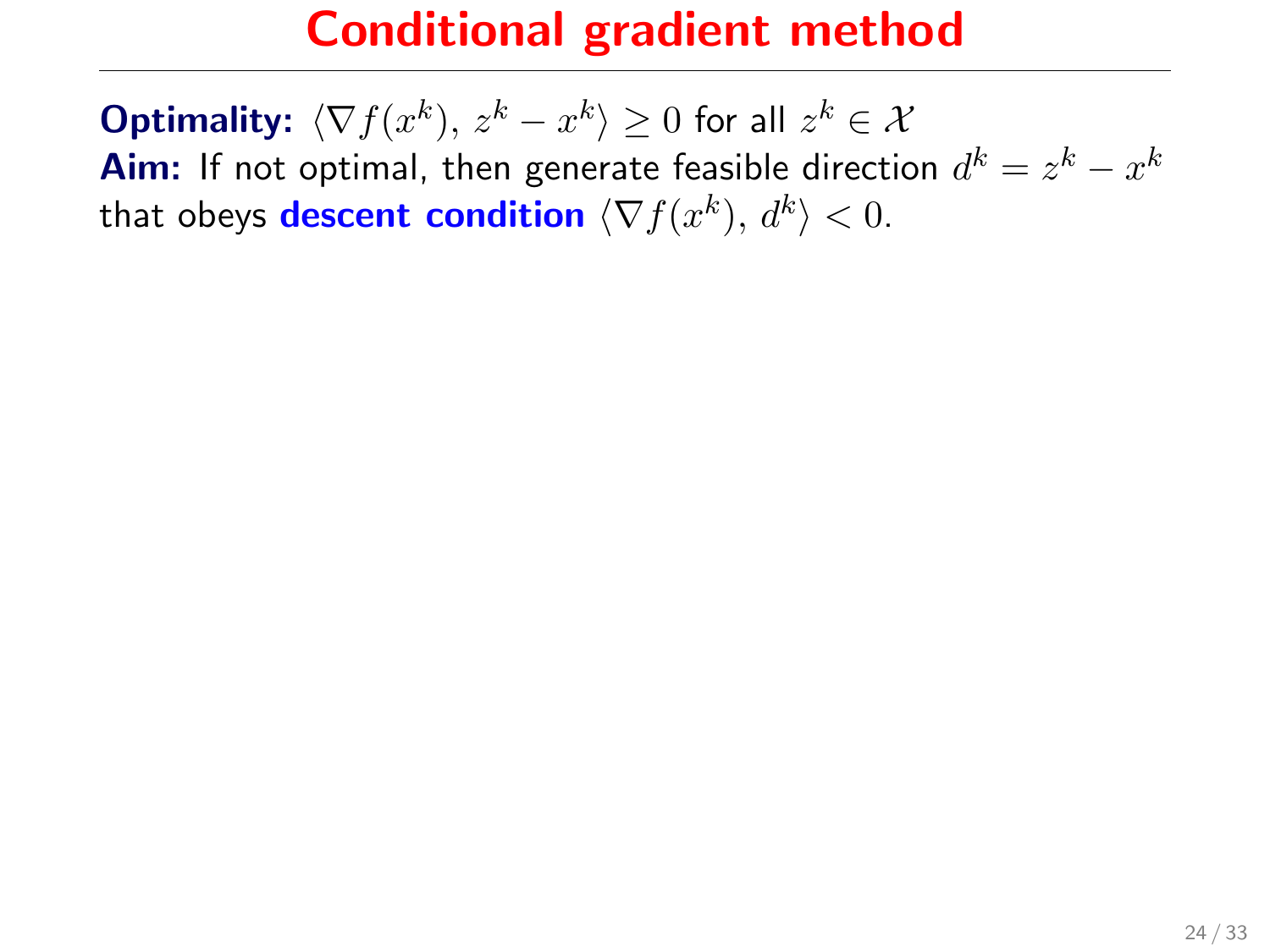# Conditional gradient method

**Optimality:** $\langle \nabla f(x^k),\, z^k - x^k \rangle \geq 0$ for all $z^k \in \mathcal{X}$
**Aim:** If not optimal, then generate feasible direction $d^k = z^k - x^k$ that obeys **descent condition** $\langle \nabla f(x^k),\, d^k \rangle < 0$.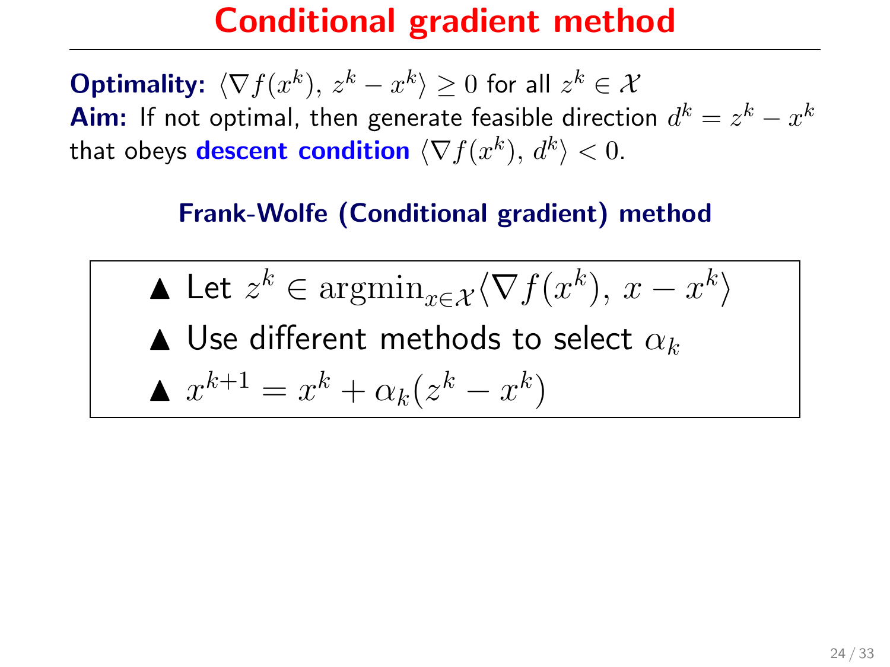# Conditional gradient method

**Optimality:** $\langle \nabla f(x^k),\, z^k - x^k \rangle \geq 0$ for all $z^k \in \mathcal{X}$
**Aim:** If not optimal, then generate feasible direction $d^k = z^k - x^k$ that obeys **descent condition** $\langle \nabla f(x^k),\, d^k \rangle < 0$.

### Frank-Wolfe (Conditional gradient) method

- Let $z^k \in \operatorname{argmin}_{x \in \mathcal{X}} \langle \nabla f(x^k),\, x - x^k \rangle$
- Use different methods to select $\alpha_k$
- $x^{k+1} = x^k + \alpha_k (z^k - x^k)$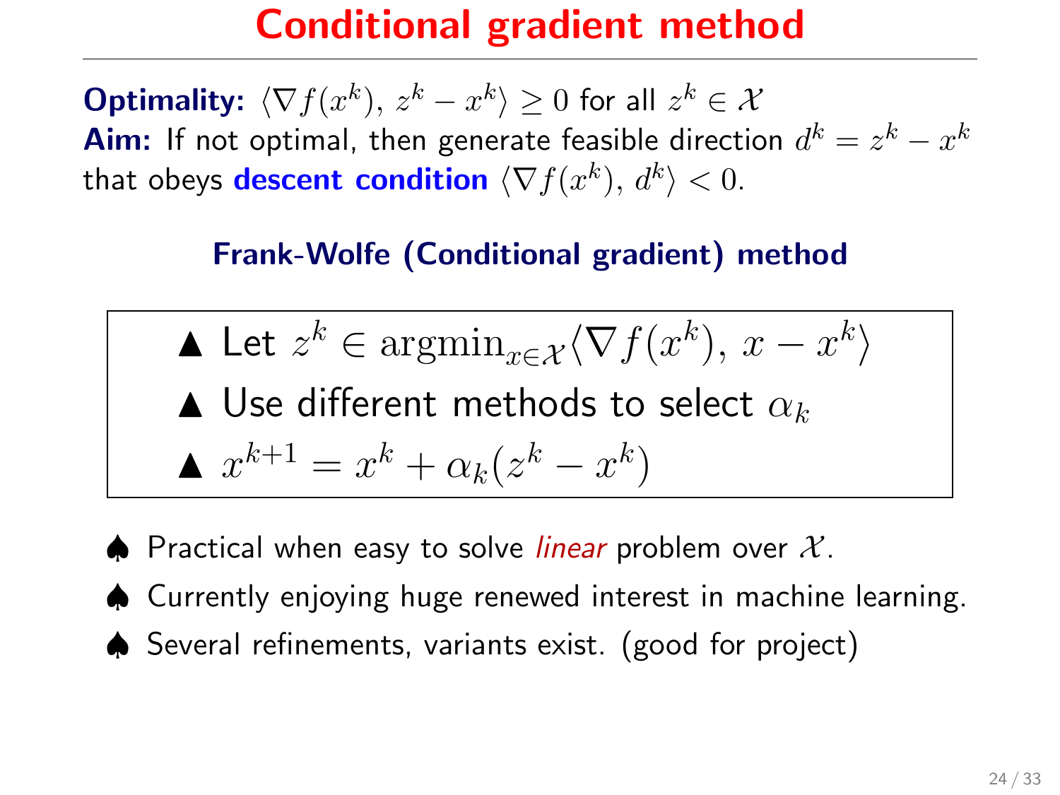# Conditional gradient method

**Optimality:** $\langle \nabla f(x^k),\, z^k - x^k \rangle \geq 0$ for all $z^k \in \mathcal{X}$
**Aim:** If not optimal, then generate feasible direction $d^k = z^k - x^k$ that obeys **descent condition** $\langle \nabla f(x^k),\, d^k \rangle < 0$.

### Frank-Wolfe (Conditional gradient) method

- ▲ Let $z^k \in \operatorname{argmin}_{x \in \mathcal{X}} \langle \nabla f(x^k),\, x - x^k \rangle$
- ▲ Use different methods to select $\alpha_k$
- ▲ $x^{k+1} = x^k + \alpha_k (z^k - x^k)$

- ♠ Practical when easy to solve *linear* problem over $\mathcal{X}$.
- ♠ Currently enjoying huge renewed interest in machine learning.
- ♠ Several refinements, variants exist. (good for project)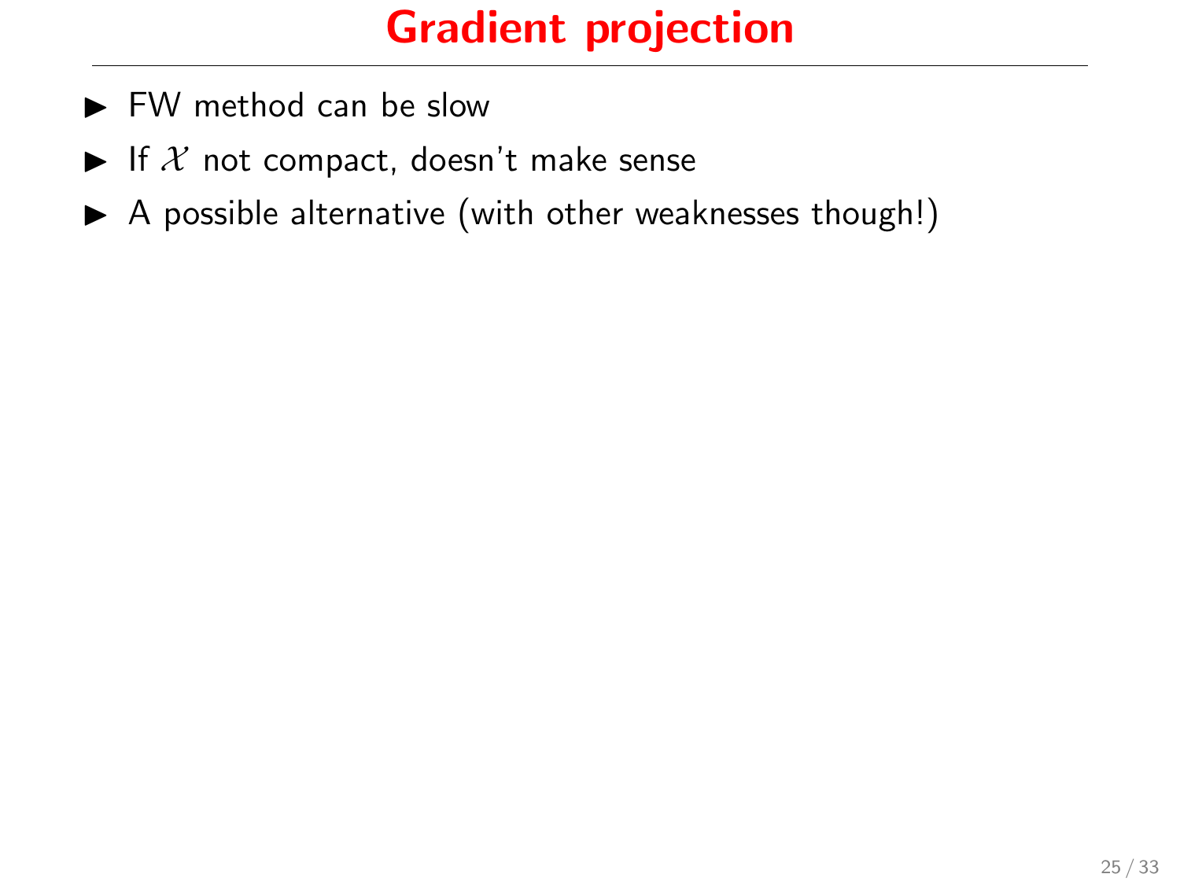# Gradient projection

- FW method can be slow
- If $\mathcal{X}$ not compact, doesn't make sense
- A possible alternative (with other weaknesses though!)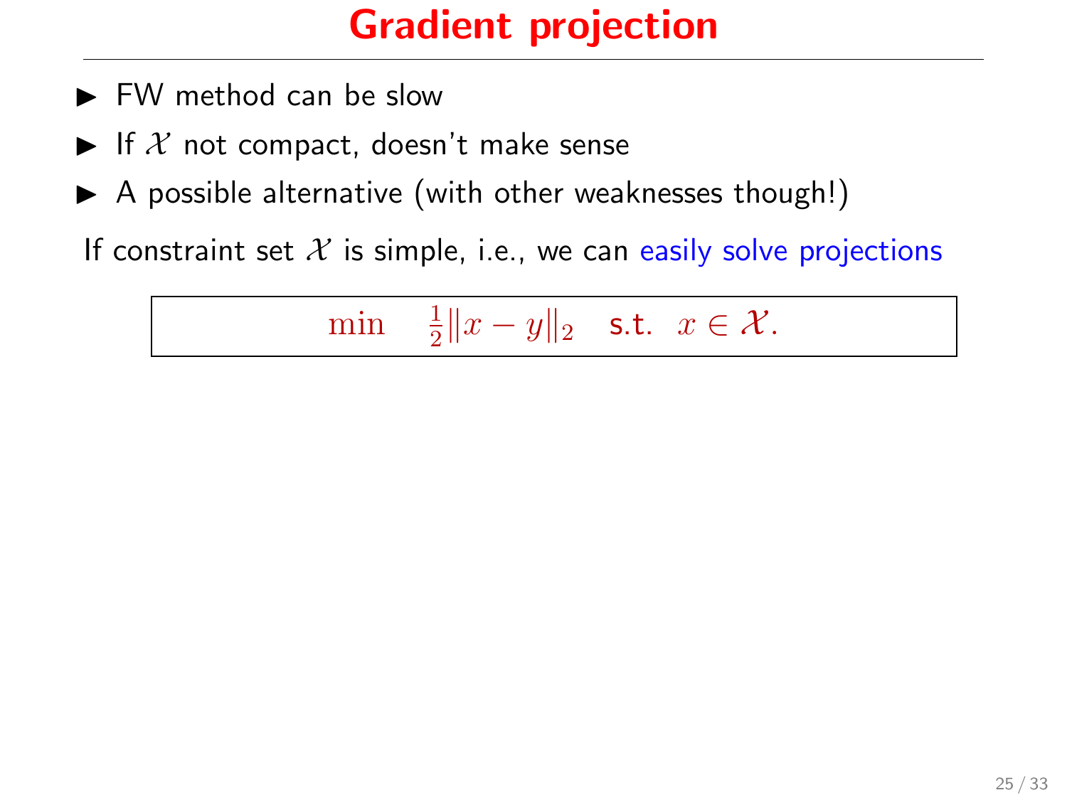# Gradient projection

- FW method can be slow
- If $\mathcal{X}$ not compact, doesn't make sense
- A possible alternative (with other weaknesses though!)

If constraint set $\mathcal{X}$ is simple, i.e., we can easily solve projections

$$\min \quad \tfrac{1}{2}\|x - y\|_2 \quad \text{s.t.} \;\; x \in \mathcal{X}.$$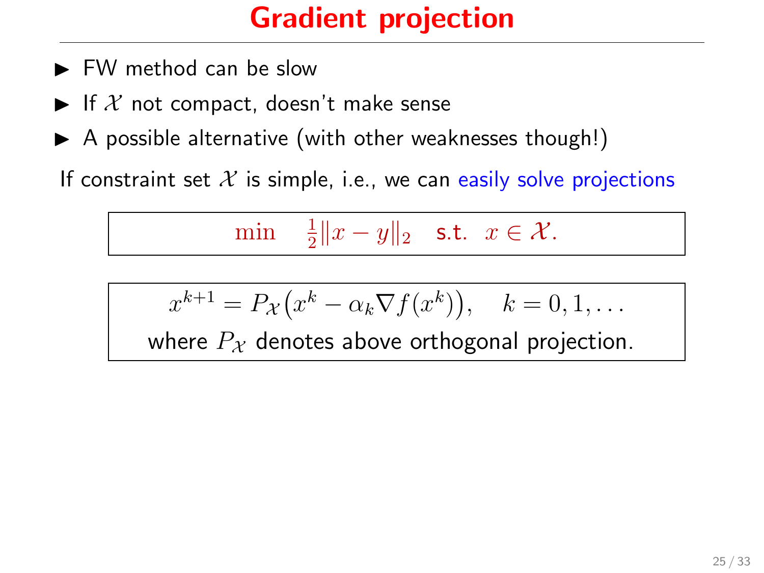# Gradient projection

- FW method can be slow
- If $\mathcal{X}$ not compact, doesn't make sense
- A possible alternative (with other weaknesses though!)

If constraint set $\mathcal{X}$ is simple, i.e., we can easily solve projections

$$\min \quad \tfrac{1}{2}\|x - y\|_2 \quad \text{s.t.} \quad x \in \mathcal{X}.$$

$$x^{k+1} = P_{\mathcal{X}}\big(x^k - \alpha_k \nabla f(x^k)\big), \quad k = 0, 1, \ldots$$

where $P_{\mathcal{X}}$ denotes above orthogonal projection.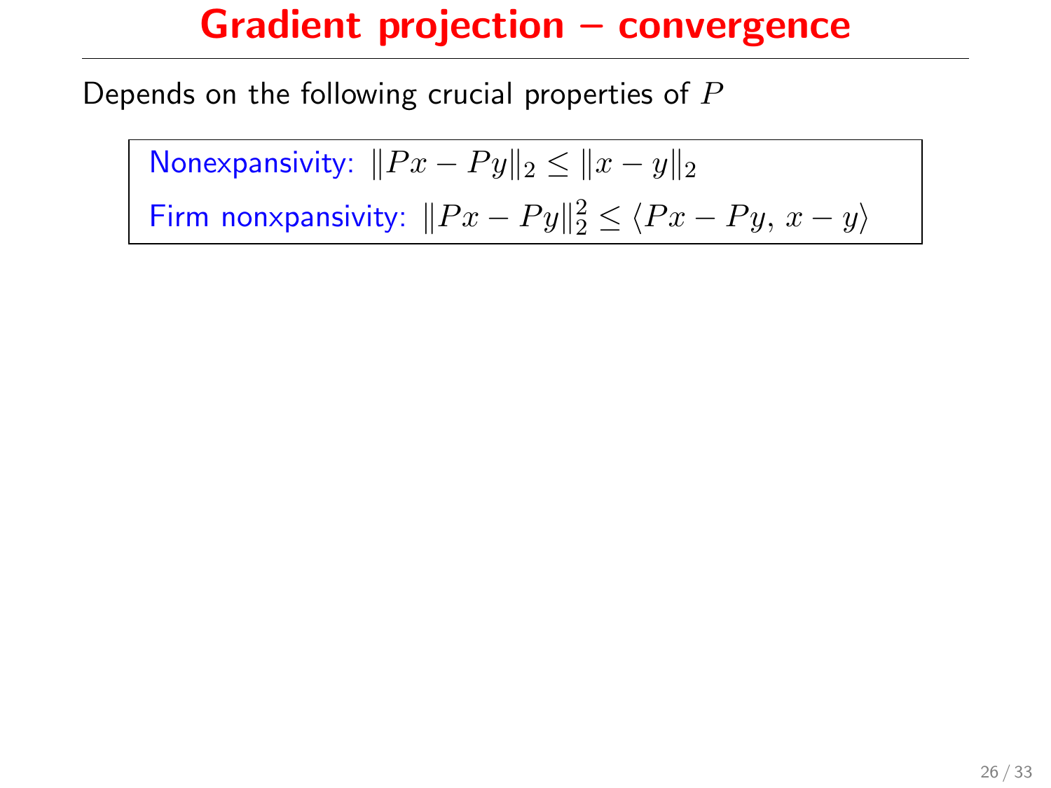# Gradient projection – convergence

Depends on the following crucial properties of $P$

Nonexpansivity: $\|Px - Py\|_2 \leq \|x - y\|_2$

Firm nonxpansivity: $\|Px - Py\|_2^2 \leq \langle Px - Py,\, x - y \rangle$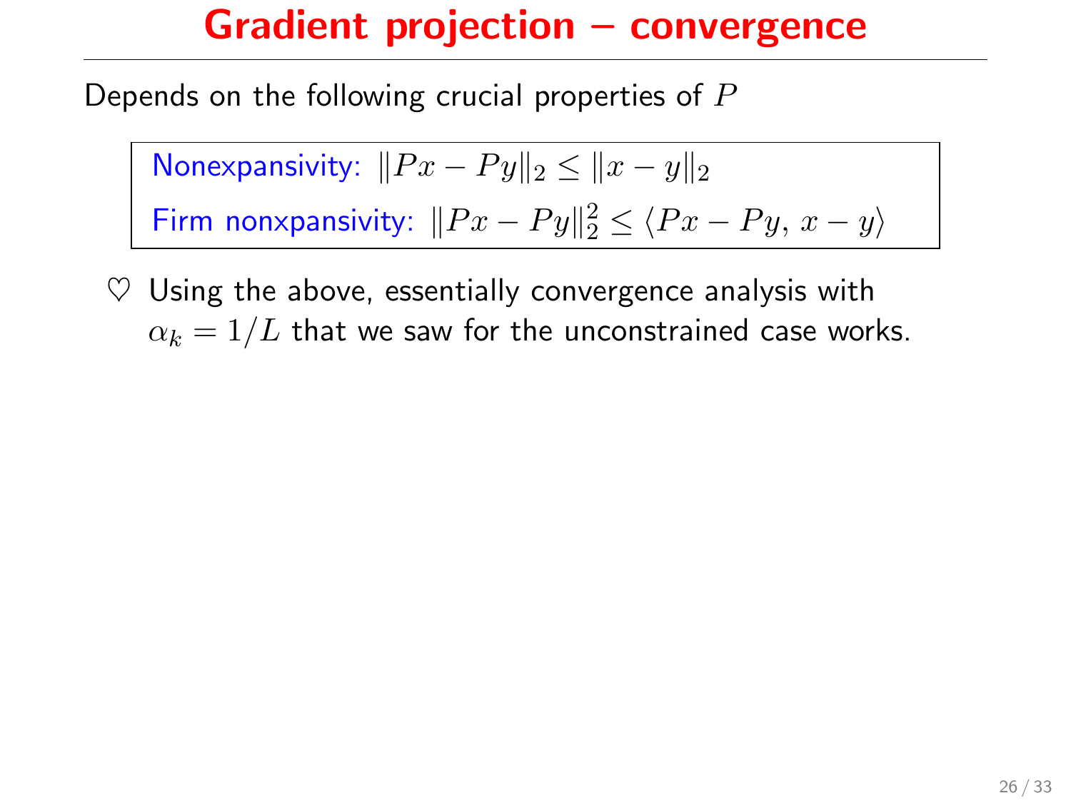# Gradient projection – convergence

Depends on the following crucial properties of $P$

Nonexpansivity: $\|Px - Py\|_2 \leq \|x - y\|_2$

Firm nonxpansivity: $\|Px - Py\|_2^2 \leq \langle Px - Py,\, x - y\rangle$

♡ Using the above, essentially convergence analysis with $\alpha_k = 1/L$ that we saw for the unconstrained case works.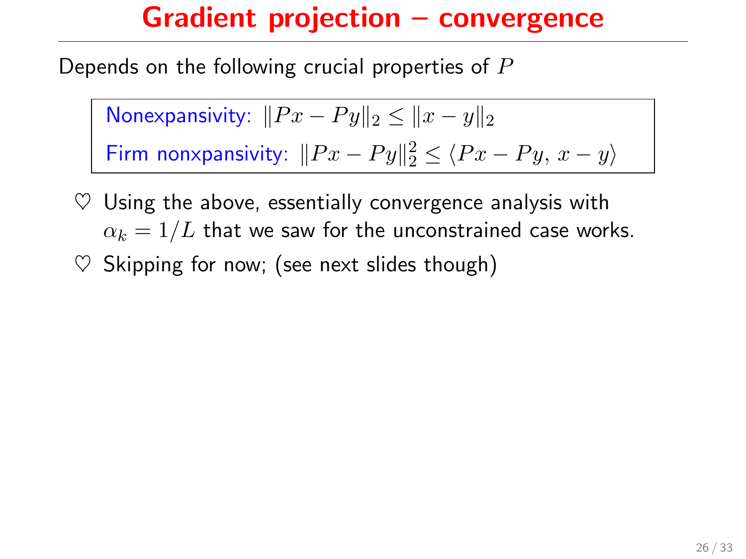# Gradient projection – convergence

Depends on the following crucial properties of $P$

> Nonexpansivity: $\|Px - Py\|_2 \leq \|x - y\|_2$
>
> Firm nonxpansivity: $\|Px - Py\|_2^2 \leq \langle Px - Py, x - y \rangle$

- ♡ Using the above, essentially convergence analysis with $\alpha_k = 1/L$ that we saw for the unconstrained case works.
- ♡ Skipping for now; (see next slides though)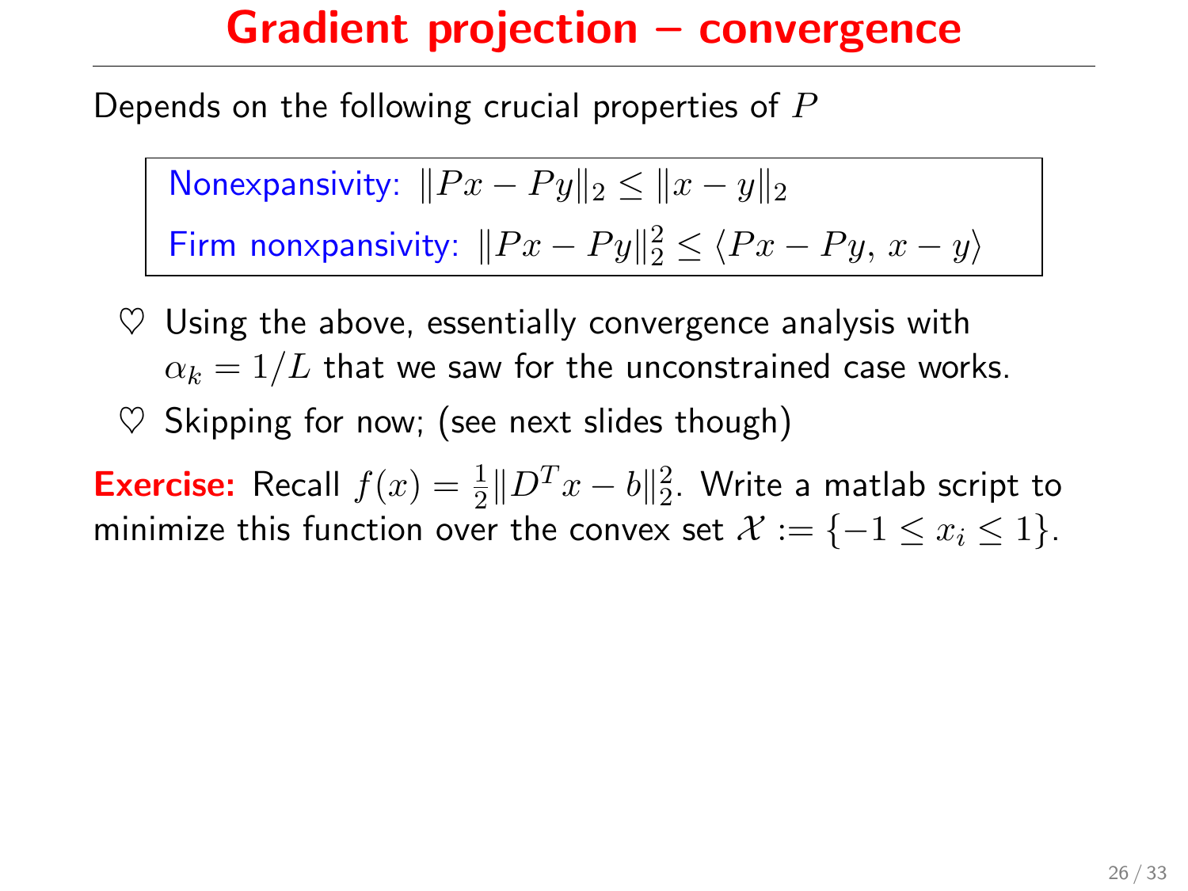# Gradient projection – convergence

Depends on the following crucial properties of $P$

> Nonexpansivity: $\|Px - Py\|_2 \leq \|x - y\|_2$
>
> Firm nonxpansivity: $\|Px - Py\|_2^2 \leq \langle Px - Py, x - y\rangle$

- ♡ Using the above, essentially convergence analysis with $\alpha_k = 1/L$ that we saw for the unconstrained case works.
- ♡ Skipping for now; (see next slides though)

**Exercise:** Recall $f(x) = \frac{1}{2}\|D^T x - b\|_2^2$. Write a matlab script to minimize this function over the convex set $\mathcal{X} := \{-1 \leq x_i \leq 1\}$.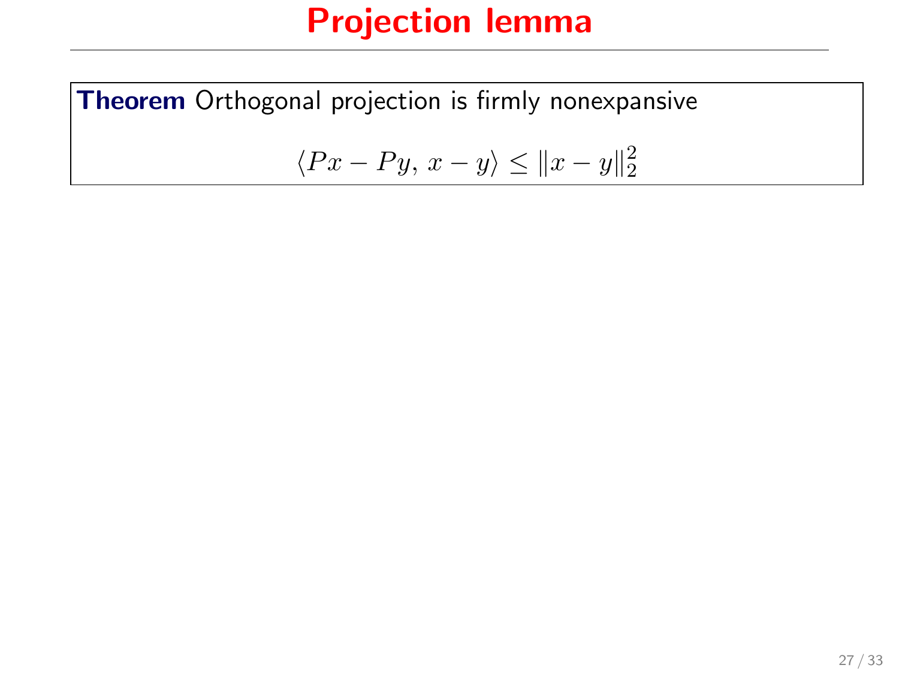# Projection lemma

**Theorem** Orthogonal projection is firmly nonexpansive

$$\langle Px - Py, \, x - y \rangle \leq \|x - y\|_2^2$$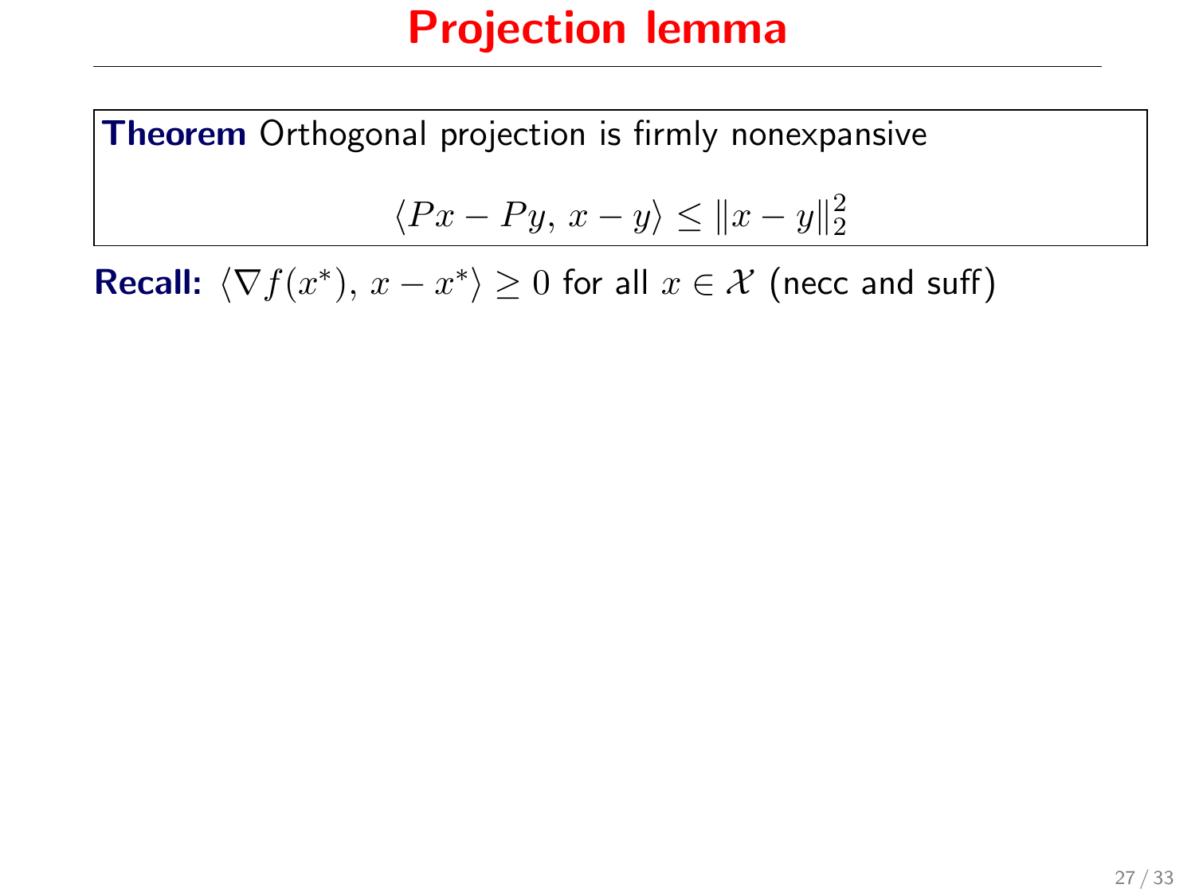# Projection lemma

**Theorem** Orthogonal projection is firmly nonexpansive

$$\langle Px - Py, x - y \rangle \leq \|x - y\|_2^2$$

**Recall:** $\langle \nabla f(x^*), x - x^* \rangle \geq 0$ for all $x \in \mathcal{X}$ (necc and suff)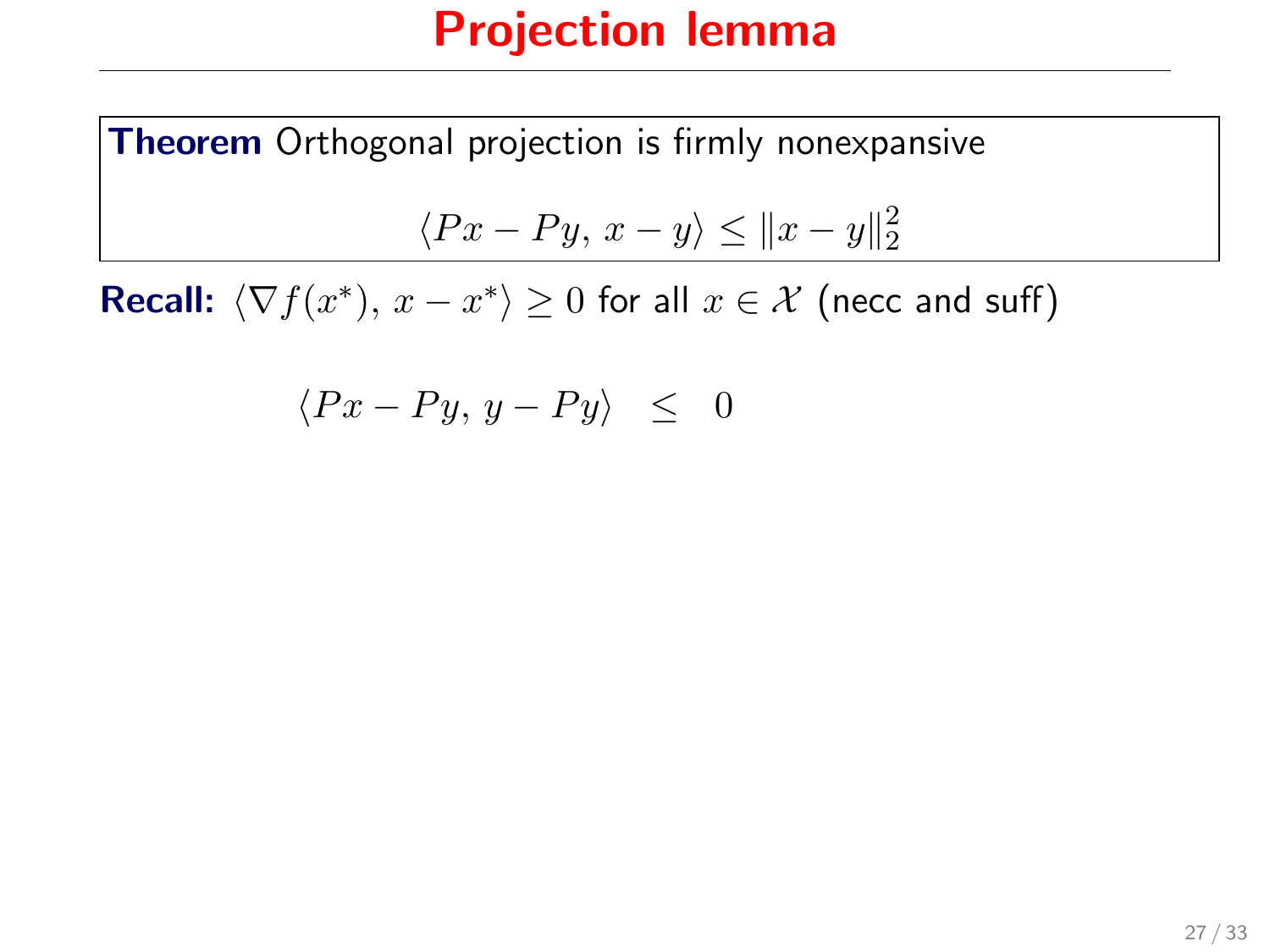# Projection lemma

**Theorem** Orthogonal projection is firmly nonexpansive

$$\langle Px - Py,\, x - y \rangle \leq \|x - y\|_2^2$$

**Recall:** $\langle \nabla f(x^*),\, x - x^* \rangle \geq 0$ for all $x \in \mathcal{X}$ (necc and suff)

$$\langle Px - Py,\, y - Py \rangle \quad \leq \quad 0$$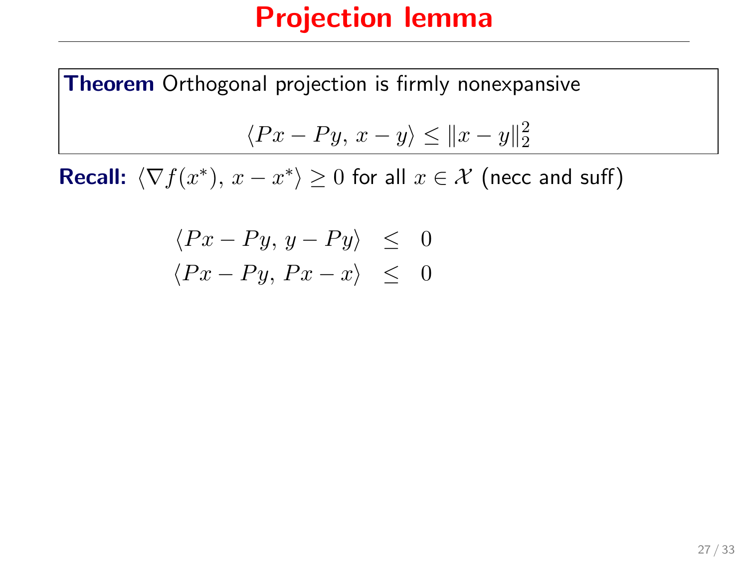# Projection lemma

**Theorem** Orthogonal projection is firmly nonexpansive

$$\langle Px - Py,\, x - y\rangle \le \|x - y\|_2^2$$

**Recall:** $\langle \nabla f(x^*),\, x - x^*\rangle \ge 0$ for all $x \in \mathcal{X}$ (necc and suff)

$$\begin{aligned}
\langle Px - Py,\, y - Py\rangle &\le 0 \\
\langle Px - Py,\, Px - x\rangle &\le 0
\end{aligned}$$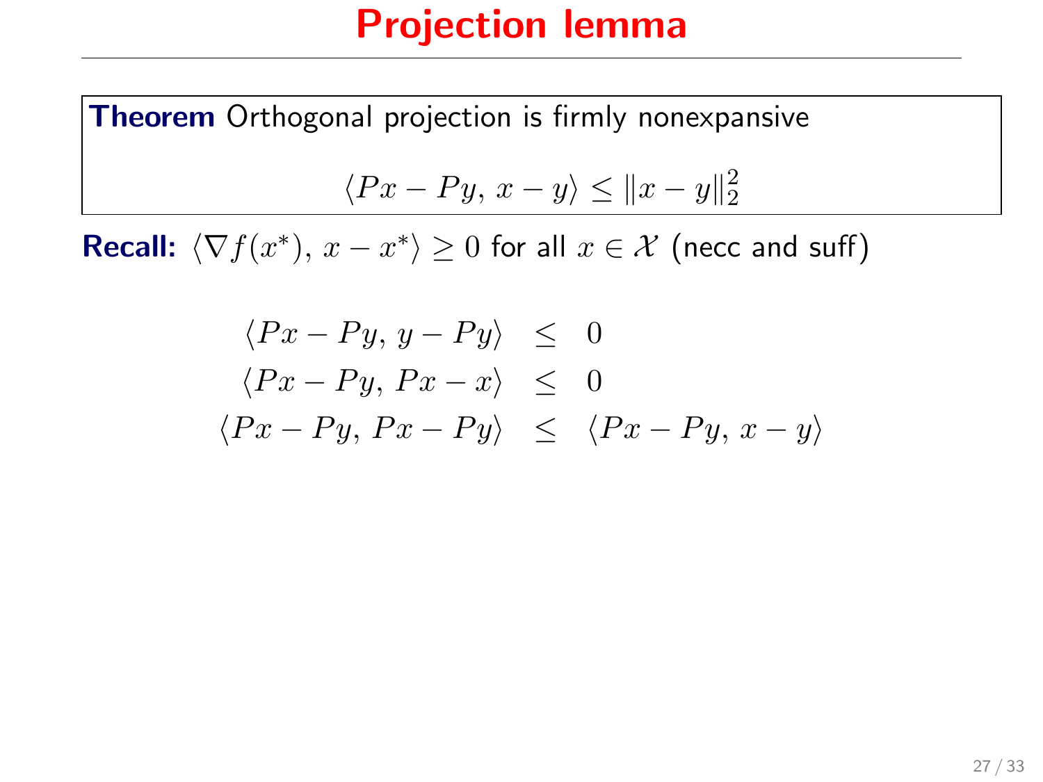# Projection lemma

**Theorem** Orthogonal projection is firmly nonexpansive

$$\langle Px - Py, x - y \rangle \leq \|x - y\|_2^2$$

**Recall:** $\langle \nabla f(x^*), x - x^* \rangle \geq 0$ for all $x \in \mathcal{X}$ (necc and suff)

$$\begin{aligned}
\langle Px - Py, y - Py \rangle &\leq 0 \\
\langle Px - Py, Px - x \rangle &\leq 0 \\
\langle Px - Py, Px - Py \rangle &\leq \langle Px - Py, x - y \rangle
\end{aligned}$$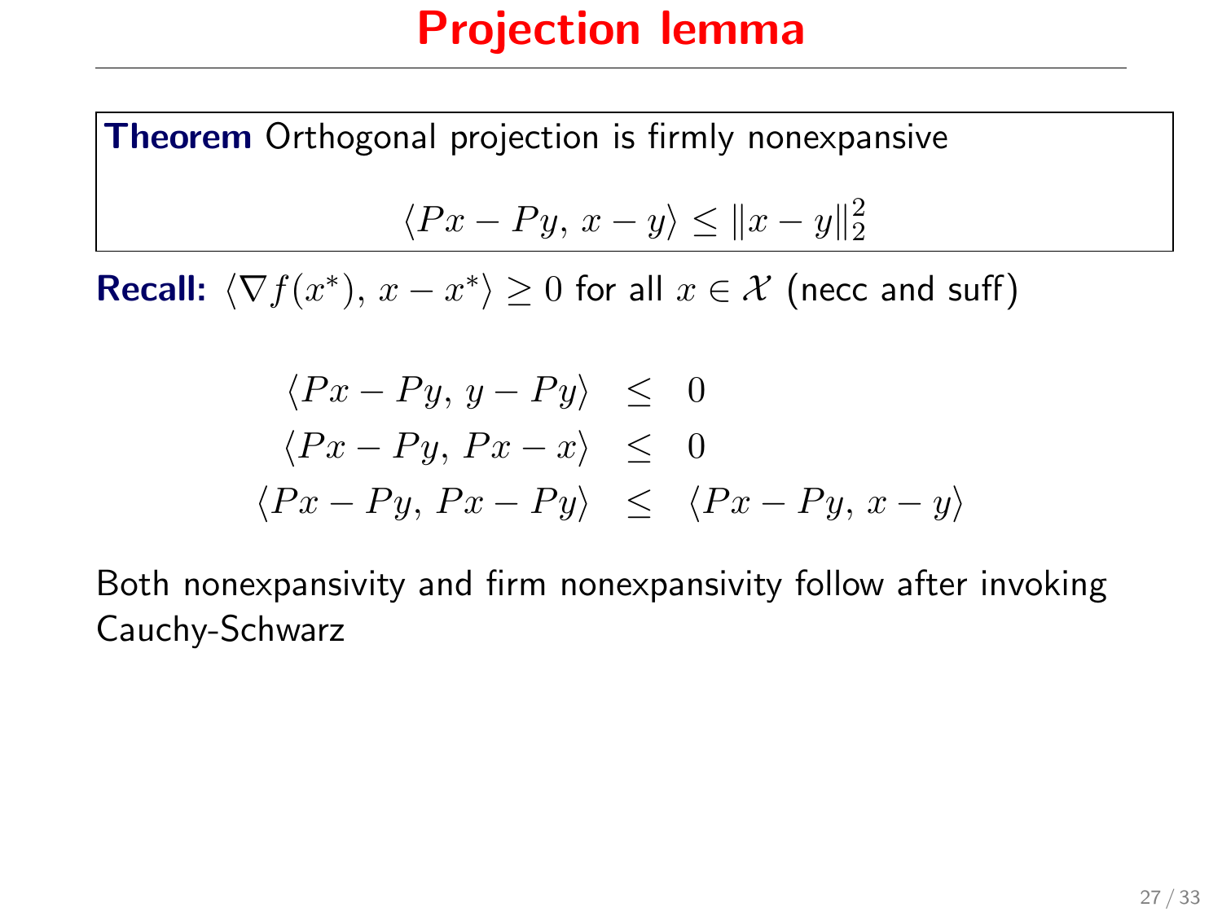# Projection lemma

**Theorem** Orthogonal projection is firmly nonexpansive

$$\langle Px - Py,\, x - y\rangle \leq \|x - y\|_2^2$$

**Recall:** $\langle \nabla f(x^*),\, x - x^*\rangle \geq 0$ for all $x \in \mathcal{X}$ (necc and suff)

$$\begin{aligned}
\langle Px - Py,\, y - Py\rangle &\leq 0 \\
\langle Px - Py,\, Px - x\rangle &\leq 0 \\
\langle Px - Py,\, Px - Py\rangle &\leq \langle Px - Py,\, x - y\rangle
\end{aligned}$$

Both nonexpansivity and firm nonexpansivity follow after invoking Cauchy-Schwarz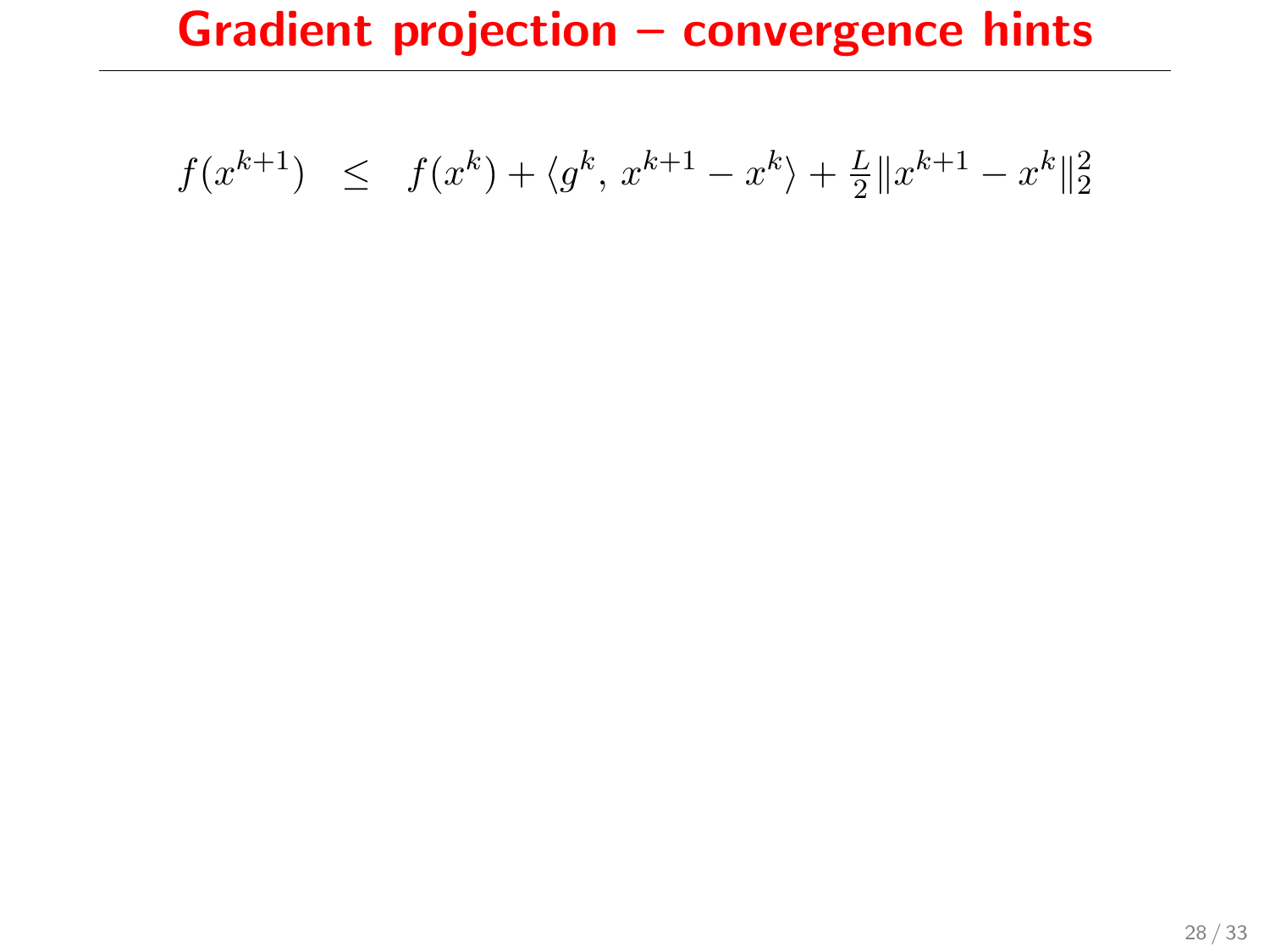# Gradient projection – convergence hints

$$f(x^{k+1}) \quad \leq \quad f(x^k) + \langle g^k,\, x^{k+1} - x^k \rangle + \tfrac{L}{2}\|x^{k+1} - x^k\|_2^2$$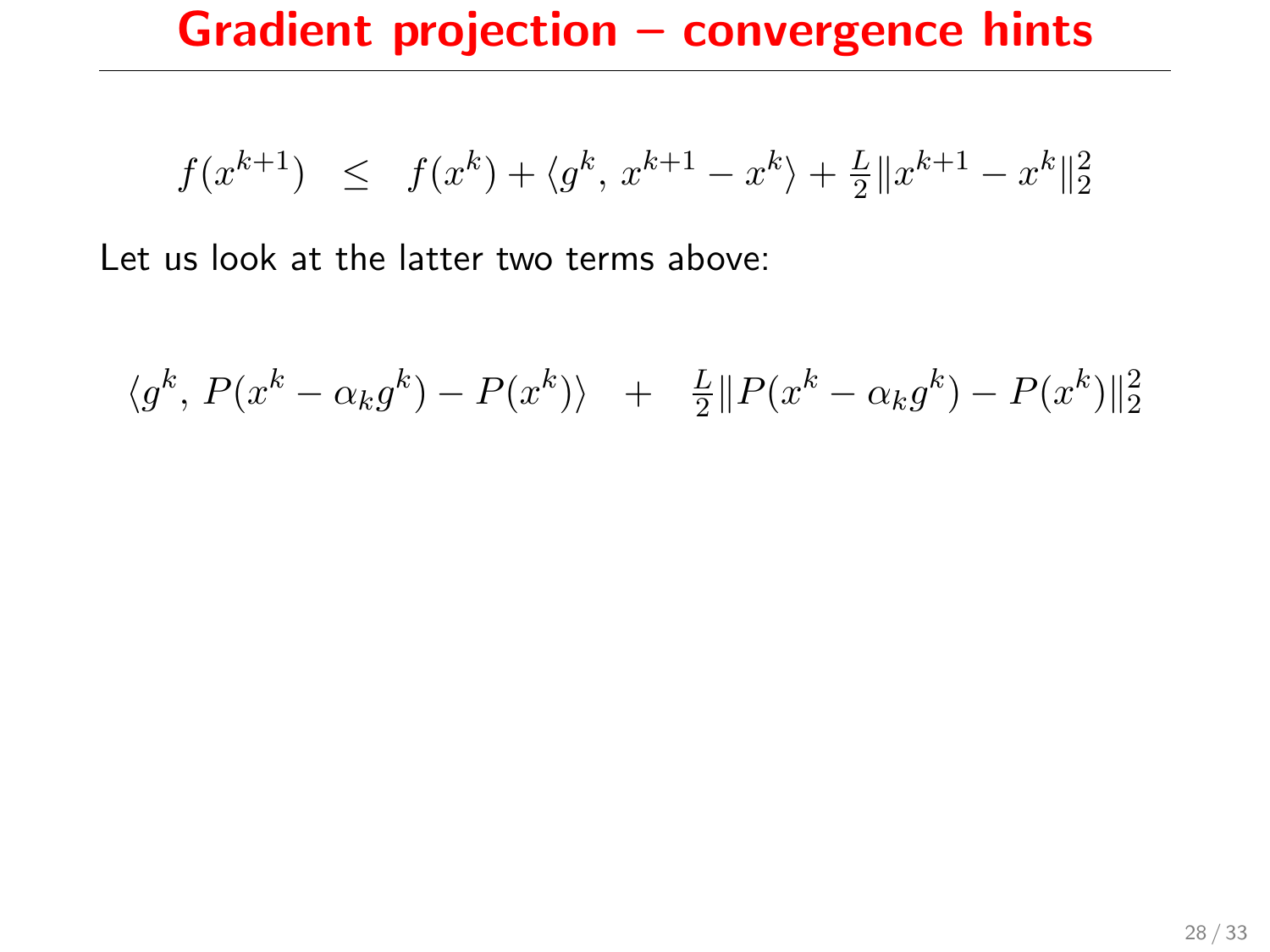# Gradient projection – convergence hints

$$f(x^{k+1}) \quad \leq \quad f(x^k) + \langle g^k, \, x^{k+1} - x^k \rangle + \tfrac{L}{2} \| x^{k+1} - x^k \|_2^2$$

Let us look at the latter two terms above:

$$\langle g^k, \, P(x^k - \alpha_k g^k) - P(x^k) \rangle \quad + \quad \tfrac{L}{2} \| P(x^k - \alpha_k g^k) - P(x^k) \|_2^2$$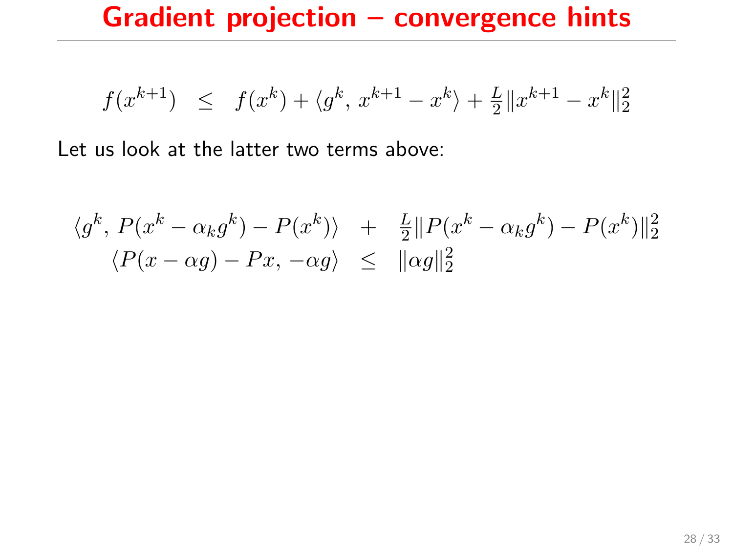# Gradient projection – convergence hints

$$f(x^{k+1}) \quad \leq \quad f(x^k) + \langle g^k,\, x^{k+1} - x^k \rangle + \tfrac{L}{2}\|x^{k+1} - x^k\|_2^2$$

Let us look at the latter two terms above:

$$\begin{aligned}
\langle g^k,\, P(x^k - \alpha_k g^k) - P(x^k) \rangle \quad &+ \quad \tfrac{L}{2}\|P(x^k - \alpha_k g^k) - P(x^k)\|_2^2 \\
\langle P(x - \alpha g) - Px,\, -\alpha g \rangle \quad &\leq \quad \|\alpha g\|_2^2
\end{aligned}$$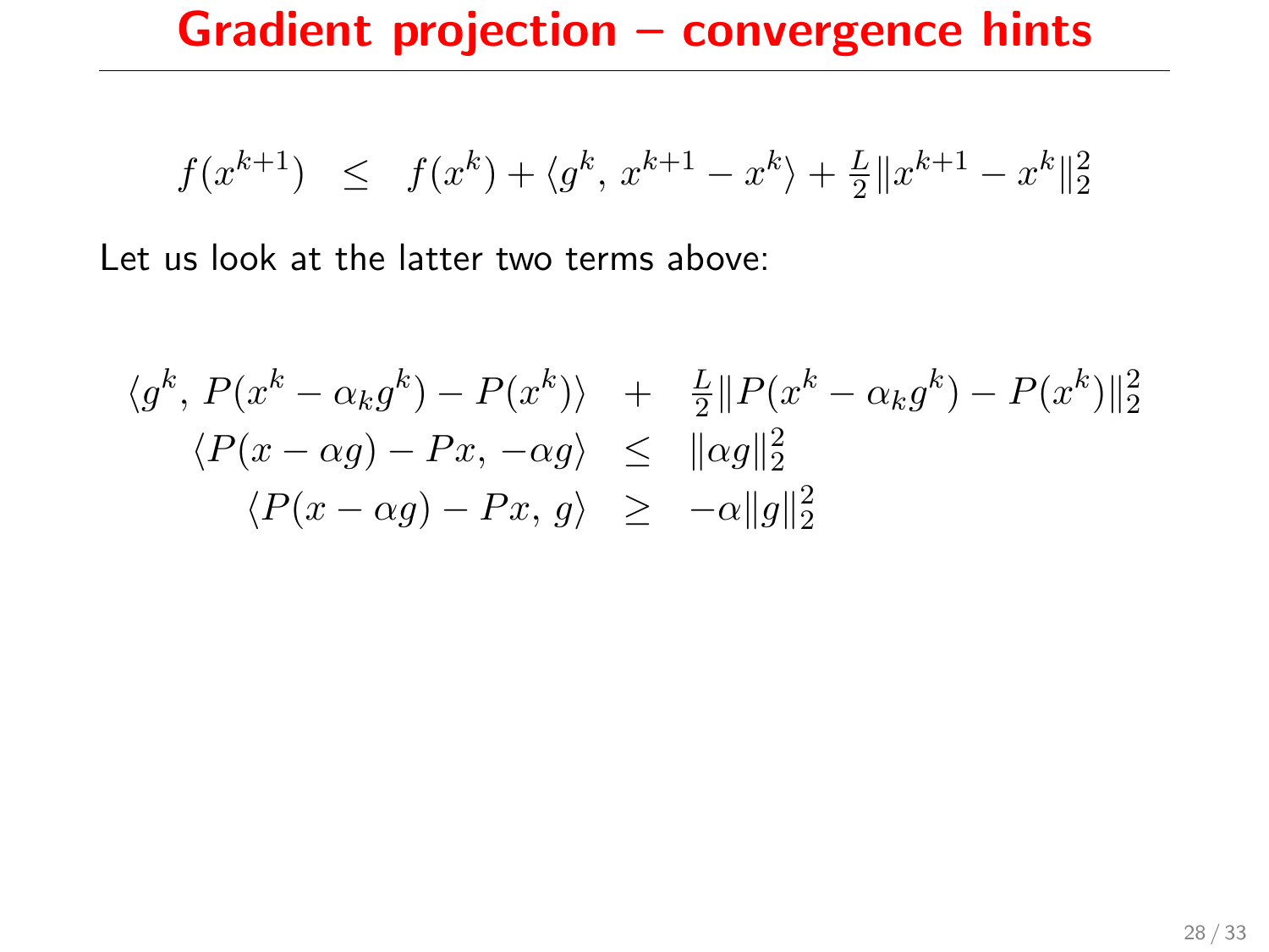# Gradient projection – convergence hints

$$f(x^{k+1}) \quad \leq \quad f(x^k) + \langle g^k,\, x^{k+1} - x^k \rangle + \tfrac{L}{2}\|x^{k+1} - x^k\|_2^2$$

Let us look at the latter two terms above:

$$\begin{aligned}
\langle g^k,\, P(x^k - \alpha_k g^k) - P(x^k) \rangle \quad &+ \quad \tfrac{L}{2}\|P(x^k - \alpha_k g^k) - P(x^k)\|_2^2 \\
\langle P(x - \alpha g) - Px,\, -\alpha g \rangle \quad &\leq \quad \|\alpha g\|_2^2 \\
\langle P(x - \alpha g) - Px,\, g \rangle \quad &\geq \quad -\alpha \|g\|_2^2
\end{aligned}$$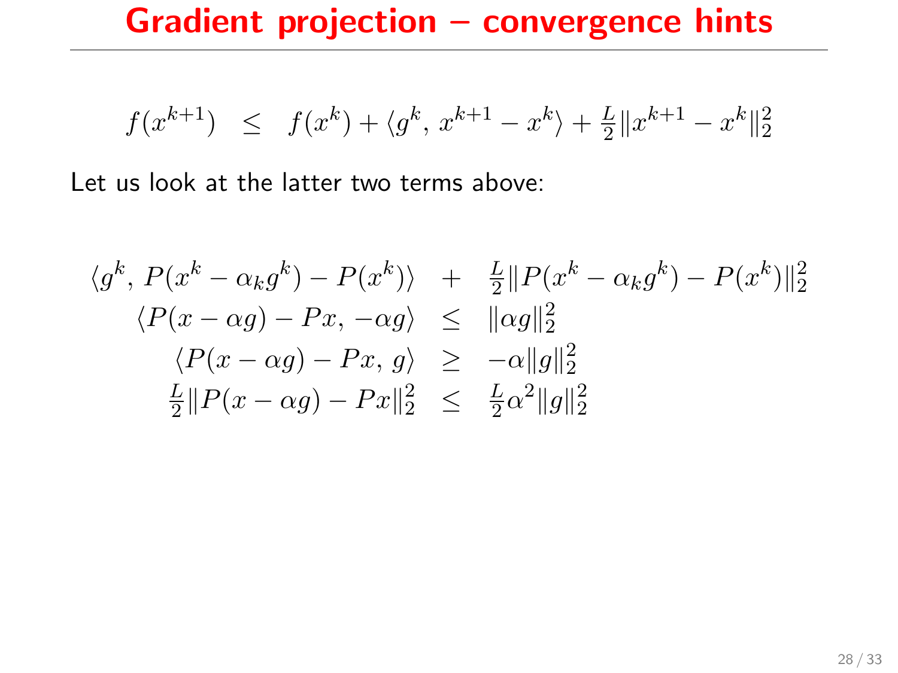# Gradient projection – convergence hints

$$f(x^{k+1}) \quad \leq \quad f(x^k) + \langle g^k,\, x^{k+1} - x^k \rangle + \tfrac{L}{2}\|x^{k+1} - x^k\|_2^2$$

Let us look at the latter two terms above:

$$\begin{aligned}
\langle g^k,\, P(x^k - \alpha_k g^k) - P(x^k) \rangle \quad &+ \quad \tfrac{L}{2}\|P(x^k - \alpha_k g^k) - P(x^k)\|_2^2 \\
\langle P(x - \alpha g) - Px,\, -\alpha g \rangle \quad &\leq \quad \|\alpha g\|_2^2 \\
\langle P(x - \alpha g) - Px,\, g \rangle \quad &\geq \quad -\alpha \|g\|_2^2 \\
\tfrac{L}{2}\|P(x - \alpha g) - Px\|_2^2 \quad &\leq \quad \tfrac{L}{2}\alpha^2 \|g\|_2^2
\end{aligned}$$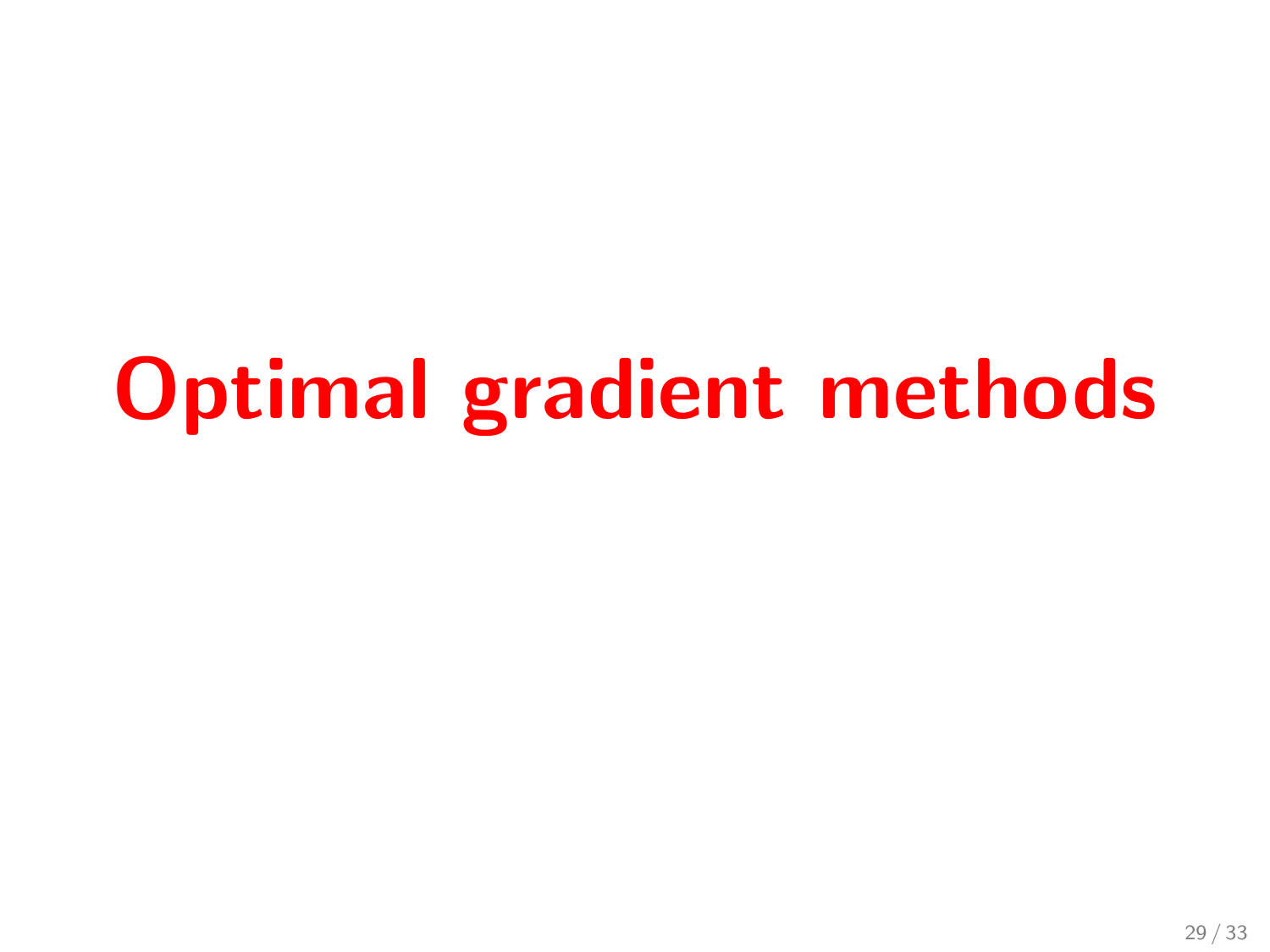# Optimal gradient methods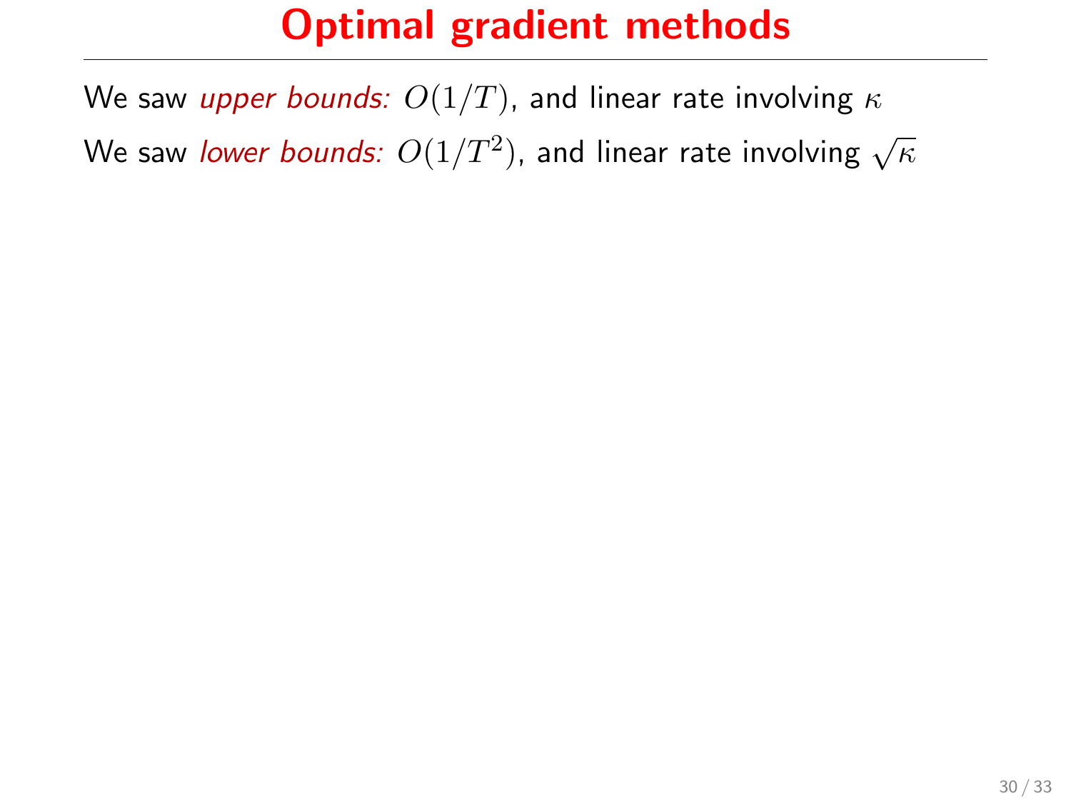# Optimal gradient methods

We saw *upper bounds:* $O(1/T)$, and linear rate involving $\kappa$

We saw *lower bounds:* $O(1/T^2)$, and linear rate involving $\sqrt{\kappa}$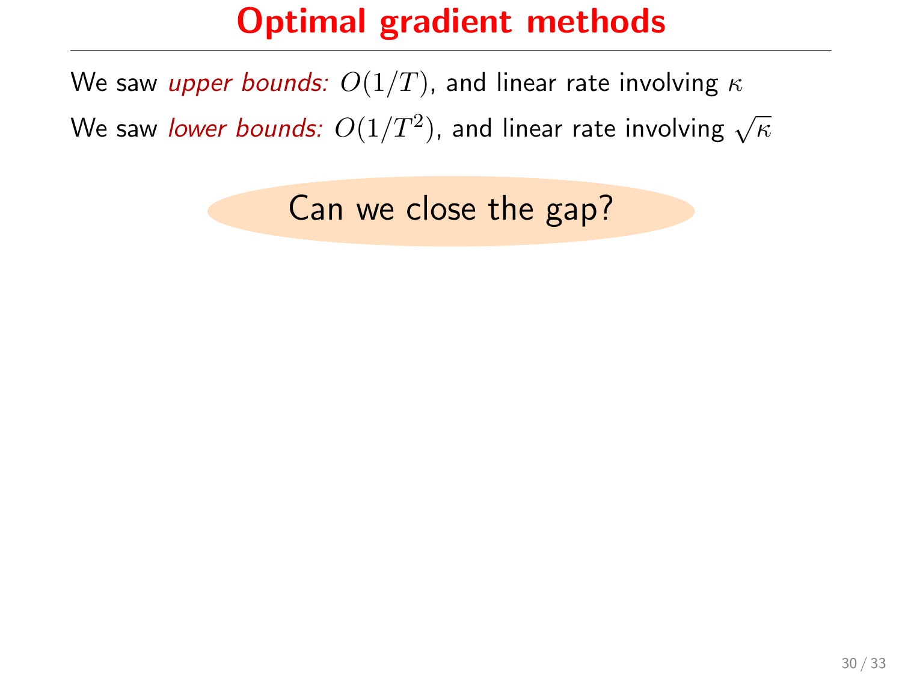# Optimal gradient methods

We saw *upper bounds:* $O(1/T)$, and linear rate involving $\kappa$

We saw *lower bounds:* $O(1/T^2)$, and linear rate involving $\sqrt{\kappa}$

Can we close the gap?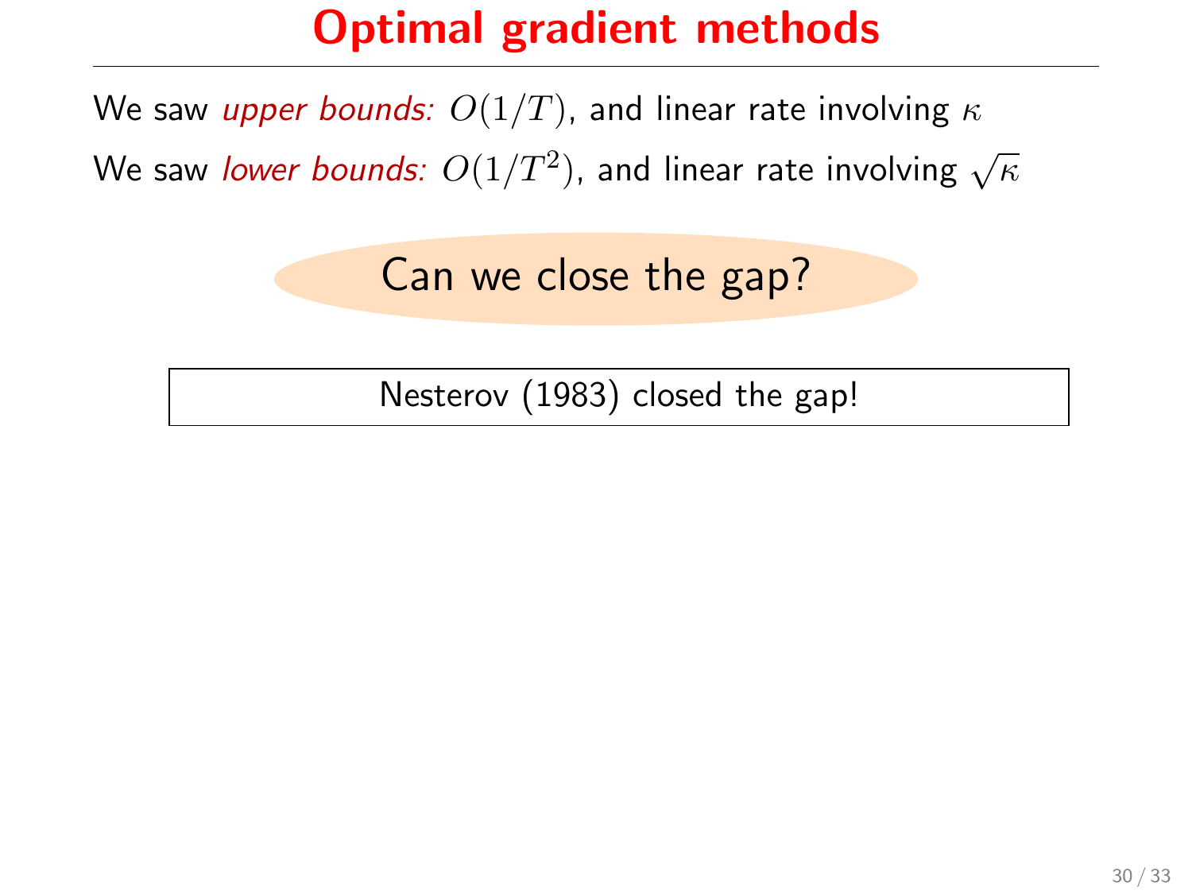# Optimal gradient methods

We saw *upper bounds:* $O(1/T)$, and linear rate involving $\kappa$

We saw *lower bounds:* $O(1/T^2)$, and linear rate involving $\sqrt{\kappa}$

Can we close the gap?

Nesterov (1983) closed the gap!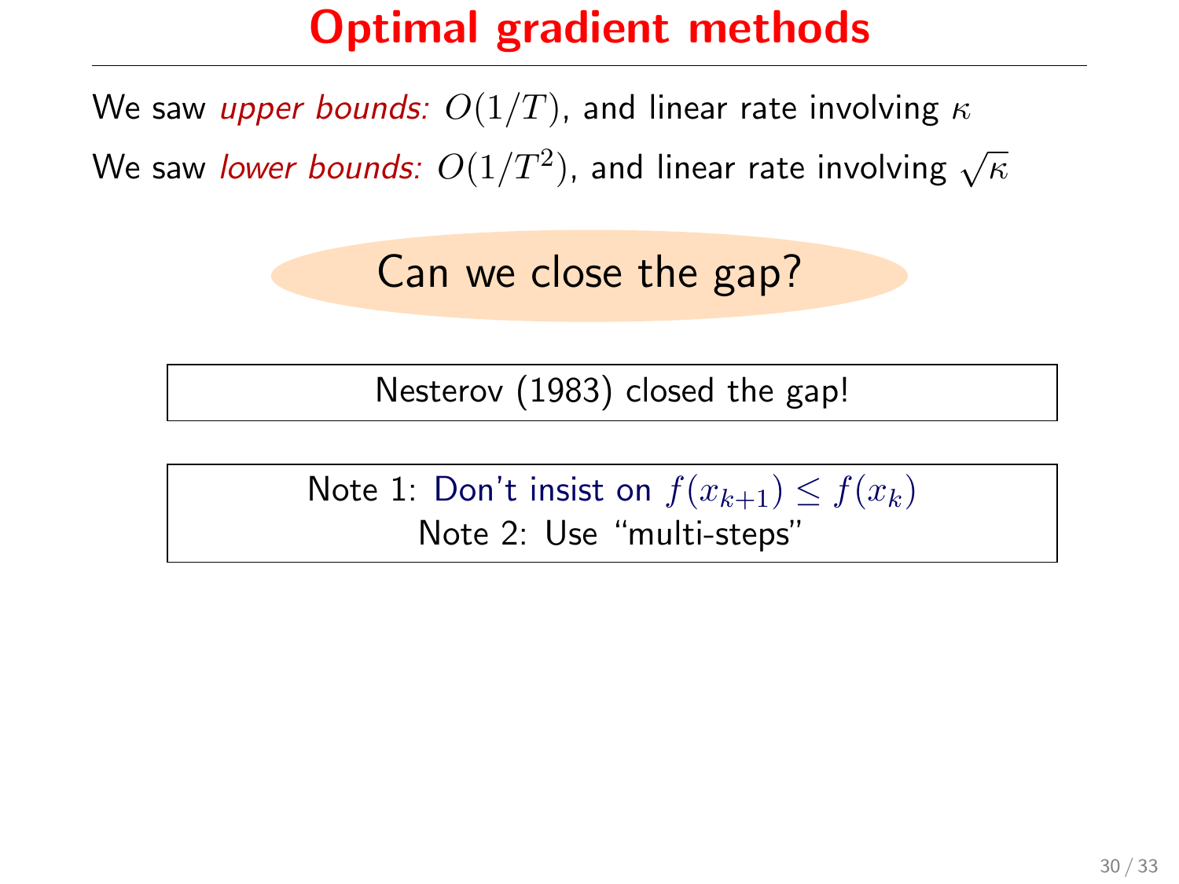# Optimal gradient methods

We saw *upper bounds:* $O(1/T)$, and linear rate involving $\kappa$

We saw *lower bounds:* $O(1/T^2)$, and linear rate involving $\sqrt{\kappa}$

Can we close the gap?

Nesterov (1983) closed the gap!

Note 1: Don't insist on $f(x_{k+1}) \leq f(x_k)$

Note 2: Use "multi-steps"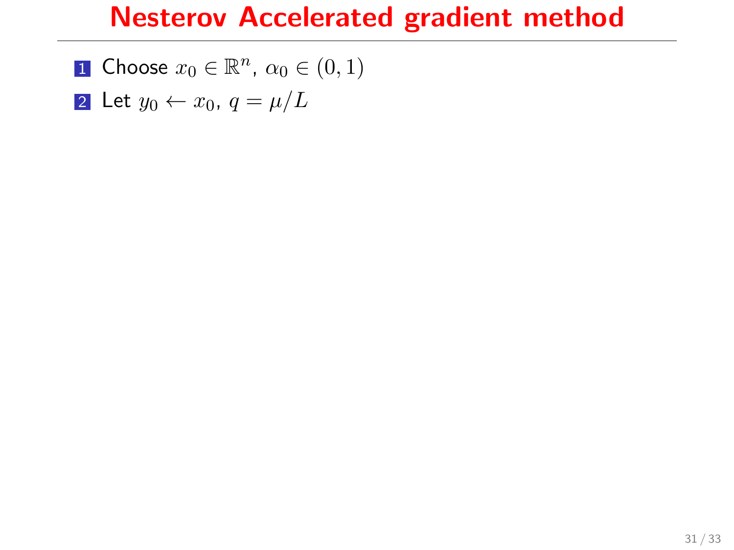# Nesterov Accelerated gradient method

1. Choose $x_0 \in \mathbb{R}^n$, $\alpha_0 \in (0, 1)$
2. Let $y_0 \leftarrow x_0$, $q = \mu/L$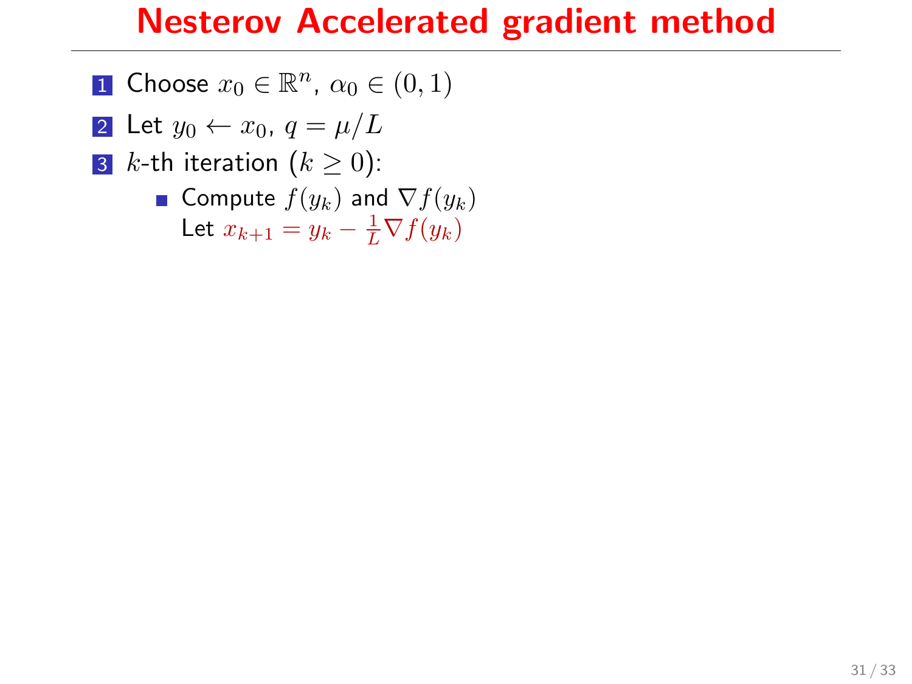# Nesterov Accelerated gradient method

1. Choose $x_0 \in \mathbb{R}^n$, $\alpha_0 \in (0, 1)$
2. Let $y_0 \leftarrow x_0$, $q = \mu/L$
3. $k$-th iteration ($k \geq 0$):
   - Compute $f(y_k)$ and $\nabla f(y_k)$
     Let $x_{k+1} = y_k - \frac{1}{L} \nabla f(y_k)$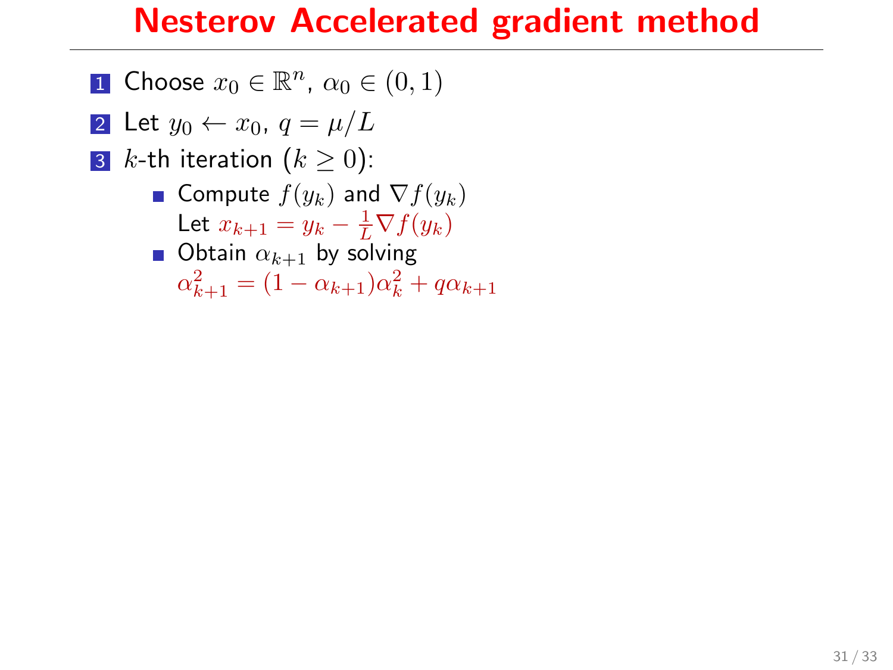# Nesterov Accelerated gradient method

1. Choose $x_0 \in \mathbb{R}^n$, $\alpha_0 \in (0, 1)$
2. Let $y_0 \leftarrow x_0$, $q = \mu/L$
3. $k$-th iteration ($k \geq 0$):
   - Compute $f(y_k)$ and $\nabla f(y_k)$
     Let $x_{k+1} = y_k - \frac{1}{L}\nabla f(y_k)$
   - Obtain $\alpha_{k+1}$ by solving
     $\alpha_{k+1}^2 = (1 - \alpha_{k+1})\alpha_k^2 + q\alpha_{k+1}$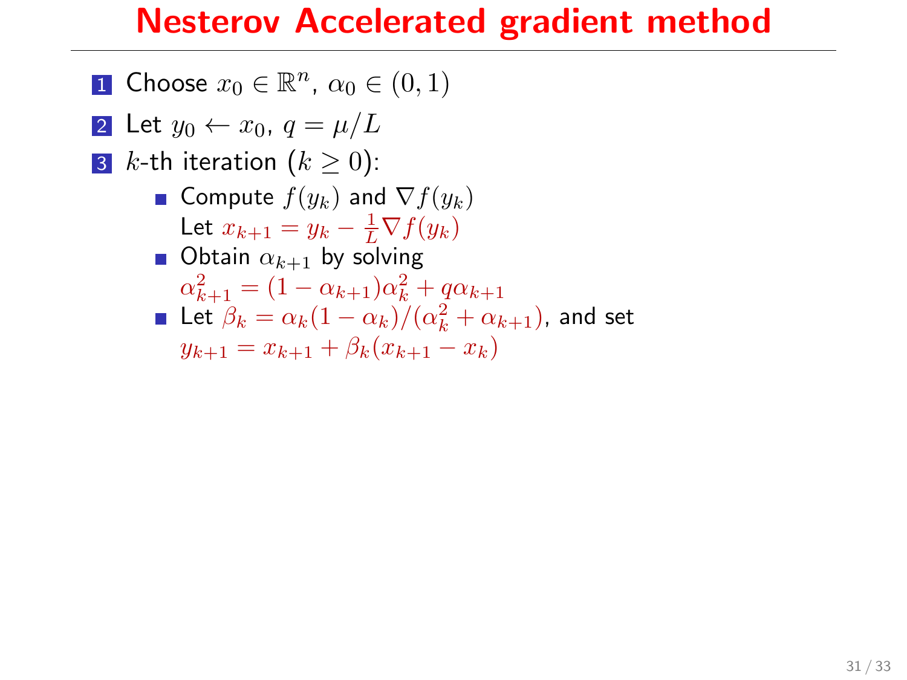# Nesterov Accelerated gradient method

1. Choose $x_0 \in \mathbb{R}^n$, $\alpha_0 \in (0,1)$
2. Let $y_0 \leftarrow x_0$, $q = \mu/L$
3. $k$-th iteration ($k \geq 0$):
   - Compute $f(y_k)$ and $\nabla f(y_k)$
     Let $x_{k+1} = y_k - \frac{1}{L}\nabla f(y_k)$
   - Obtain $\alpha_{k+1}$ by solving
     $\alpha_{k+1}^2 = (1 - \alpha_{k+1})\alpha_k^2 + q\alpha_{k+1}$
   - Let $\beta_k = \alpha_k(1 - \alpha_k)/(\alpha_k^2 + \alpha_{k+1})$, and set
     $y_{k+1} = x_{k+1} + \beta_k(x_{k+1} - x_k)$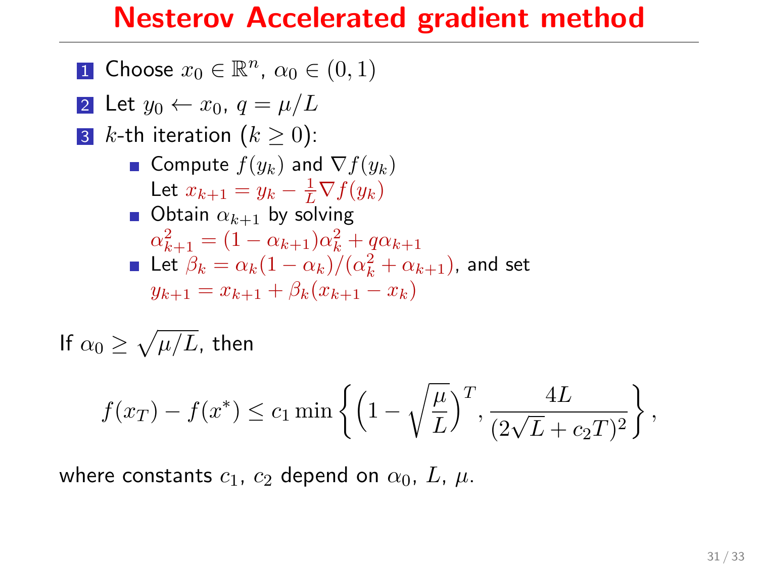# Nesterov Accelerated gradient method

1. Choose $x_0 \in \mathbb{R}^n$, $\alpha_0 \in (0, 1)$
2. Let $y_0 \leftarrow x_0$, $q = \mu/L$
3. $k$-th iteration ($k \geq 0$):
   - Compute $f(y_k)$ and $\nabla f(y_k)$
     Let $x_{k+1} = y_k - \frac{1}{L}\nabla f(y_k)$
   - Obtain $\alpha_{k+1}$ by solving
     $\alpha_{k+1}^2 = (1 - \alpha_{k+1})\alpha_k^2 + q\alpha_{k+1}$
   - Let $\beta_k = \alpha_k(1 - \alpha_k)/(\alpha_k^2 + \alpha_{k+1})$, and set
     $y_{k+1} = x_{k+1} + \beta_k(x_{k+1} - x_k)$

If $\alpha_0 \geq \sqrt{\mu/L}$, then

$$f(x_T) - f(x^*) \leq c_1 \min\left\{\left(1 - \sqrt{\frac{\mu}{L}}\right)^T, \frac{4L}{(2\sqrt{L} + c_2 T)^2}\right\},$$

where constants $c_1$, $c_2$ depend on $\alpha_0$, $L$, $\mu$.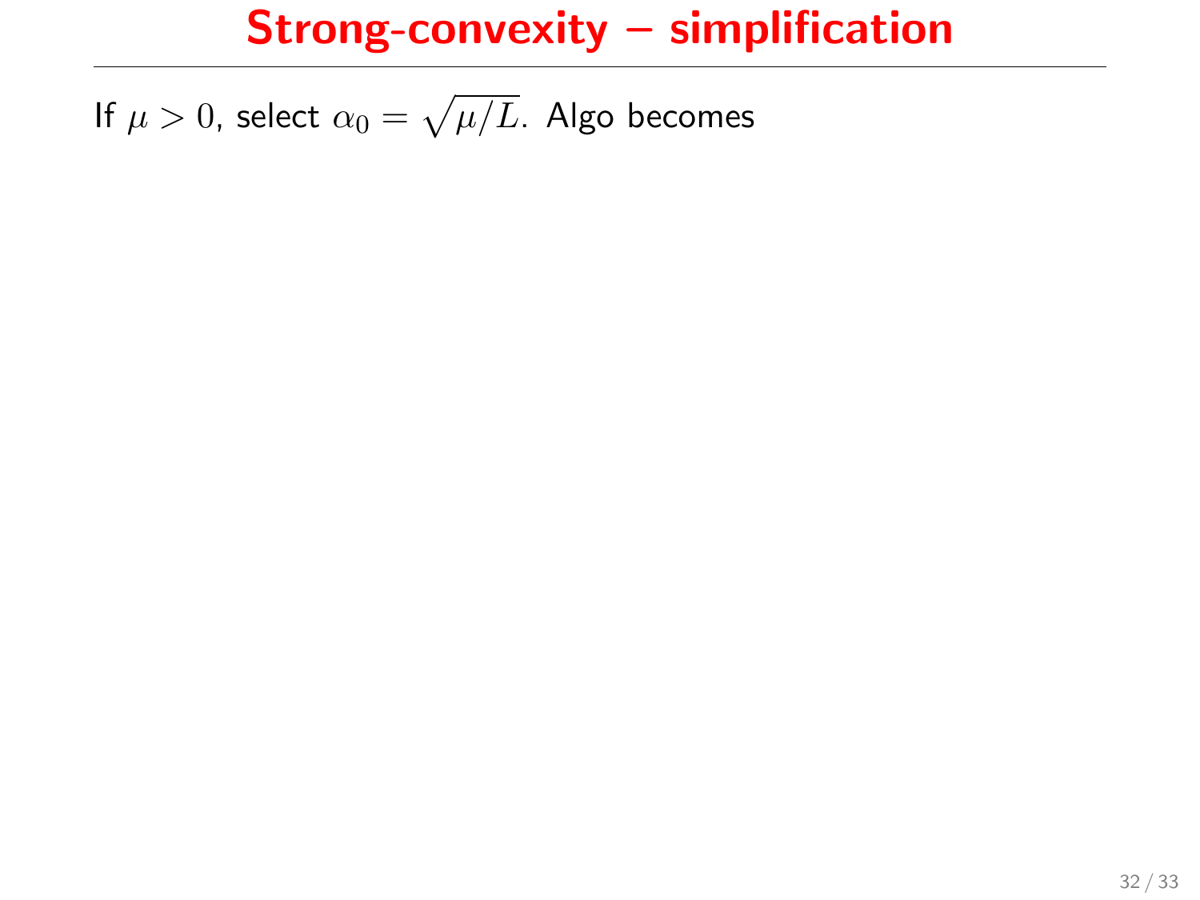# Strong-convexity – simplification

If $\mu > 0$, select $\alpha_0 = \sqrt{\mu/L}$. Algo becomes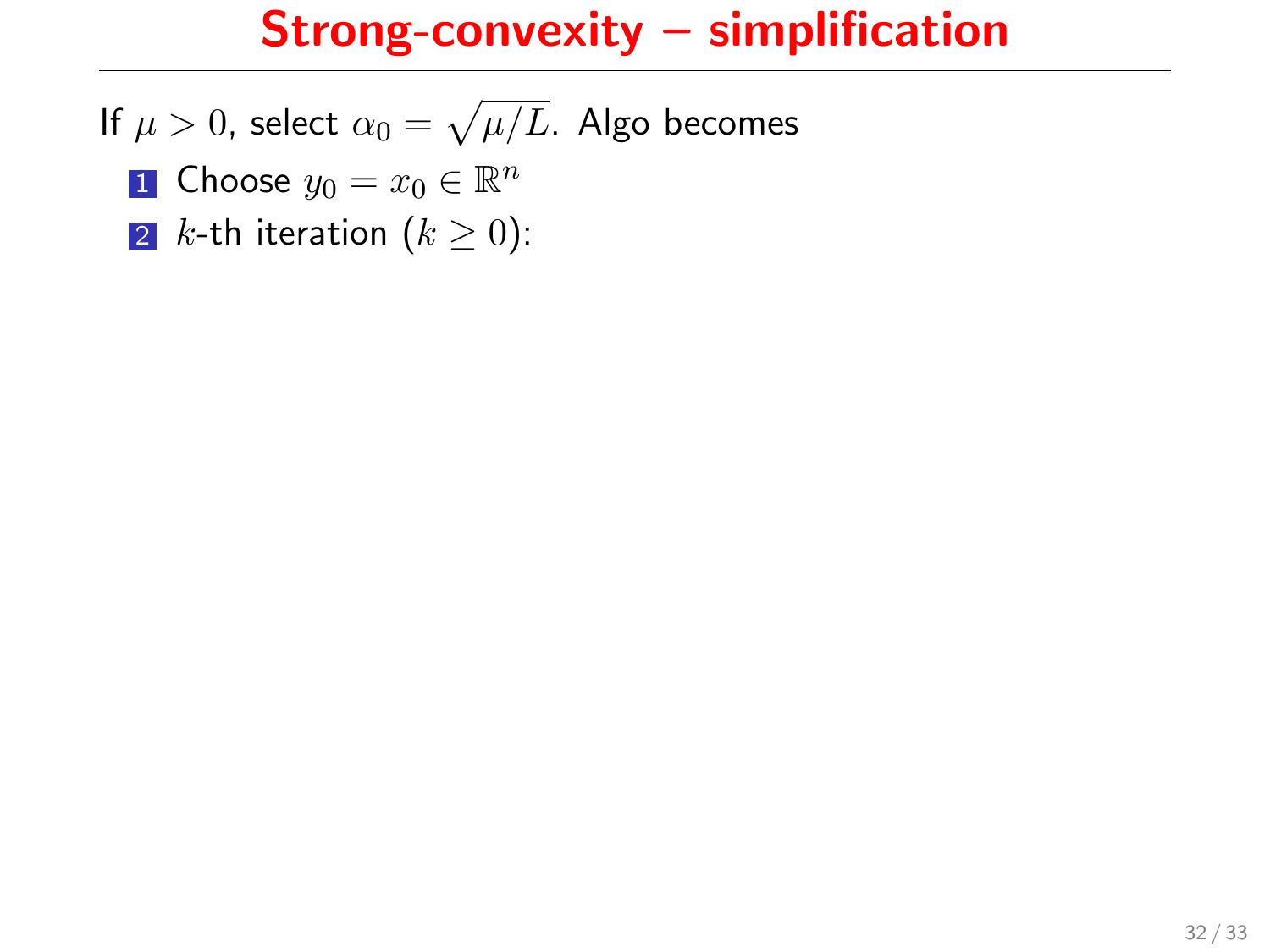# Strong-convexity – simplification

If $\mu > 0$, select $\alpha_0 = \sqrt{\mu/L}$. Algo becomes

1. Choose $y_0 = x_0 \in \mathbb{R}^n$
2. $k$-th iteration ($k \geq 0$):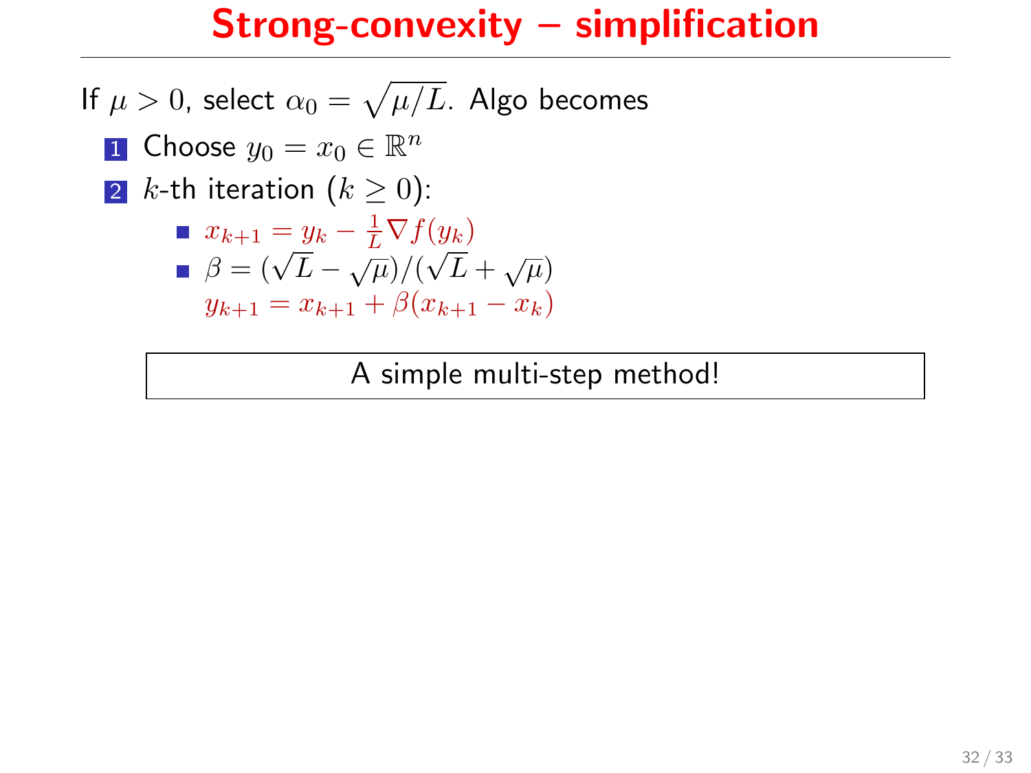# Strong-convexity – simplification

If $\mu > 0$, select $\alpha_0 = \sqrt{\mu/L}$. Algo becomes

1. Choose $y_0 = x_0 \in \mathbb{R}^n$
2. $k$-th iteration ($k \geq 0$):
   - $x_{k+1} = y_k - \frac{1}{L}\nabla f(y_k)$
   - $\beta = (\sqrt{L} - \sqrt{\mu})/(\sqrt{L} + \sqrt{\mu})$
     $y_{k+1} = x_{k+1} + \beta(x_{k+1} - x_k)$

A simple multi-step method!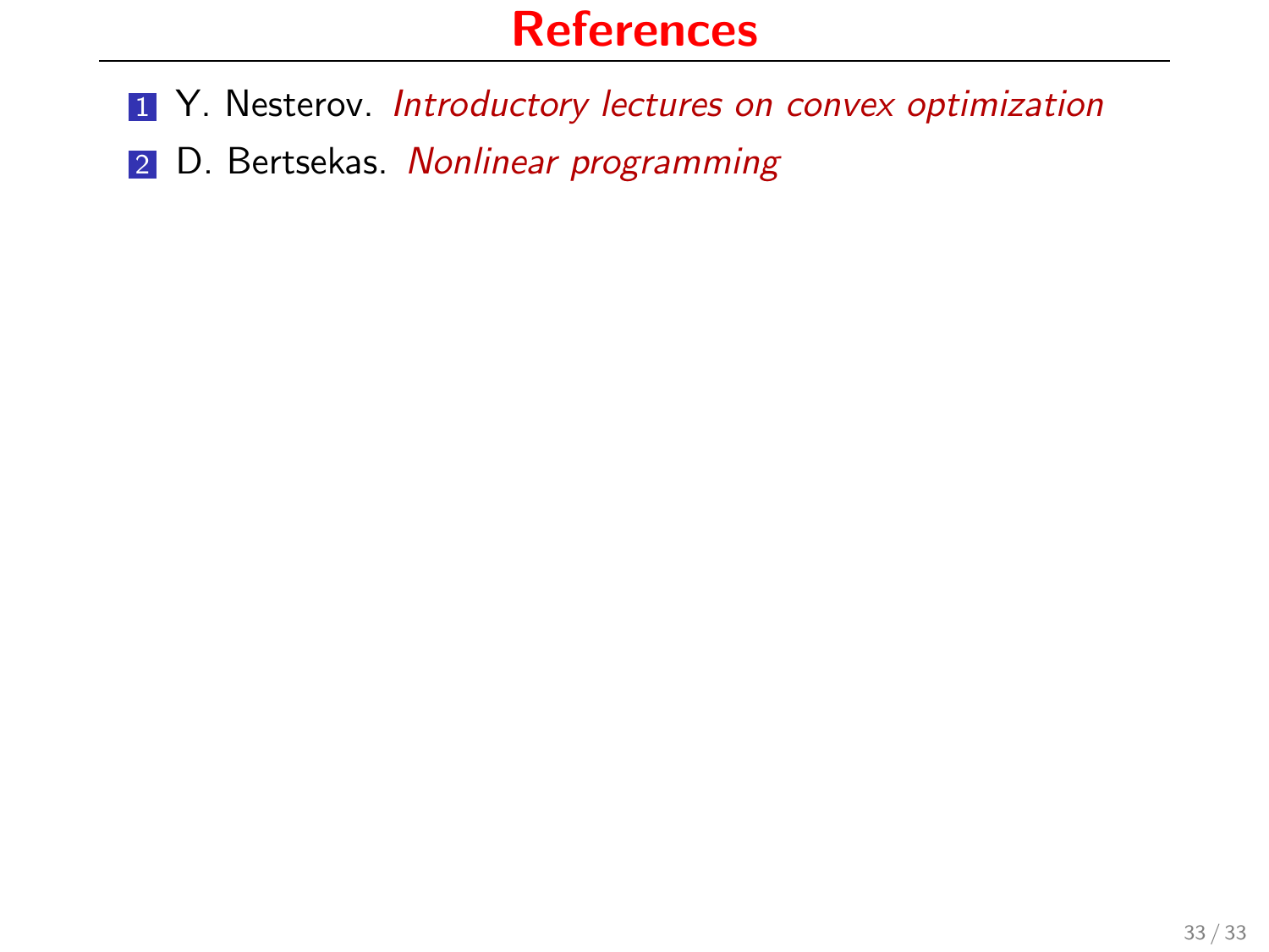# References

1. Y. Nesterov. *Introductory lectures on convex optimization*
2. D. Bertsekas. *Nonlinear programming*